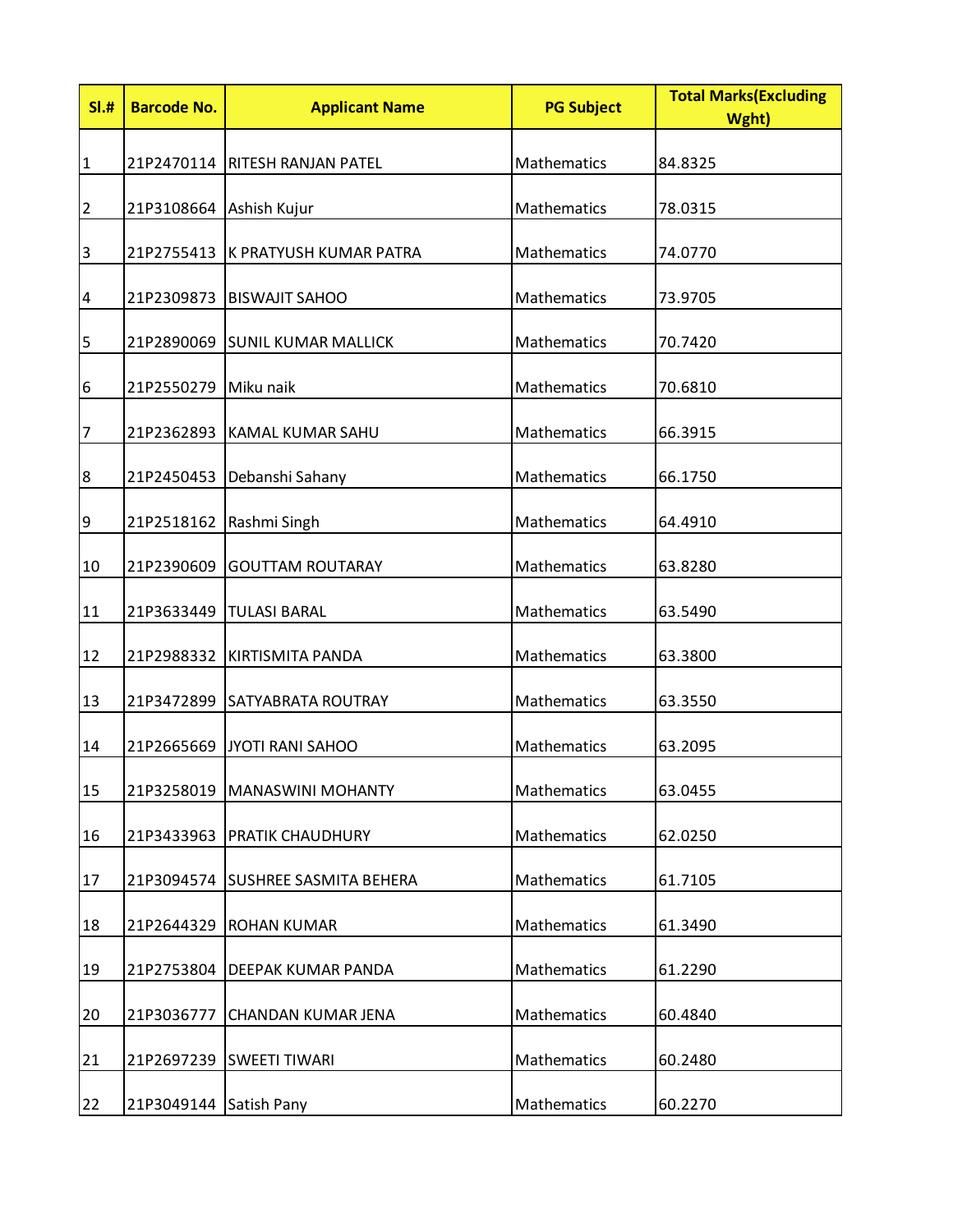| Sl.# | Barcode No. | Applicant Name | PG Subject | Total Marks(Excluding Wght) |
|---|---|---|---|---|
| 1 | 21P2470114 | RITESH RANJAN PATEL | Mathematics | 84.8325 |
| 2 | 21P3108664 | Ashish Kujur | Mathematics | 78.0315 |
| 3 | 21P2755413 | K PRATYUSH KUMAR PATRA | Mathematics | 74.0770 |
| 4 | 21P2309873 | BISWAJIT SAHOO | Mathematics | 73.9705 |
| 5 | 21P2890069 | SUNIL KUMAR MALLICK | Mathematics | 70.7420 |
| 6 | 21P2550279 | Miku naik | Mathematics | 70.6810 |
| 7 | 21P2362893 | KAMAL KUMAR SAHU | Mathematics | 66.3915 |
| 8 | 21P2450453 | Debanshi Sahany | Mathematics | 66.1750 |
| 9 | 21P2518162 | Rashmi Singh | Mathematics | 64.4910 |
| 10 | 21P2390609 | GOUTTAM ROUTARAY | Mathematics | 63.8280 |
| 11 | 21P3633449 | TULASI BARAL | Mathematics | 63.5490 |
| 12 | 21P2988332 | KIRTISMITA PANDA | Mathematics | 63.3800 |
| 13 | 21P3472899 | SATYABRATA ROUTRAY | Mathematics | 63.3550 |
| 14 | 21P2665669 | JYOTI RANI SAHOO | Mathematics | 63.2095 |
| 15 | 21P3258019 | MANASWINI MOHANTY | Mathematics | 63.0455 |
| 16 | 21P3433963 | PRATIK CHAUDHURY | Mathematics | 62.0250 |
| 17 | 21P3094574 | SUSHREE SASMITA BEHERA | Mathematics | 61.7105 |
| 18 | 21P2644329 | ROHAN KUMAR | Mathematics | 61.3490 |
| 19 | 21P2753804 | DEEPAK KUMAR PANDA | Mathematics | 61.2290 |
| 20 | 21P3036777 | CHANDAN KUMAR JENA | Mathematics | 60.4840 |
| 21 | 21P2697239 | SWEETI TIWARI | Mathematics | 60.2480 |
| 22 | 21P3049144 | Satish Pany | Mathematics | 60.2270 |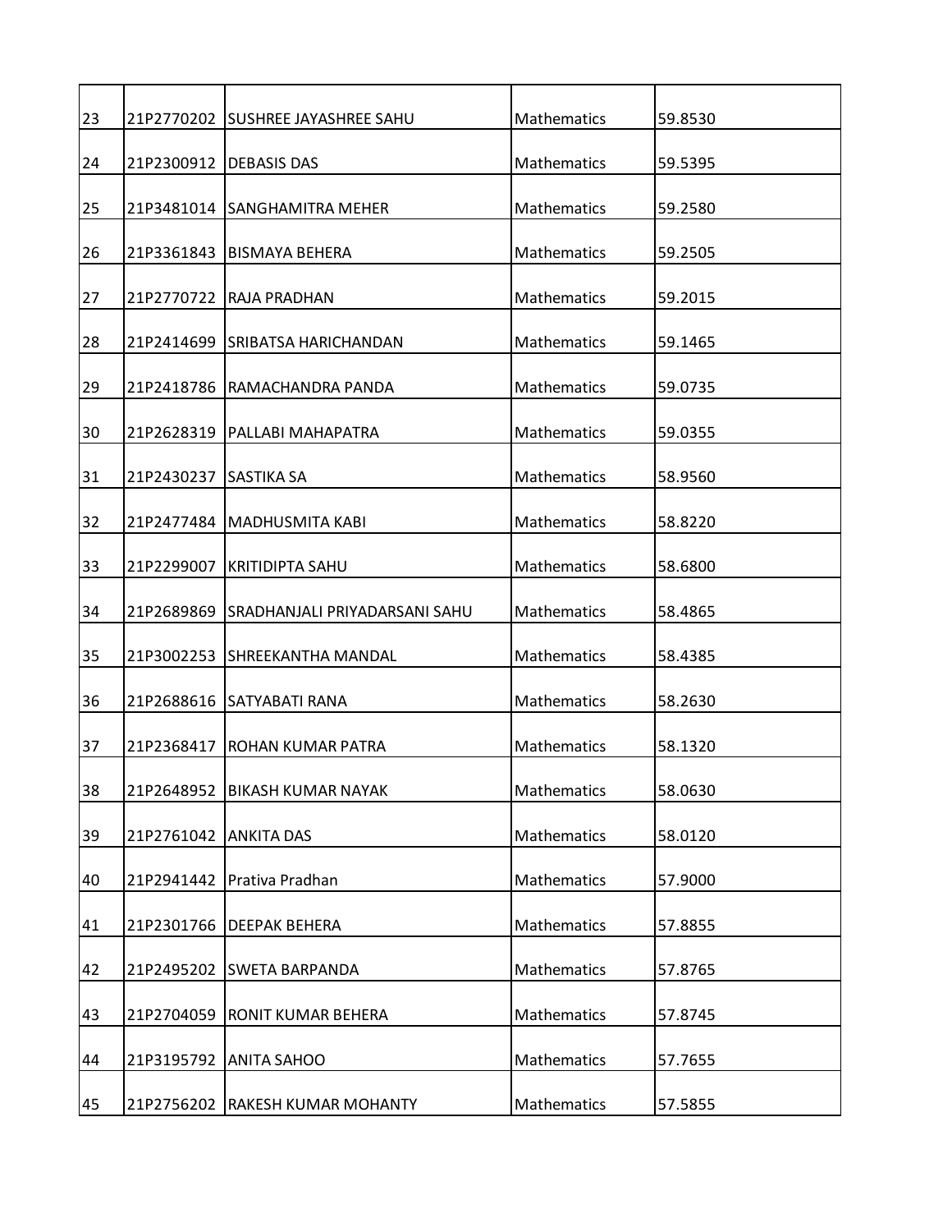| | | | | |
|---|---|---|---|---|
| 23 | 21P2770202 | SUSHREE JAYASHREE SAHU | Mathematics | 59.8530 |
| 24 | 21P2300912 | DEBASIS DAS | Mathematics | 59.5395 |
| 25 | 21P3481014 | SANGHAMITRA MEHER | Mathematics | 59.2580 |
| 26 | 21P3361843 | BISMAYA BEHERA | Mathematics | 59.2505 |
| 27 | 21P2770722 | RAJA PRADHAN | Mathematics | 59.2015 |
| 28 | 21P2414699 | SRIBATSA HARICHANDAN | Mathematics | 59.1465 |
| 29 | 21P2418786 | RAMACHANDRA PANDA | Mathematics | 59.0735 |
| 30 | 21P2628319 | PALLABI MAHAPATRA | Mathematics | 59.0355 |
| 31 | 21P2430237 | SASTIKA SA | Mathematics | 58.9560 |
| 32 | 21P2477484 | MADHUSMITA KABI | Mathematics | 58.8220 |
| 33 | 21P2299007 | KRITIDIPTA SAHU | Mathematics | 58.6800 |
| 34 | 21P2689869 | SRADHANJALI PRIYADARSANI SAHU | Mathematics | 58.4865 |
| 35 | 21P3002253 | SHREEKANTHA MANDAL | Mathematics | 58.4385 |
| 36 | 21P2688616 | SATYABATI RANA | Mathematics | 58.2630 |
| 37 | 21P2368417 | ROHAN KUMAR PATRA | Mathematics | 58.1320 |
| 38 | 21P2648952 | BIKASH KUMAR NAYAK | Mathematics | 58.0630 |
| 39 | 21P2761042 | ANKITA DAS | Mathematics | 58.0120 |
| 40 | 21P2941442 | Prativa Pradhan | Mathematics | 57.9000 |
| 41 | 21P2301766 | DEEPAK BEHERA | Mathematics | 57.8855 |
| 42 | 21P2495202 | SWETA BARPANDA | Mathematics | 57.8765 |
| 43 | 21P2704059 | RONIT KUMAR BEHERA | Mathematics | 57.8745 |
| 44 | 21P3195792 | ANITA SAHOO | Mathematics | 57.7655 |
| 45 | 21P2756202 | RAKESH KUMAR MOHANTY | Mathematics | 57.5855 |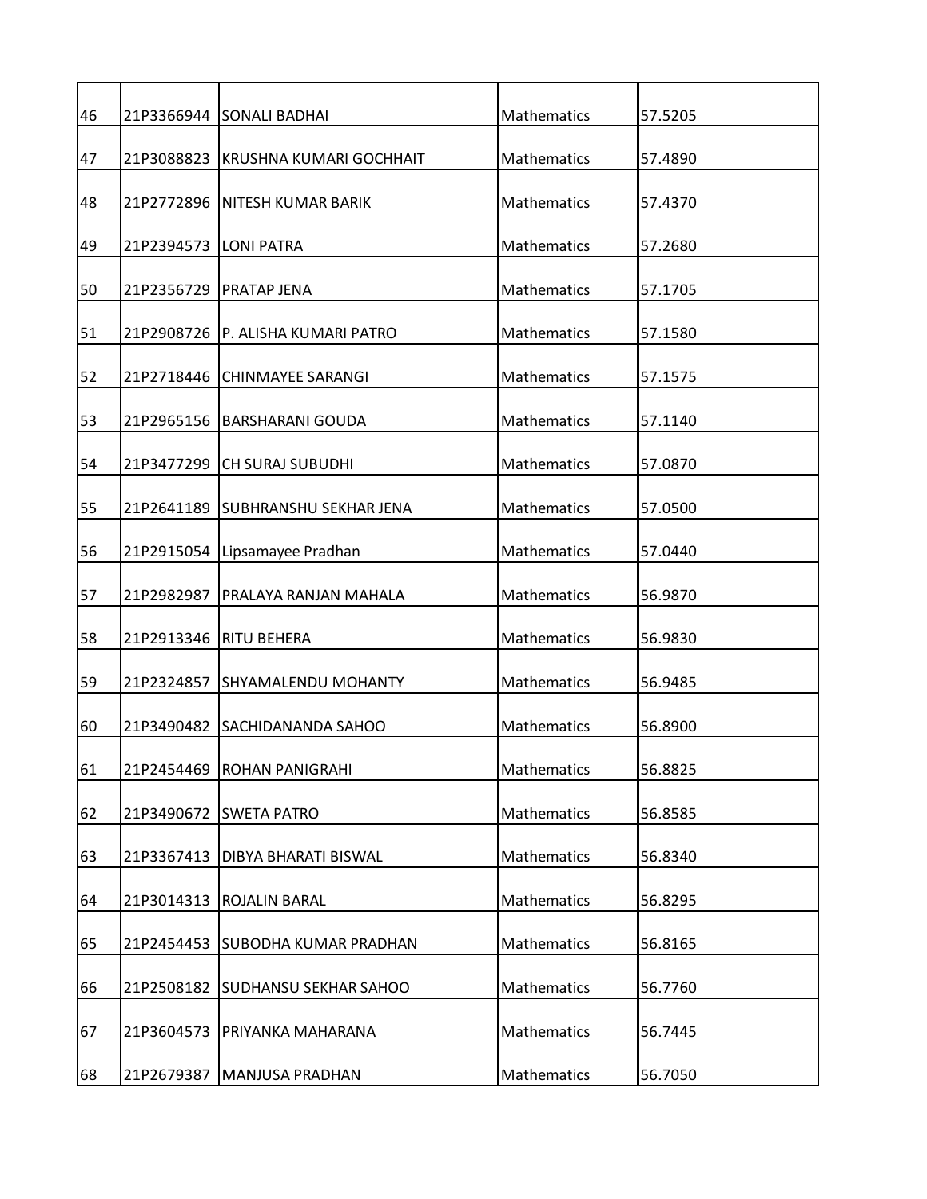| | | | | |
|---|---|---|---|---|
| 46 | 21P3366944 | SONALI BADHAI | Mathematics | 57.5205 |
| 47 | 21P3088823 | KRUSHNA KUMARI GOCHHAIT | Mathematics | 57.4890 |
| 48 | 21P2772896 | NITESH KUMAR BARIK | Mathematics | 57.4370 |
| 49 | 21P2394573 | LONI PATRA | Mathematics | 57.2680 |
| 50 | 21P2356729 | PRATAP JENA | Mathematics | 57.1705 |
| 51 | 21P2908726 | P. ALISHA KUMARI PATRO | Mathematics | 57.1580 |
| 52 | 21P2718446 | CHINMAYEE SARANGI | Mathematics | 57.1575 |
| 53 | 21P2965156 | BARSHARANI GOUDA | Mathematics | 57.1140 |
| 54 | 21P3477299 | CH SURAJ SUBUDHI | Mathematics | 57.0870 |
| 55 | 21P2641189 | SUBHRANSHU SEKHAR JENA | Mathematics | 57.0500 |
| 56 | 21P2915054 | Lipsamayee Pradhan | Mathematics | 57.0440 |
| 57 | 21P2982987 | PRALAYA RANJAN MAHALA | Mathematics | 56.9870 |
| 58 | 21P2913346 | RITU BEHERA | Mathematics | 56.9830 |
| 59 | 21P2324857 | SHYAMALENDU MOHANTY | Mathematics | 56.9485 |
| 60 | 21P3490482 | SACHIDANANDA SAHOO | Mathematics | 56.8900 |
| 61 | 21P2454469 | ROHAN PANIGRAHI | Mathematics | 56.8825 |
| 62 | 21P3490672 | SWETA PATRO | Mathematics | 56.8585 |
| 63 | 21P3367413 | DIBYA BHARATI BISWAL | Mathematics | 56.8340 |
| 64 | 21P3014313 | ROJALIN BARAL | Mathematics | 56.8295 |
| 65 | 21P2454453 | SUBODHA KUMAR PRADHAN | Mathematics | 56.8165 |
| 66 | 21P2508182 | SUDHANSU SEKHAR SAHOO | Mathematics | 56.7760 |
| 67 | 21P3604573 | PRIYANKA MAHARANA | Mathematics | 56.7445 |
| 68 | 21P2679387 | MANJUSA PRADHAN | Mathematics | 56.7050 |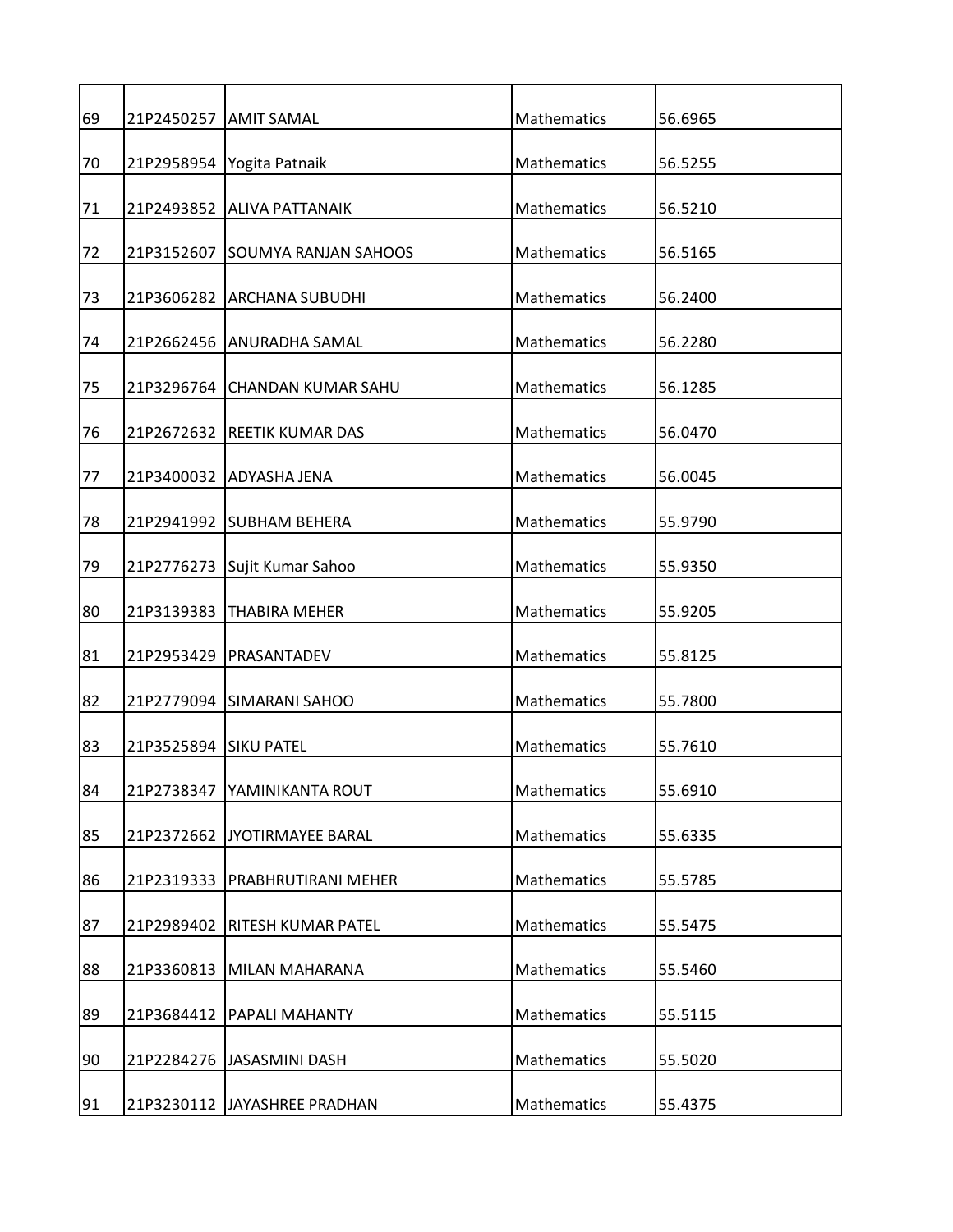| | | | | |
|---|---|---|---|---|
| 69 | 21P2450257 | AMIT SAMAL | Mathematics | 56.6965 |
| 70 | 21P2958954 | Yogita Patnaik | Mathematics | 56.5255 |
| 71 | 21P2493852 | ALIVA PATTANAIK | Mathematics | 56.5210 |
| 72 | 21P3152607 | SOUMYA RANJAN SAHOOS | Mathematics | 56.5165 |
| 73 | 21P3606282 | ARCHANA SUBUDHI | Mathematics | 56.2400 |
| 74 | 21P2662456 | ANURADHA SAMAL | Mathematics | 56.2280 |
| 75 | 21P3296764 | CHANDAN KUMAR SAHU | Mathematics | 56.1285 |
| 76 | 21P2672632 | REETIK KUMAR DAS | Mathematics | 56.0470 |
| 77 | 21P3400032 | ADYASHA JENA | Mathematics | 56.0045 |
| 78 | 21P2941992 | SUBHAM BEHERA | Mathematics | 55.9790 |
| 79 | 21P2776273 | Sujit Kumar Sahoo | Mathematics | 55.9350 |
| 80 | 21P3139383 | THABIRA MEHER | Mathematics | 55.9205 |
| 81 | 21P2953429 | PRASANTADEV | Mathematics | 55.8125 |
| 82 | 21P2779094 | SIMARANI SAHOO | Mathematics | 55.7800 |
| 83 | 21P3525894 | SIKU PATEL | Mathematics | 55.7610 |
| 84 | 21P2738347 | YAMINIKANTA ROUT | Mathematics | 55.6910 |
| 85 | 21P2372662 | JYOTIRMAYEE BARAL | Mathematics | 55.6335 |
| 86 | 21P2319333 | PRABHRUTIRANI MEHER | Mathematics | 55.5785 |
| 87 | 21P2989402 | RITESH KUMAR PATEL | Mathematics | 55.5475 |
| 88 | 21P3360813 | MILAN MAHARANA | Mathematics | 55.5460 |
| 89 | 21P3684412 | PAPALI MAHANTY | Mathematics | 55.5115 |
| 90 | 21P2284276 | JASASMINI DASH | Mathematics | 55.5020 |
| 91 | 21P3230112 | JAYASHREE PRADHAN | Mathematics | 55.4375 |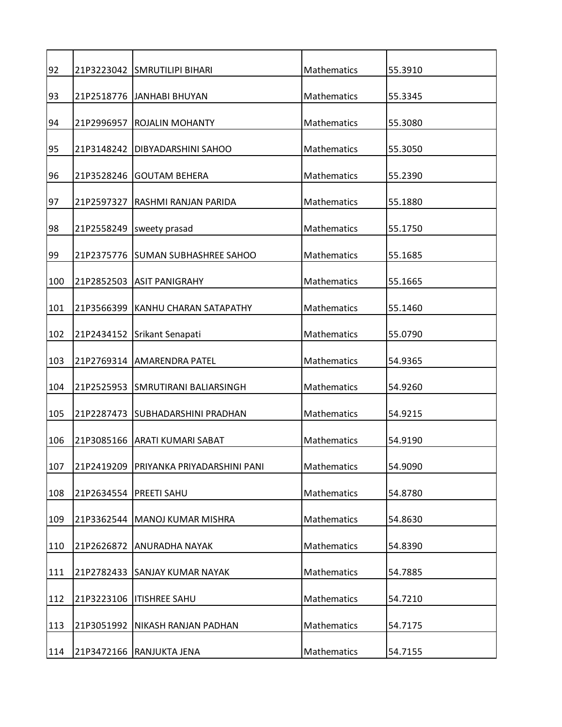| | | | | |
|---|---|---|---|---|
| 92 | 21P3223042 | SMRUTILIPI BIHARI | Mathematics | 55.3910 |
| 93 | 21P2518776 | JANHABI BHUYAN | Mathematics | 55.3345 |
| 94 | 21P2996957 | ROJALIN MOHANTY | Mathematics | 55.3080 |
| 95 | 21P3148242 | DIBYADARSHINI SAHOO | Mathematics | 55.3050 |
| 96 | 21P3528246 | GOUTAM BEHERA | Mathematics | 55.2390 |
| 97 | 21P2597327 | RASHMI RANJAN PARIDA | Mathematics | 55.1880 |
| 98 | 21P2558249 | sweety prasad | Mathematics | 55.1750 |
| 99 | 21P2375776 | SUMAN SUBHASHREE SAHOO | Mathematics | 55.1685 |
| 100 | 21P2852503 | ASIT PANIGRAHY | Mathematics | 55.1665 |
| 101 | 21P3566399 | KANHU CHARAN SATAPATHY | Mathematics | 55.1460 |
| 102 | 21P2434152 | Srikant Senapati | Mathematics | 55.0790 |
| 103 | 21P2769314 | AMARENDRA PATEL | Mathematics | 54.9365 |
| 104 | 21P2525953 | SMRUTIRANI BALIARSINGH | Mathematics | 54.9260 |
| 105 | 21P2287473 | SUBHADARSHINI PRADHAN | Mathematics | 54.9215 |
| 106 | 21P3085166 | ARATI KUMARI SABAT | Mathematics | 54.9190 |
| 107 | 21P2419209 | PRIYANKA PRIYADARSHINI PANI | Mathematics | 54.9090 |
| 108 | 21P2634554 | PREETI SAHU | Mathematics | 54.8780 |
| 109 | 21P3362544 | MANOJ KUMAR MISHRA | Mathematics | 54.8630 |
| 110 | 21P2626872 | ANURADHA NAYAK | Mathematics | 54.8390 |
| 111 | 21P2782433 | SANJAY KUMAR NAYAK | Mathematics | 54.7885 |
| 112 | 21P3223106 | ITISHREE SAHU | Mathematics | 54.7210 |
| 113 | 21P3051992 | NIKASH RANJAN PADHAN | Mathematics | 54.7175 |
| 114 | 21P3472166 | RANJUKTA JENA | Mathematics | 54.7155 |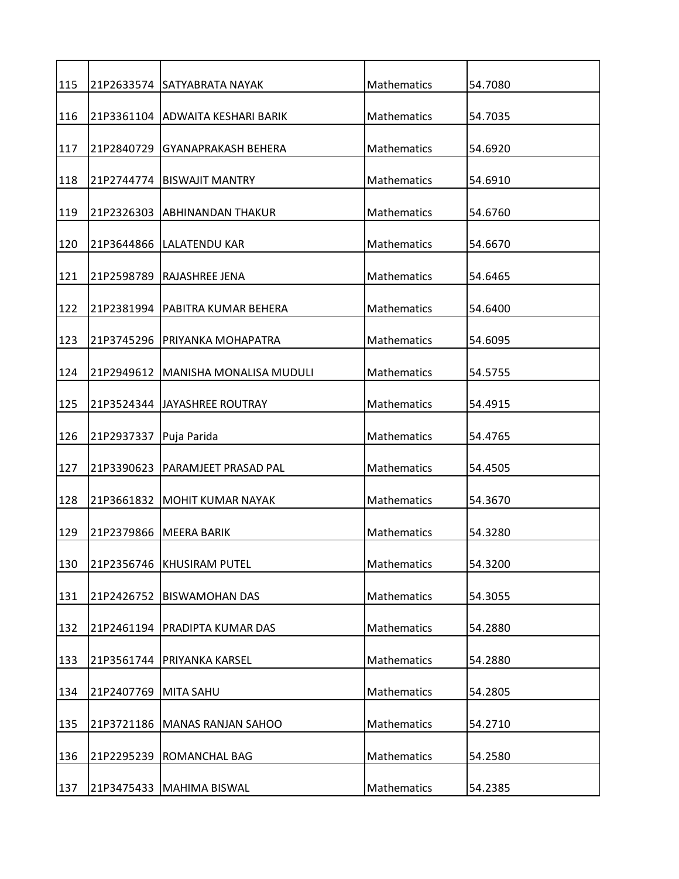| 115 | 21P2633574 | SATYABRATA NAYAK | Mathematics | 54.7080 |
|---|---|---|---|---|
| 116 | 21P3361104 | ADWAITA KESHARI BARIK | Mathematics | 54.7035 |
| 117 | 21P2840729 | GYANAPRAKASH BEHERA | Mathematics | 54.6920 |
| 118 | 21P2744774 | BISWAJIT MANTRY | Mathematics | 54.6910 |
| 119 | 21P2326303 | ABHINANDAN THAKUR | Mathematics | 54.6760 |
| 120 | 21P3644866 | LALATENDU KAR | Mathematics | 54.6670 |
| 121 | 21P2598789 | RAJASHREE JENA | Mathematics | 54.6465 |
| 122 | 21P2381994 | PABITRA KUMAR BEHERA | Mathematics | 54.6400 |
| 123 | 21P3745296 | PRIYANKA MOHAPATRA | Mathematics | 54.6095 |
| 124 | 21P2949612 | MANISHA MONALISA MUDULI | Mathematics | 54.5755 |
| 125 | 21P3524344 | JAYASHREE ROUTRAY | Mathematics | 54.4915 |
| 126 | 21P2937337 | Puja Parida | Mathematics | 54.4765 |
| 127 | 21P3390623 | PARAMJEET PRASAD PAL | Mathematics | 54.4505 |
| 128 | 21P3661832 | MOHIT KUMAR NAYAK | Mathematics | 54.3670 |
| 129 | 21P2379866 | MEERA BARIK | Mathematics | 54.3280 |
| 130 | 21P2356746 | KHUSIRAM PUTEL | Mathematics | 54.3200 |
| 131 | 21P2426752 | BISWAMOHAN DAS | Mathematics | 54.3055 |
| 132 | 21P2461194 | PRADIPTA KUMAR DAS | Mathematics | 54.2880 |
| 133 | 21P3561744 | PRIYANKA KARSEL | Mathematics | 54.2880 |
| 134 | 21P2407769 | MITA SAHU | Mathematics | 54.2805 |
| 135 | 21P3721186 | MANAS RANJAN SAHOO | Mathematics | 54.2710 |
| 136 | 21P2295239 | ROMANCHAL BAG | Mathematics | 54.2580 |
| 137 | 21P3475433 | MAHIMA BISWAL | Mathematics | 54.2385 |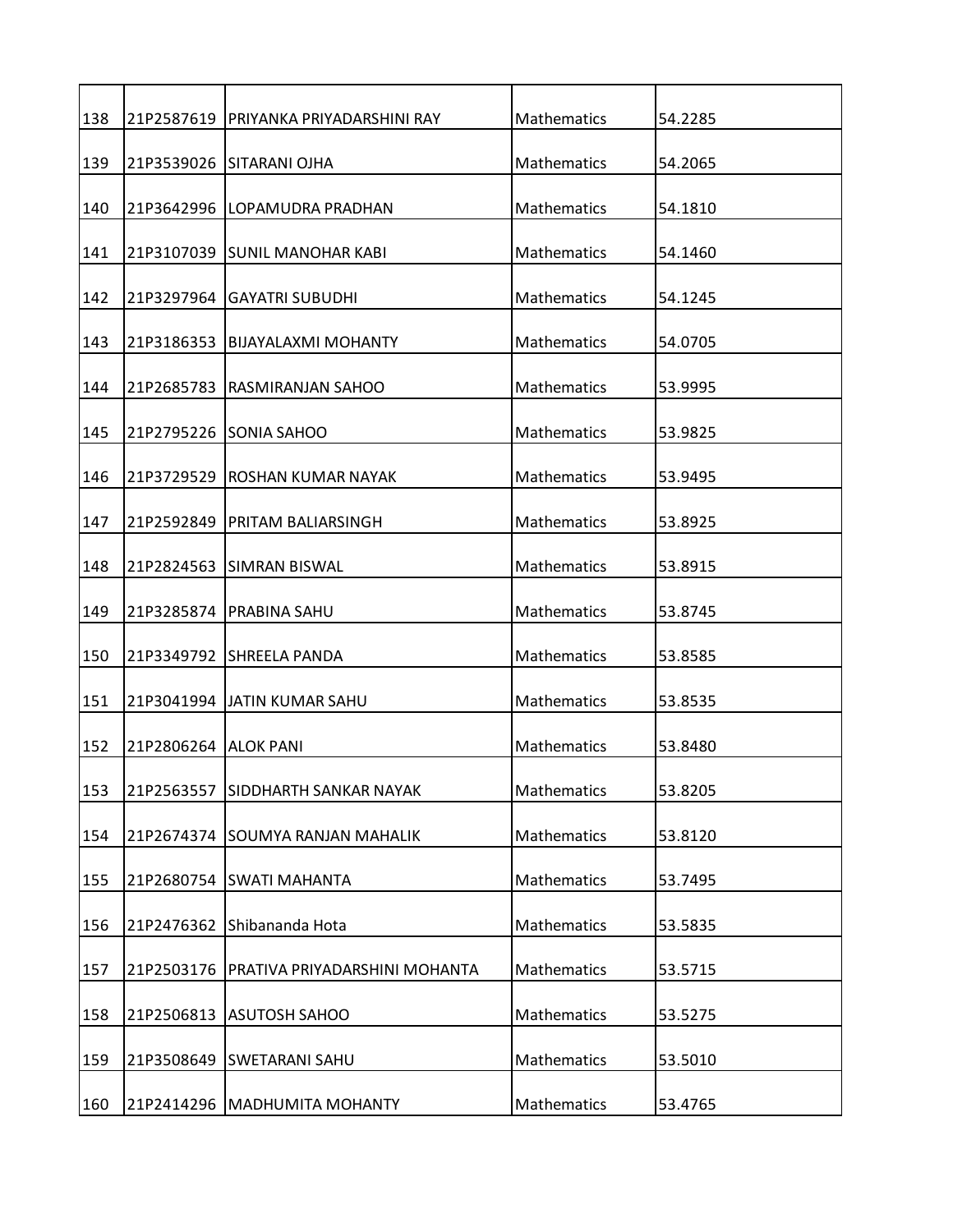| | | | | |
|---|---|---|---|---|
| 138 | 21P2587619 | PRIYANKA PRIYADARSHINI RAY | Mathematics | 54.2285 |
| 139 | 21P3539026 | SITARANI OJHA | Mathematics | 54.2065 |
| 140 | 21P3642996 | LOPAMUDRA PRADHAN | Mathematics | 54.1810 |
| 141 | 21P3107039 | SUNIL MANOHAR KABI | Mathematics | 54.1460 |
| 142 | 21P3297964 | GAYATRI SUBUDHI | Mathematics | 54.1245 |
| 143 | 21P3186353 | BIJAYALAXMI MOHANTY | Mathematics | 54.0705 |
| 144 | 21P2685783 | RASMIRANJAN SAHOO | Mathematics | 53.9995 |
| 145 | 21P2795226 | SONIA SAHOO | Mathematics | 53.9825 |
| 146 | 21P3729529 | ROSHAN KUMAR NAYAK | Mathematics | 53.9495 |
| 147 | 21P2592849 | PRITAM BALIARSINGH | Mathematics | 53.8925 |
| 148 | 21P2824563 | SIMRAN BISWAL | Mathematics | 53.8915 |
| 149 | 21P3285874 | PRABINA SAHU | Mathematics | 53.8745 |
| 150 | 21P3349792 | SHREELA PANDA | Mathematics | 53.8585 |
| 151 | 21P3041994 | JATIN KUMAR SAHU | Mathematics | 53.8535 |
| 152 | 21P2806264 | ALOK PANI | Mathematics | 53.8480 |
| 153 | 21P2563557 | SIDDHARTH SANKAR NAYAK | Mathematics | 53.8205 |
| 154 | 21P2674374 | SOUMYA RANJAN MAHALIK | Mathematics | 53.8120 |
| 155 | 21P2680754 | SWATI MAHANTA | Mathematics | 53.7495 |
| 156 | 21P2476362 | Shibananda Hota | Mathematics | 53.5835 |
| 157 | 21P2503176 | PRATIVA PRIYADARSHINI MOHANTA | Mathematics | 53.5715 |
| 158 | 21P2506813 | ASUTOSH SAHOO | Mathematics | 53.5275 |
| 159 | 21P3508649 | SWETARANI SAHU | Mathematics | 53.5010 |
| 160 | 21P2414296 | MADHUMITA MOHANTY | Mathematics | 53.4765 |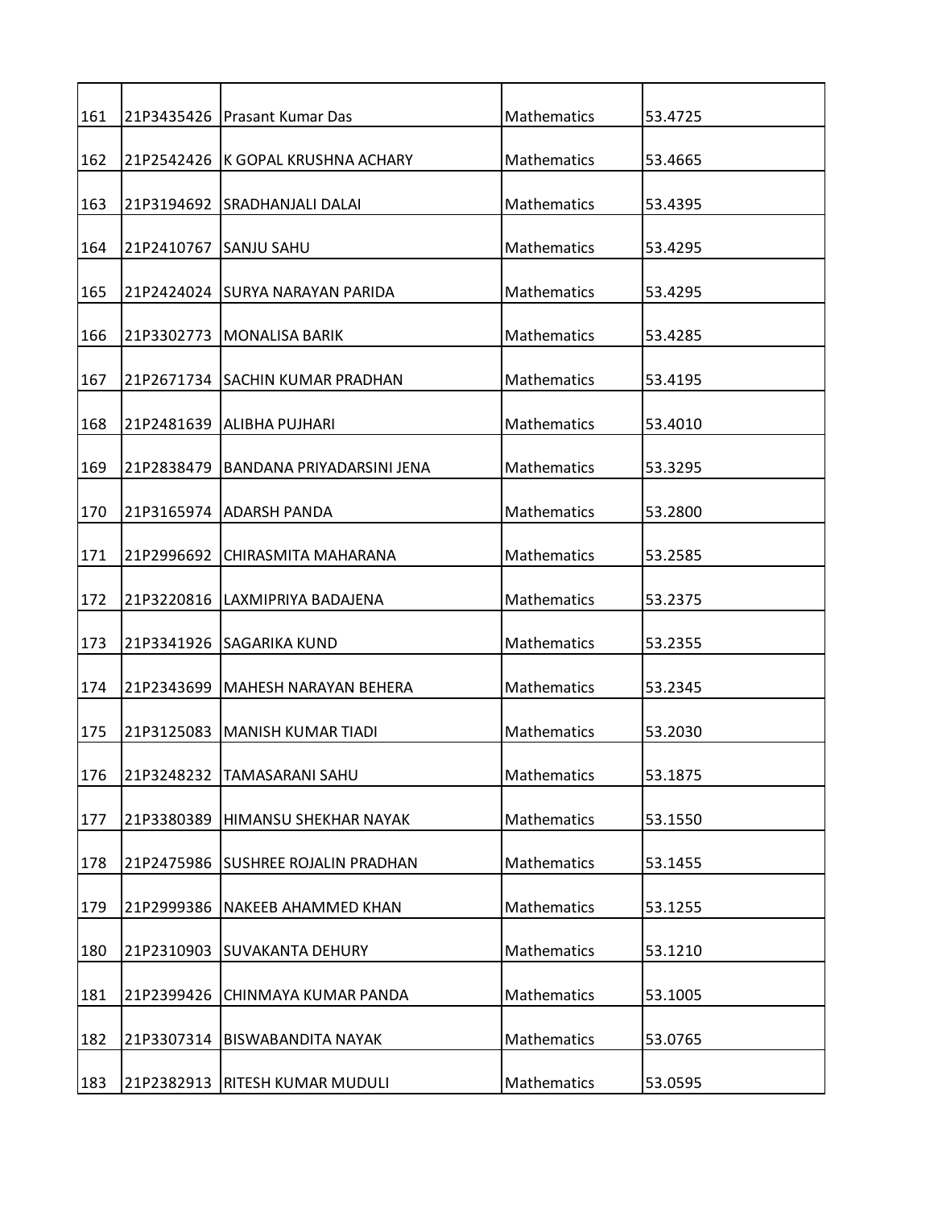| | | | | |
|---|---|---|---|---|
| 161 | 21P3435426 | Prasant Kumar Das | Mathematics | 53.4725 |
| 162 | 21P2542426 | K GOPAL KRUSHNA ACHARY | Mathematics | 53.4665 |
| 163 | 21P3194692 | SRADHANJALI DALAI | Mathematics | 53.4395 |
| 164 | 21P2410767 | SANJU SAHU | Mathematics | 53.4295 |
| 165 | 21P2424024 | SURYA NARAYAN PARIDA | Mathematics | 53.4295 |
| 166 | 21P3302773 | MONALISA BARIK | Mathematics | 53.4285 |
| 167 | 21P2671734 | SACHIN KUMAR PRADHAN | Mathematics | 53.4195 |
| 168 | 21P2481639 | ALIBHA PUJHARI | Mathematics | 53.4010 |
| 169 | 21P2838479 | BANDANA PRIYADARSINI JENA | Mathematics | 53.3295 |
| 170 | 21P3165974 | ADARSH PANDA | Mathematics | 53.2800 |
| 171 | 21P2996692 | CHIRASMITA MAHARANA | Mathematics | 53.2585 |
| 172 | 21P3220816 | LAXMIPRIYA BADAJENA | Mathematics | 53.2375 |
| 173 | 21P3341926 | SAGARIKA KUND | Mathematics | 53.2355 |
| 174 | 21P2343699 | MAHESH NARAYAN BEHERA | Mathematics | 53.2345 |
| 175 | 21P3125083 | MANISH KUMAR TIADI | Mathematics | 53.2030 |
| 176 | 21P3248232 | TAMASARANI SAHU | Mathematics | 53.1875 |
| 177 | 21P3380389 | HIMANSU SHEKHAR NAYAK | Mathematics | 53.1550 |
| 178 | 21P2475986 | SUSHREE ROJALIN PRADHAN | Mathematics | 53.1455 |
| 179 | 21P2999386 | NAKEEB AHAMMED KHAN | Mathematics | 53.1255 |
| 180 | 21P2310903 | SUVAKANTA DEHURY | Mathematics | 53.1210 |
| 181 | 21P2399426 | CHINMAYA KUMAR PANDA | Mathematics | 53.1005 |
| 182 | 21P3307314 | BISWABANDITA NAYAK | Mathematics | 53.0765 |
| 183 | 21P2382913 | RITESH KUMAR MUDULI | Mathematics | 53.0595 |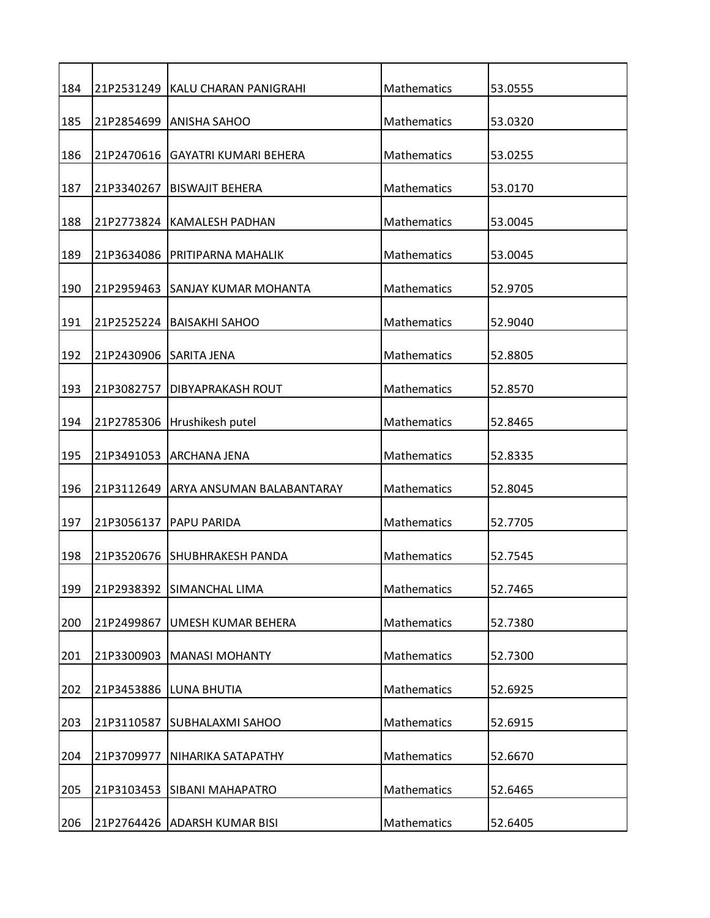| | | | | |
|---|---|---|---|---|
| 184 | 21P2531249 | KALU CHARAN PANIGRAHI | Mathematics | 53.0555 |
| 185 | 21P2854699 | ANISHA SAHOO | Mathematics | 53.0320 |
| 186 | 21P2470616 | GAYATRI KUMARI BEHERA | Mathematics | 53.0255 |
| 187 | 21P3340267 | BISWAJIT BEHERA | Mathematics | 53.0170 |
| 188 | 21P2773824 | KAMALESH PADHAN | Mathematics | 53.0045 |
| 189 | 21P3634086 | PRITIPARNA MAHALIK | Mathematics | 53.0045 |
| 190 | 21P2959463 | SANJAY KUMAR MOHANTA | Mathematics | 52.9705 |
| 191 | 21P2525224 | BAISAKHI SAHOO | Mathematics | 52.9040 |
| 192 | 21P2430906 | SARITA JENA | Mathematics | 52.8805 |
| 193 | 21P3082757 | DIBYAPRAKASH ROUT | Mathematics | 52.8570 |
| 194 | 21P2785306 | Hrushikesh putel | Mathematics | 52.8465 |
| 195 | 21P3491053 | ARCHANA JENA | Mathematics | 52.8335 |
| 196 | 21P3112649 | ARYA ANSUMAN BALABANTARAY | Mathematics | 52.8045 |
| 197 | 21P3056137 | PAPU PARIDA | Mathematics | 52.7705 |
| 198 | 21P3520676 | SHUBHRAKESH PANDA | Mathematics | 52.7545 |
| 199 | 21P2938392 | SIMANCHAL LIMA | Mathematics | 52.7465 |
| 200 | 21P2499867 | UMESH KUMAR BEHERA | Mathematics | 52.7380 |
| 201 | 21P3300903 | MANASI MOHANTY | Mathematics | 52.7300 |
| 202 | 21P3453886 | LUNA BHUTIA | Mathematics | 52.6925 |
| 203 | 21P3110587 | SUBHALAXMI SAHOO | Mathematics | 52.6915 |
| 204 | 21P3709977 | NIHARIKA SATAPATHY | Mathematics | 52.6670 |
| 205 | 21P3103453 | SIBANI MAHAPATRO | Mathematics | 52.6465 |
| 206 | 21P2764426 | ADARSH KUMAR BISI | Mathematics | 52.6405 |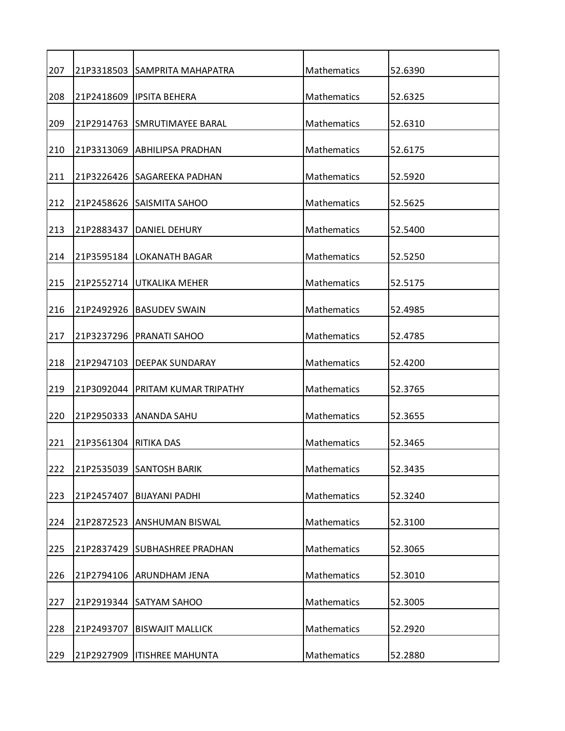| 207 | 21P3318503 | SAMPRITA MAHAPATRA | Mathematics | 52.6390 |
|---|---|---|---|---|
| 208 | 21P2418609 | IPSITA BEHERA | Mathematics | 52.6325 |
| 209 | 21P2914763 | SMRUTIMAYEE BARAL | Mathematics | 52.6310 |
| 210 | 21P3313069 | ABHILIPSA PRADHAN | Mathematics | 52.6175 |
| 211 | 21P3226426 | SAGAREEKA PADHAN | Mathematics | 52.5920 |
| 212 | 21P2458626 | SAISMITA SAHOO | Mathematics | 52.5625 |
| 213 | 21P2883437 | DANIEL DEHURY | Mathematics | 52.5400 |
| 214 | 21P3595184 | LOKANATH BAGAR | Mathematics | 52.5250 |
| 215 | 21P2552714 | UTKALIKA MEHER | Mathematics | 52.5175 |
| 216 | 21P2492926 | BASUDEV SWAIN | Mathematics | 52.4985 |
| 217 | 21P3237296 | PRANATI SAHOO | Mathematics | 52.4785 |
| 218 | 21P2947103 | DEEPAK SUNDARAY | Mathematics | 52.4200 |
| 219 | 21P3092044 | PRITAM KUMAR TRIPATHY | Mathematics | 52.3765 |
| 220 | 21P2950333 | ANANDA SAHU | Mathematics | 52.3655 |
| 221 | 21P3561304 | RITIKA DAS | Mathematics | 52.3465 |
| 222 | 21P2535039 | SANTOSH BARIK | Mathematics | 52.3435 |
| 223 | 21P2457407 | BIJAYANI PADHI | Mathematics | 52.3240 |
| 224 | 21P2872523 | ANSHUMAN BISWAL | Mathematics | 52.3100 |
| 225 | 21P2837429 | SUBHASHREE PRADHAN | Mathematics | 52.3065 |
| 226 | 21P2794106 | ARUNDHAM JENA | Mathematics | 52.3010 |
| 227 | 21P2919344 | SATYAM SAHOO | Mathematics | 52.3005 |
| 228 | 21P2493707 | BISWAJIT MALLICK | Mathematics | 52.2920 |
| 229 | 21P2927909 | ITISHREE MAHUNTA | Mathematics | 52.2880 |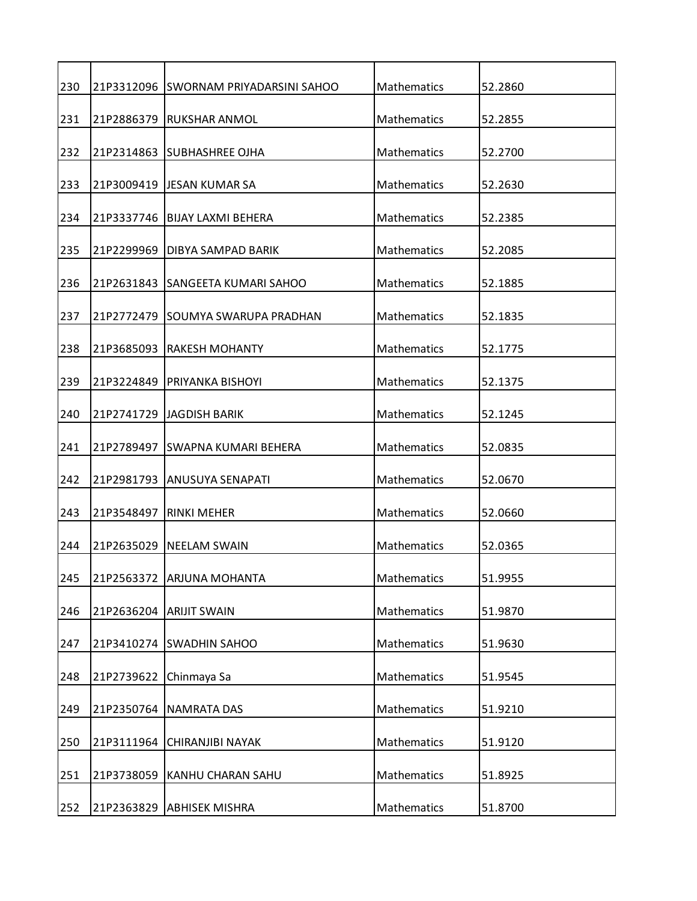| | | | | |
|---|---|---|---|---|
| 230 | 21P3312096 | SWORNAM PRIYADARSINI SAHOO | Mathematics | 52.2860 |
| 231 | 21P2886379 | RUKSHAR ANMOL | Mathematics | 52.2855 |
| 232 | 21P2314863 | SUBHASHREE OJHA | Mathematics | 52.2700 |
| 233 | 21P3009419 | JESAN KUMAR SA | Mathematics | 52.2630 |
| 234 | 21P3337746 | BIJAY LAXMI BEHERA | Mathematics | 52.2385 |
| 235 | 21P2299969 | DIBYA SAMPAD BARIK | Mathematics | 52.2085 |
| 236 | 21P2631843 | SANGEETA KUMARI SAHOO | Mathematics | 52.1885 |
| 237 | 21P2772479 | SOUMYA SWARUPA PRADHAN | Mathematics | 52.1835 |
| 238 | 21P3685093 | RAKESH MOHANTY | Mathematics | 52.1775 |
| 239 | 21P3224849 | PRIYANKA BISHOYI | Mathematics | 52.1375 |
| 240 | 21P2741729 | JAGDISH BARIK | Mathematics | 52.1245 |
| 241 | 21P2789497 | SWAPNA KUMARI BEHERA | Mathematics | 52.0835 |
| 242 | 21P2981793 | ANUSUYA SENAPATI | Mathematics | 52.0670 |
| 243 | 21P3548497 | RINKI MEHER | Mathematics | 52.0660 |
| 244 | 21P2635029 | NEELAM SWAIN | Mathematics | 52.0365 |
| 245 | 21P2563372 | ARJUNA MOHANTA | Mathematics | 51.9955 |
| 246 | 21P2636204 | ARIJIT SWAIN | Mathematics | 51.9870 |
| 247 | 21P3410274 | SWADHIN SAHOO | Mathematics | 51.9630 |
| 248 | 21P2739622 | Chinmaya Sa | Mathematics | 51.9545 |
| 249 | 21P2350764 | NAMRATA DAS | Mathematics | 51.9210 |
| 250 | 21P3111964 | CHIRANJIBI NAYAK | Mathematics | 51.9120 |
| 251 | 21P3738059 | KANHU CHARAN SAHU | Mathematics | 51.8925 |
| 252 | 21P2363829 | ABHISEK MISHRA | Mathematics | 51.8700 |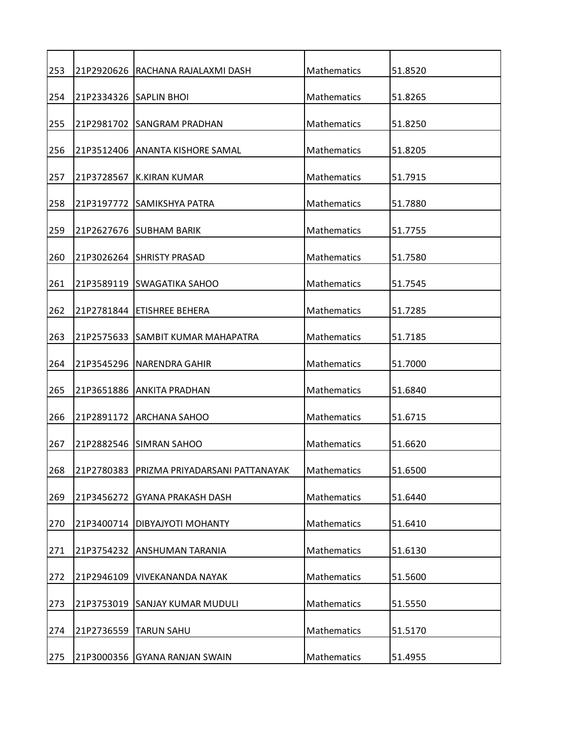| | | | | |
|---|---|---|---|---|
| 253 | 21P2920626 | RACHANA RAJALAXMI DASH | Mathematics | 51.8520 |
| 254 | 21P2334326 | SAPLIN BHOI | Mathematics | 51.8265 |
| 255 | 21P2981702 | SANGRAM PRADHAN | Mathematics | 51.8250 |
| 256 | 21P3512406 | ANANTA KISHORE SAMAL | Mathematics | 51.8205 |
| 257 | 21P3728567 | K.KIRAN KUMAR | Mathematics | 51.7915 |
| 258 | 21P3197772 | SAMIKSHYA PATRA | Mathematics | 51.7880 |
| 259 | 21P2627676 | SUBHAM BARIK | Mathematics | 51.7755 |
| 260 | 21P3026264 | SHRISTY PRASAD | Mathematics | 51.7580 |
| 261 | 21P3589119 | SWAGATIKA SAHOO | Mathematics | 51.7545 |
| 262 | 21P2781844 | ETISHREE BEHERA | Mathematics | 51.7285 |
| 263 | 21P2575633 | SAMBIT KUMAR MAHAPATRA | Mathematics | 51.7185 |
| 264 | 21P3545296 | NARENDRA GAHIR | Mathematics | 51.7000 |
| 265 | 21P3651886 | ANKITA PRADHAN | Mathematics | 51.6840 |
| 266 | 21P2891172 | ARCHANA SAHOO | Mathematics | 51.6715 |
| 267 | 21P2882546 | SIMRAN SAHOO | Mathematics | 51.6620 |
| 268 | 21P2780383 | PRIZMA PRIYADARSANI PATTANAYAK | Mathematics | 51.6500 |
| 269 | 21P3456272 | GYANA PRAKASH DASH | Mathematics | 51.6440 |
| 270 | 21P3400714 | DIBYAJYOTI MOHANTY | Mathematics | 51.6410 |
| 271 | 21P3754232 | ANSHUMAN TARANIA | Mathematics | 51.6130 |
| 272 | 21P2946109 | VIVEKANANDA NAYAK | Mathematics | 51.5600 |
| 273 | 21P3753019 | SANJAY KUMAR MUDULI | Mathematics | 51.5550 |
| 274 | 21P2736559 | TARUN SAHU | Mathematics | 51.5170 |
| 275 | 21P3000356 | GYANA RANJAN SWAIN | Mathematics | 51.4955 |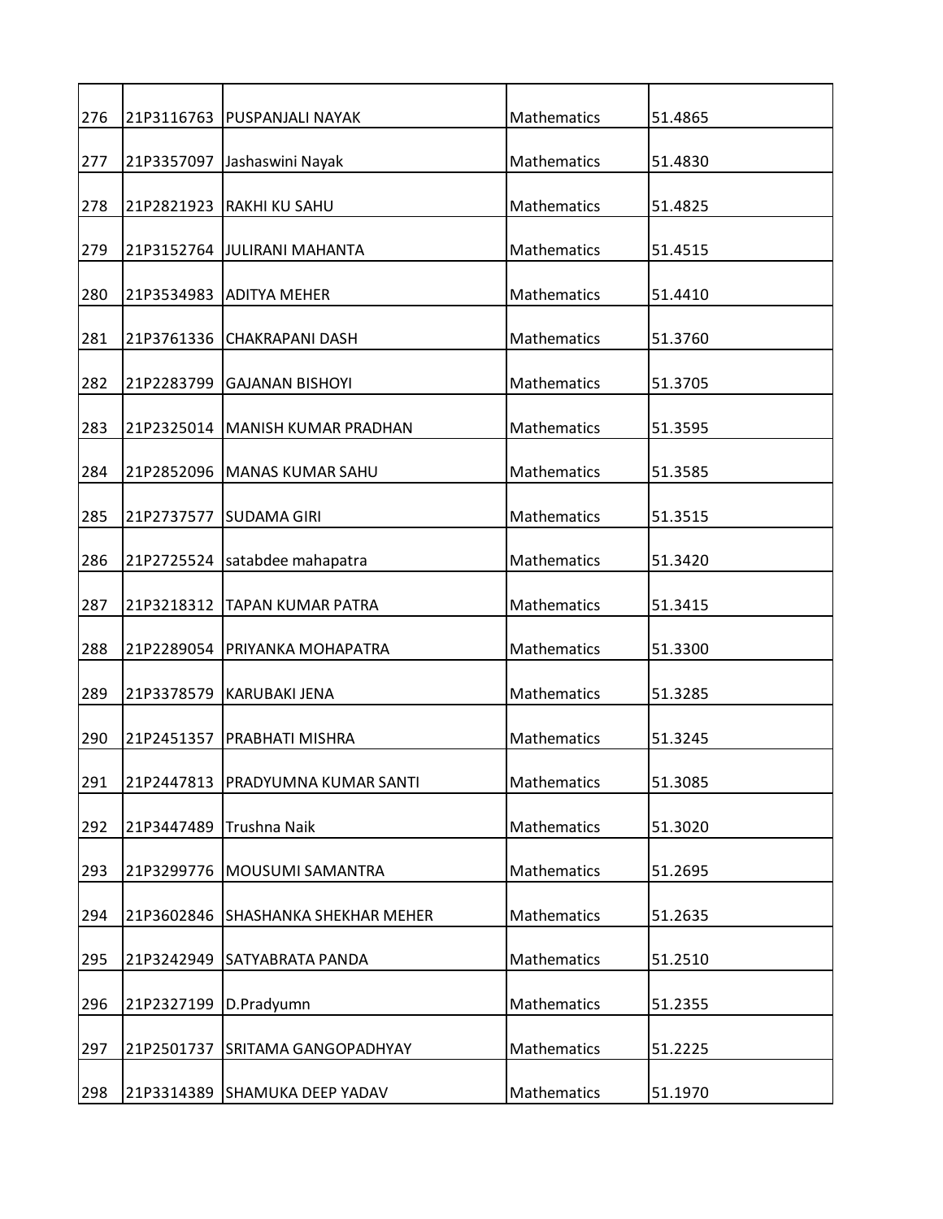| | | | | |
|---|---|---|---|---|
| 276 | 21P3116763 | PUSPANJALI NAYAK | Mathematics | 51.4865 |
| 277 | 21P3357097 | Jashaswini Nayak | Mathematics | 51.4830 |
| 278 | 21P2821923 | RAKHI KU SAHU | Mathematics | 51.4825 |
| 279 | 21P3152764 | JULIRANI MAHANTA | Mathematics | 51.4515 |
| 280 | 21P3534983 | ADITYA MEHER | Mathematics | 51.4410 |
| 281 | 21P3761336 | CHAKRAPANI DASH | Mathematics | 51.3760 |
| 282 | 21P2283799 | GAJANAN BISHOYI | Mathematics | 51.3705 |
| 283 | 21P2325014 | MANISH KUMAR PRADHAN | Mathematics | 51.3595 |
| 284 | 21P2852096 | MANAS KUMAR SAHU | Mathematics | 51.3585 |
| 285 | 21P2737577 | SUDAMA GIRI | Mathematics | 51.3515 |
| 286 | 21P2725524 | satabdee mahapatra | Mathematics | 51.3420 |
| 287 | 21P3218312 | TAPAN KUMAR PATRA | Mathematics | 51.3415 |
| 288 | 21P2289054 | PRIYANKA MOHAPATRA | Mathematics | 51.3300 |
| 289 | 21P3378579 | KARUBAKI JENA | Mathematics | 51.3285 |
| 290 | 21P2451357 | PRABHATI MISHRA | Mathematics | 51.3245 |
| 291 | 21P2447813 | PRADYUMNA KUMAR SANTI | Mathematics | 51.3085 |
| 292 | 21P3447489 | Trushna Naik | Mathematics | 51.3020 |
| 293 | 21P3299776 | MOUSUMI SAMANTRA | Mathematics | 51.2695 |
| 294 | 21P3602846 | SHASHANKA SHEKHAR MEHER | Mathematics | 51.2635 |
| 295 | 21P3242949 | SATYABRATA PANDA | Mathematics | 51.2510 |
| 296 | 21P2327199 | D.Pradyumn | Mathematics | 51.2355 |
| 297 | 21P2501737 | SRITAMA GANGOPADHYAY | Mathematics | 51.2225 |
| 298 | 21P3314389 | SHAMUKA DEEP YADAV | Mathematics | 51.1970 |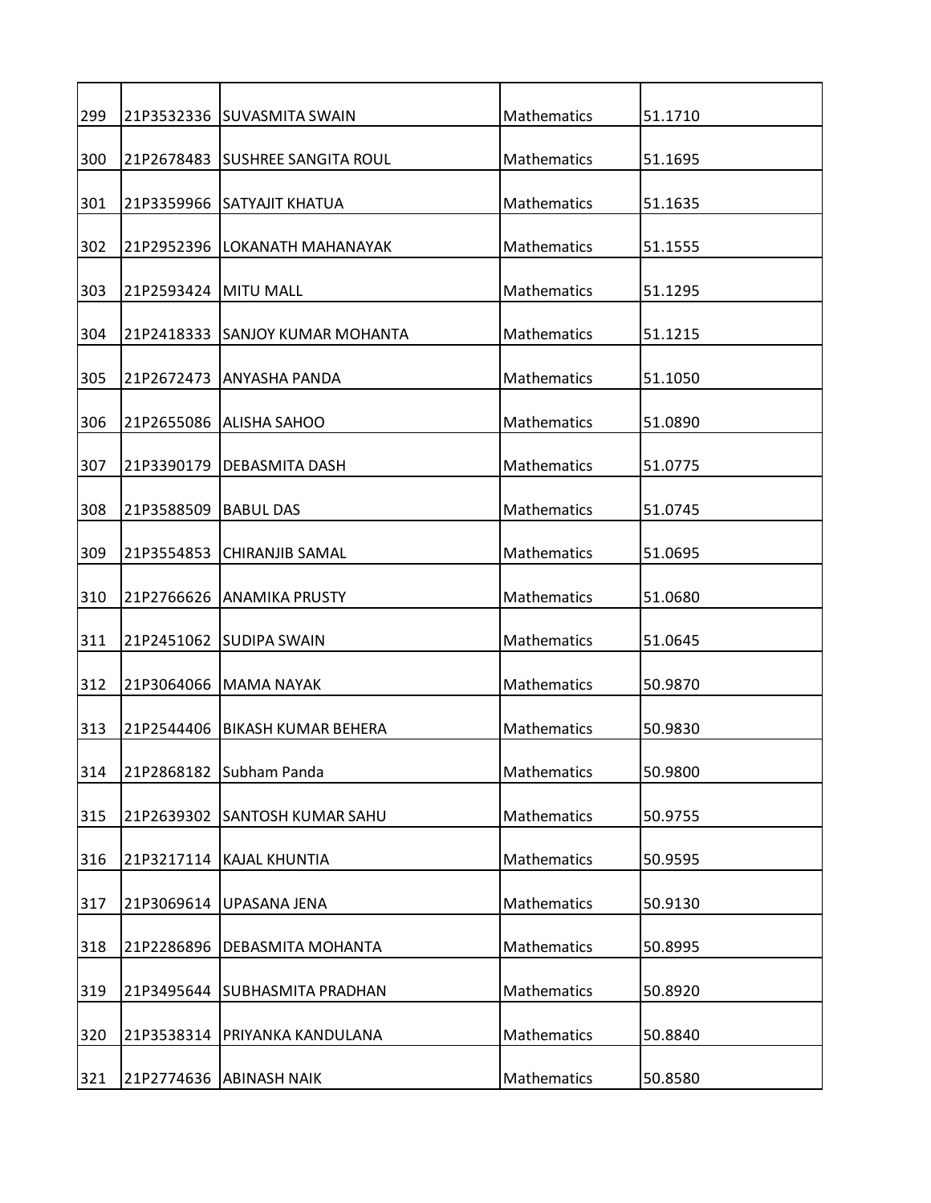| | | | | |
|---|---|---|---|---|
| 299 | 21P3532336 | SUVASMITA SWAIN | Mathematics | 51.1710 |
| 300 | 21P2678483 | SUSHREE SANGITA ROUL | Mathematics | 51.1695 |
| 301 | 21P3359966 | SATYAJIT KHATUA | Mathematics | 51.1635 |
| 302 | 21P2952396 | LOKANATH MAHANAYAK | Mathematics | 51.1555 |
| 303 | 21P2593424 | MITU MALL | Mathematics | 51.1295 |
| 304 | 21P2418333 | SANJOY KUMAR MOHANTA | Mathematics | 51.1215 |
| 305 | 21P2672473 | ANYASHA PANDA | Mathematics | 51.1050 |
| 306 | 21P2655086 | ALISHA SAHOO | Mathematics | 51.0890 |
| 307 | 21P3390179 | DEBASMITA DASH | Mathematics | 51.0775 |
| 308 | 21P3588509 | BABUL DAS | Mathematics | 51.0745 |
| 309 | 21P3554853 | CHIRANJIB SAMAL | Mathematics | 51.0695 |
| 310 | 21P2766626 | ANAMIKA PRUSTY | Mathematics | 51.0680 |
| 311 | 21P2451062 | SUDIPA SWAIN | Mathematics | 51.0645 |
| 312 | 21P3064066 | MAMA NAYAK | Mathematics | 50.9870 |
| 313 | 21P2544406 | BIKASH KUMAR BEHERA | Mathematics | 50.9830 |
| 314 | 21P2868182 | Subham Panda | Mathematics | 50.9800 |
| 315 | 21P2639302 | SANTOSH KUMAR SAHU | Mathematics | 50.9755 |
| 316 | 21P3217114 | KAJAL KHUNTIA | Mathematics | 50.9595 |
| 317 | 21P3069614 | UPASANA JENA | Mathematics | 50.9130 |
| 318 | 21P2286896 | DEBASMITA MOHANTA | Mathematics | 50.8995 |
| 319 | 21P3495644 | SUBHASMITA PRADHAN | Mathematics | 50.8920 |
| 320 | 21P3538314 | PRIYANKA KANDULANA | Mathematics | 50.8840 |
| 321 | 21P2774636 | ABINASH NAIK | Mathematics | 50.8580 |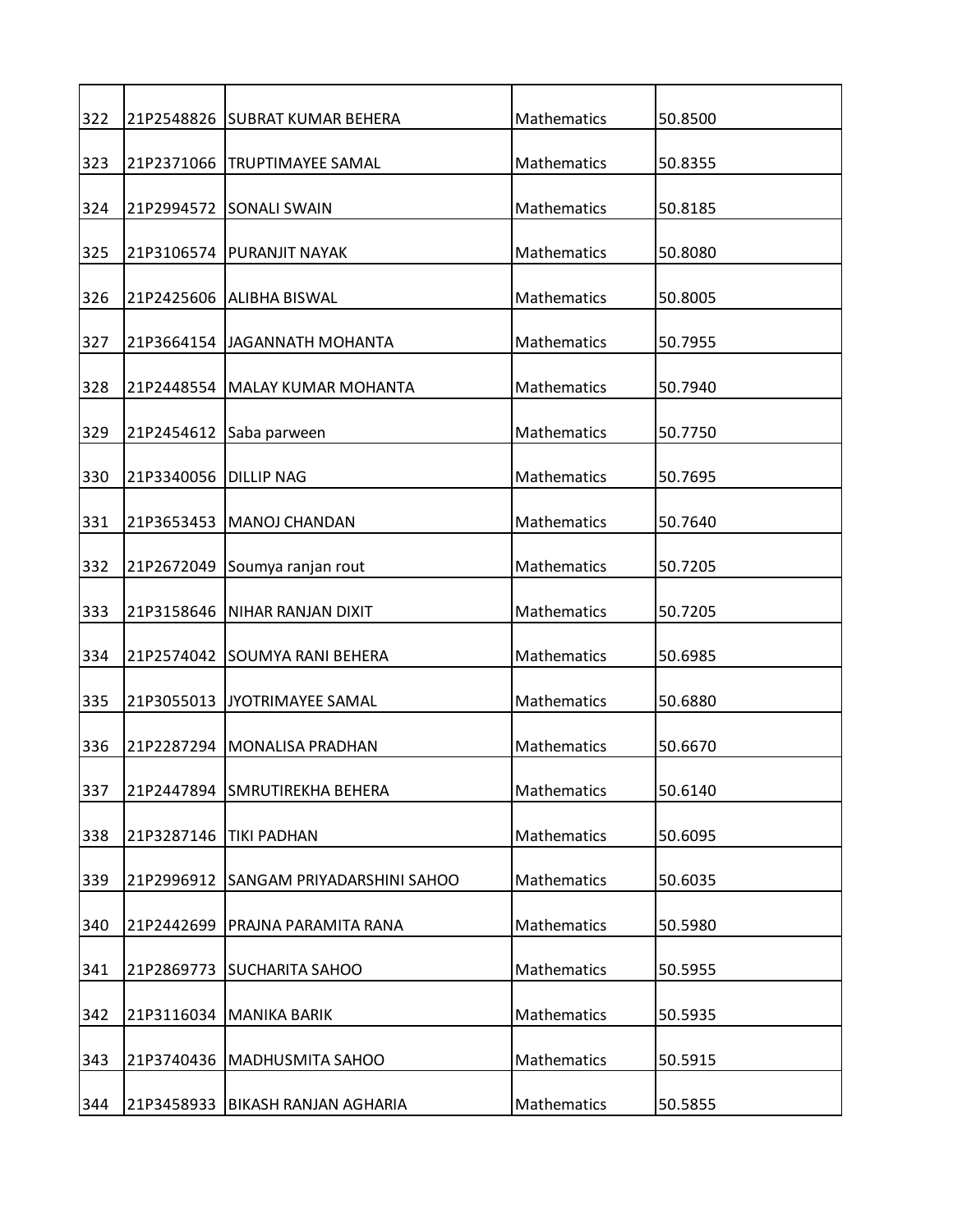| 322 | 21P2548826 | SUBRAT KUMAR BEHERA | Mathematics | 50.8500 |
|---|---|---|---|---|
| 323 | 21P2371066 | TRUPTIMAYEE SAMAL | Mathematics | 50.8355 |
| 324 | 21P2994572 | SONALI SWAIN | Mathematics | 50.8185 |
| 325 | 21P3106574 | PURANJIT NAYAK | Mathematics | 50.8080 |
| 326 | 21P2425606 | ALIBHA BISWAL | Mathematics | 50.8005 |
| 327 | 21P3664154 | JAGANNATH MOHANTA | Mathematics | 50.7955 |
| 328 | 21P2448554 | MALAY KUMAR MOHANTA | Mathematics | 50.7940 |
| 329 | 21P2454612 | Saba parween | Mathematics | 50.7750 |
| 330 | 21P3340056 | DILLIP NAG | Mathematics | 50.7695 |
| 331 | 21P3653453 | MANOJ CHANDAN | Mathematics | 50.7640 |
| 332 | 21P2672049 | Soumya ranjan rout | Mathematics | 50.7205 |
| 333 | 21P3158646 | NIHAR RANJAN DIXIT | Mathematics | 50.7205 |
| 334 | 21P2574042 | SOUMYA RANI BEHERA | Mathematics | 50.6985 |
| 335 | 21P3055013 | JYOTRIMAYEE SAMAL | Mathematics | 50.6880 |
| 336 | 21P2287294 | MONALISA PRADHAN | Mathematics | 50.6670 |
| 337 | 21P2447894 | SMRUTIREKHA BEHERA | Mathematics | 50.6140 |
| 338 | 21P3287146 | TIKI PADHAN | Mathematics | 50.6095 |
| 339 | 21P2996912 | SANGAM PRIYADARSHINI SAHOO | Mathematics | 50.6035 |
| 340 | 21P2442699 | PRAJNA PARAMITA RANA | Mathematics | 50.5980 |
| 341 | 21P2869773 | SUCHARITA SAHOO | Mathematics | 50.5955 |
| 342 | 21P3116034 | MANIKA BARIK | Mathematics | 50.5935 |
| 343 | 21P3740436 | MADHUSMITA SAHOO | Mathematics | 50.5915 |
| 344 | 21P3458933 | BIKASH RANJAN AGHARIA | Mathematics | 50.5855 |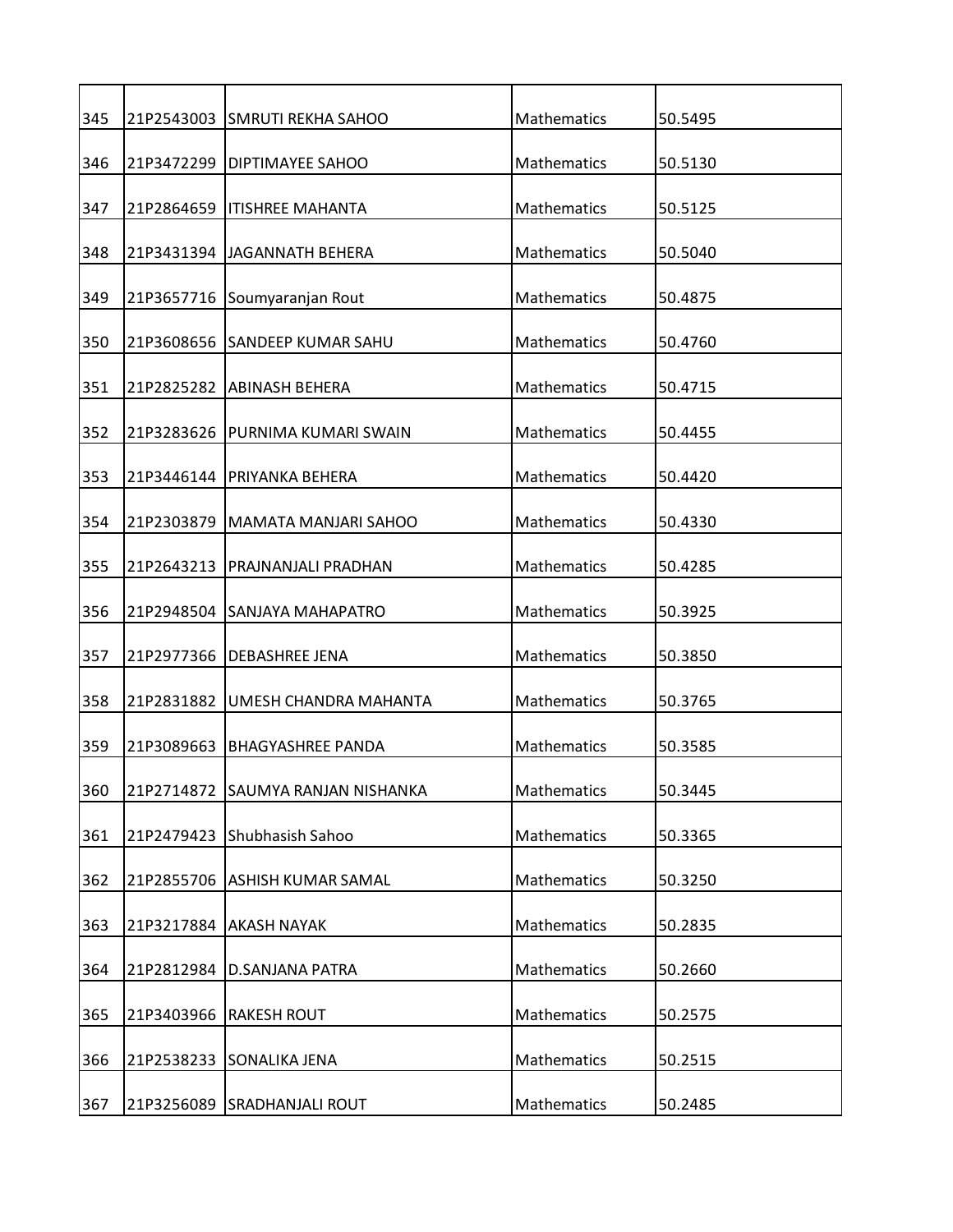| | | | | |
|---|---|---|---|---|
| 345 | 21P2543003 | SMRUTI REKHA SAHOO | Mathematics | 50.5495 |
| 346 | 21P3472299 | DIPTIMAYEE SAHOO | Mathematics | 50.5130 |
| 347 | 21P2864659 | ITISHREE MAHANTA | Mathematics | 50.5125 |
| 348 | 21P3431394 | JAGANNATH BEHERA | Mathematics | 50.5040 |
| 349 | 21P3657716 | Soumyaranjan Rout | Mathematics | 50.4875 |
| 350 | 21P3608656 | SANDEEP KUMAR SAHU | Mathematics | 50.4760 |
| 351 | 21P2825282 | ABINASH BEHERA | Mathematics | 50.4715 |
| 352 | 21P3283626 | PURNIMA KUMARI SWAIN | Mathematics | 50.4455 |
| 353 | 21P3446144 | PRIYANKA BEHERA | Mathematics | 50.4420 |
| 354 | 21P2303879 | MAMATA MANJARI SAHOO | Mathematics | 50.4330 |
| 355 | 21P2643213 | PRAJNANJALI PRADHAN | Mathematics | 50.4285 |
| 356 | 21P2948504 | SANJAYA MAHAPATRO | Mathematics | 50.3925 |
| 357 | 21P2977366 | DEBASHREE JENA | Mathematics | 50.3850 |
| 358 | 21P2831882 | UMESH CHANDRA MAHANTA | Mathematics | 50.3765 |
| 359 | 21P3089663 | BHAGYASHREE PANDA | Mathematics | 50.3585 |
| 360 | 21P2714872 | SAUMYA RANJAN NISHANKA | Mathematics | 50.3445 |
| 361 | 21P2479423 | Shubhasish Sahoo | Mathematics | 50.3365 |
| 362 | 21P2855706 | ASHISH KUMAR SAMAL | Mathematics | 50.3250 |
| 363 | 21P3217884 | AKASH NAYAK | Mathematics | 50.2835 |
| 364 | 21P2812984 | D.SANJANA PATRA | Mathematics | 50.2660 |
| 365 | 21P3403966 | RAKESH ROUT | Mathematics | 50.2575 |
| 366 | 21P2538233 | SONALIKA JENA | Mathematics | 50.2515 |
| 367 | 21P3256089 | SRADHANJALI ROUT | Mathematics | 50.2485 |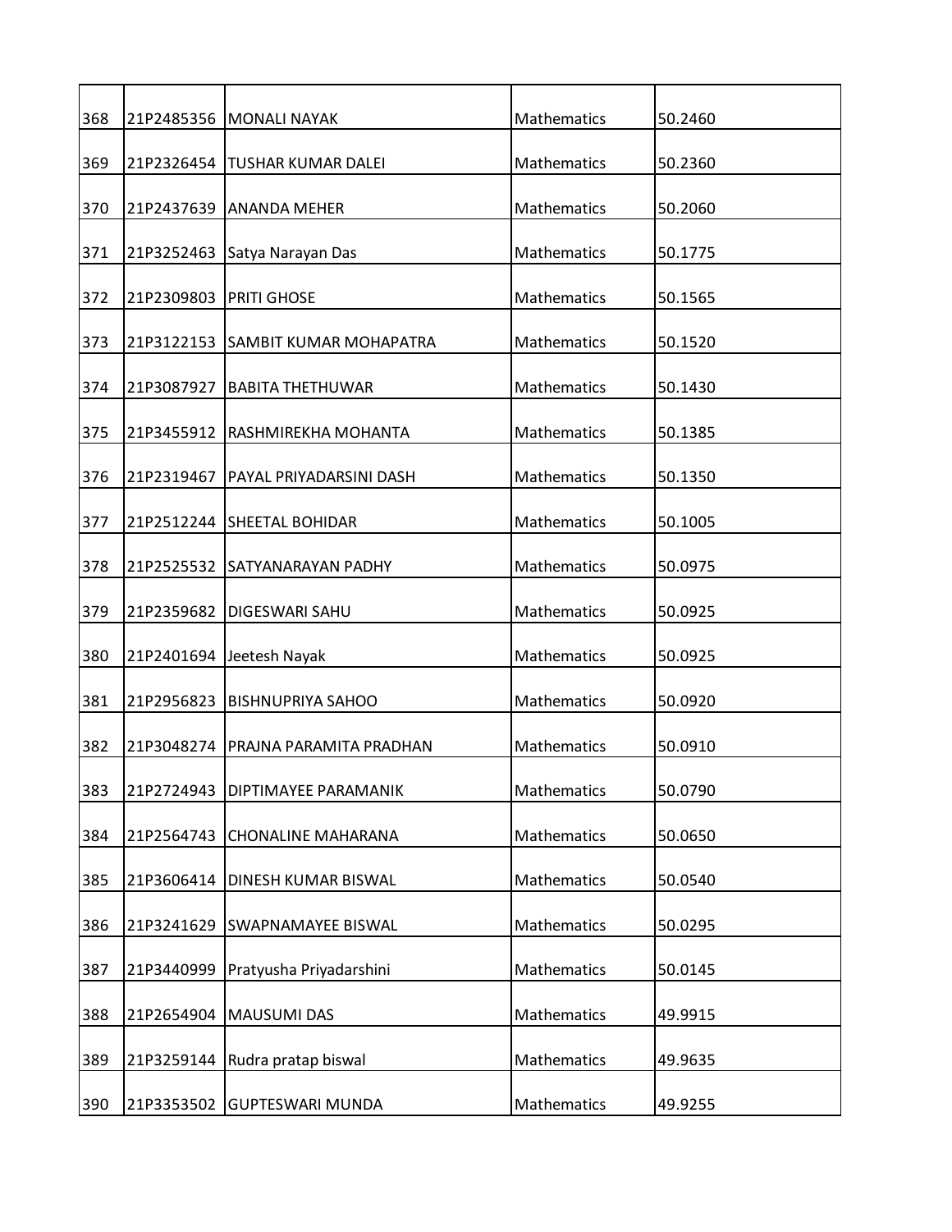| | | | | |
|---|---|---|---|---|
| 368 | 21P2485356 | MONALI NAYAK | Mathematics | 50.2460 |
| 369 | 21P2326454 | TUSHAR KUMAR DALEI | Mathematics | 50.2360 |
| 370 | 21P2437639 | ANANDA MEHER | Mathematics | 50.2060 |
| 371 | 21P3252463 | Satya Narayan Das | Mathematics | 50.1775 |
| 372 | 21P2309803 | PRITI GHOSE | Mathematics | 50.1565 |
| 373 | 21P3122153 | SAMBIT KUMAR MOHAPATRA | Mathematics | 50.1520 |
| 374 | 21P3087927 | BABITA THETHUWAR | Mathematics | 50.1430 |
| 375 | 21P3455912 | RASHMIREKHA MOHANTA | Mathematics | 50.1385 |
| 376 | 21P2319467 | PAYAL PRIYADARSINI DASH | Mathematics | 50.1350 |
| 377 | 21P2512244 | SHEETAL BOHIDAR | Mathematics | 50.1005 |
| 378 | 21P2525532 | SATYANARAYAN PADHY | Mathematics | 50.0975 |
| 379 | 21P2359682 | DIGESWARI SAHU | Mathematics | 50.0925 |
| 380 | 21P2401694 | Jeetesh Nayak | Mathematics | 50.0925 |
| 381 | 21P2956823 | BISHNUPRIYA SAHOO | Mathematics | 50.0920 |
| 382 | 21P3048274 | PRAJNA PARAMITA PRADHAN | Mathematics | 50.0910 |
| 383 | 21P2724943 | DIPTIMAYEE PARAMANIK | Mathematics | 50.0790 |
| 384 | 21P2564743 | CHONALINE MAHARANA | Mathematics | 50.0650 |
| 385 | 21P3606414 | DINESH KUMAR BISWAL | Mathematics | 50.0540 |
| 386 | 21P3241629 | SWAPNAMAYEE BISWAL | Mathematics | 50.0295 |
| 387 | 21P3440999 | Pratyusha Priyadarshini | Mathematics | 50.0145 |
| 388 | 21P2654904 | MAUSUMI DAS | Mathematics | 49.9915 |
| 389 | 21P3259144 | Rudra pratap biswal | Mathematics | 49.9635 |
| 390 | 21P3353502 | GUPTESWARI MUNDA | Mathematics | 49.9255 |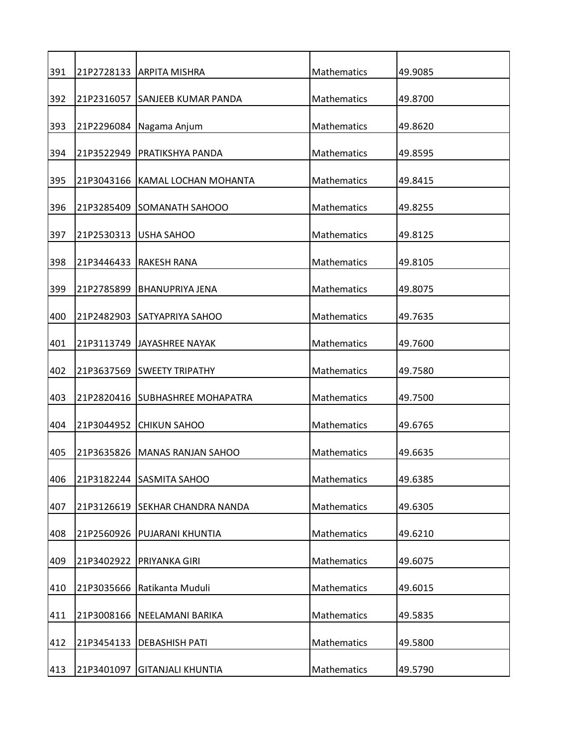| | | | | |
|---|---|---|---|---|
| 391 | 21P2728133 | ARPITA MISHRA | Mathematics | 49.9085 |
| 392 | 21P2316057 | SANJEEB KUMAR PANDA | Mathematics | 49.8700 |
| 393 | 21P2296084 | Nagama Anjum | Mathematics | 49.8620 |
| 394 | 21P3522949 | PRATIKSHYA PANDA | Mathematics | 49.8595 |
| 395 | 21P3043166 | KAMAL LOCHAN MOHANTA | Mathematics | 49.8415 |
| 396 | 21P3285409 | SOMANATH SAHOOO | Mathematics | 49.8255 |
| 397 | 21P2530313 | USHA SAHOO | Mathematics | 49.8125 |
| 398 | 21P3446433 | RAKESH RANA | Mathematics | 49.8105 |
| 399 | 21P2785899 | BHANUPRIYA JENA | Mathematics | 49.8075 |
| 400 | 21P2482903 | SATYAPRIYA SAHOO | Mathematics | 49.7635 |
| 401 | 21P3113749 | JAYASHREE NAYAK | Mathematics | 49.7600 |
| 402 | 21P3637569 | SWEETY TRIPATHY | Mathematics | 49.7580 |
| 403 | 21P2820416 | SUBHASHREE MOHAPATRA | Mathematics | 49.7500 |
| 404 | 21P3044952 | CHIKUN SAHOO | Mathematics | 49.6765 |
| 405 | 21P3635826 | MANAS RANJAN SAHOO | Mathematics | 49.6635 |
| 406 | 21P3182244 | SASMITA SAHOO | Mathematics | 49.6385 |
| 407 | 21P3126619 | SEKHAR CHANDRA NANDA | Mathematics | 49.6305 |
| 408 | 21P2560926 | PUJARANI KHUNTIA | Mathematics | 49.6210 |
| 409 | 21P3402922 | PRIYANKA GIRI | Mathematics | 49.6075 |
| 410 | 21P3035666 | Ratikanta Muduli | Mathematics | 49.6015 |
| 411 | 21P3008166 | NEELAMANI BARIKA | Mathematics | 49.5835 |
| 412 | 21P3454133 | DEBASHISH PATI | Mathematics | 49.5800 |
| 413 | 21P3401097 | GITANJALI KHUNTIA | Mathematics | 49.5790 |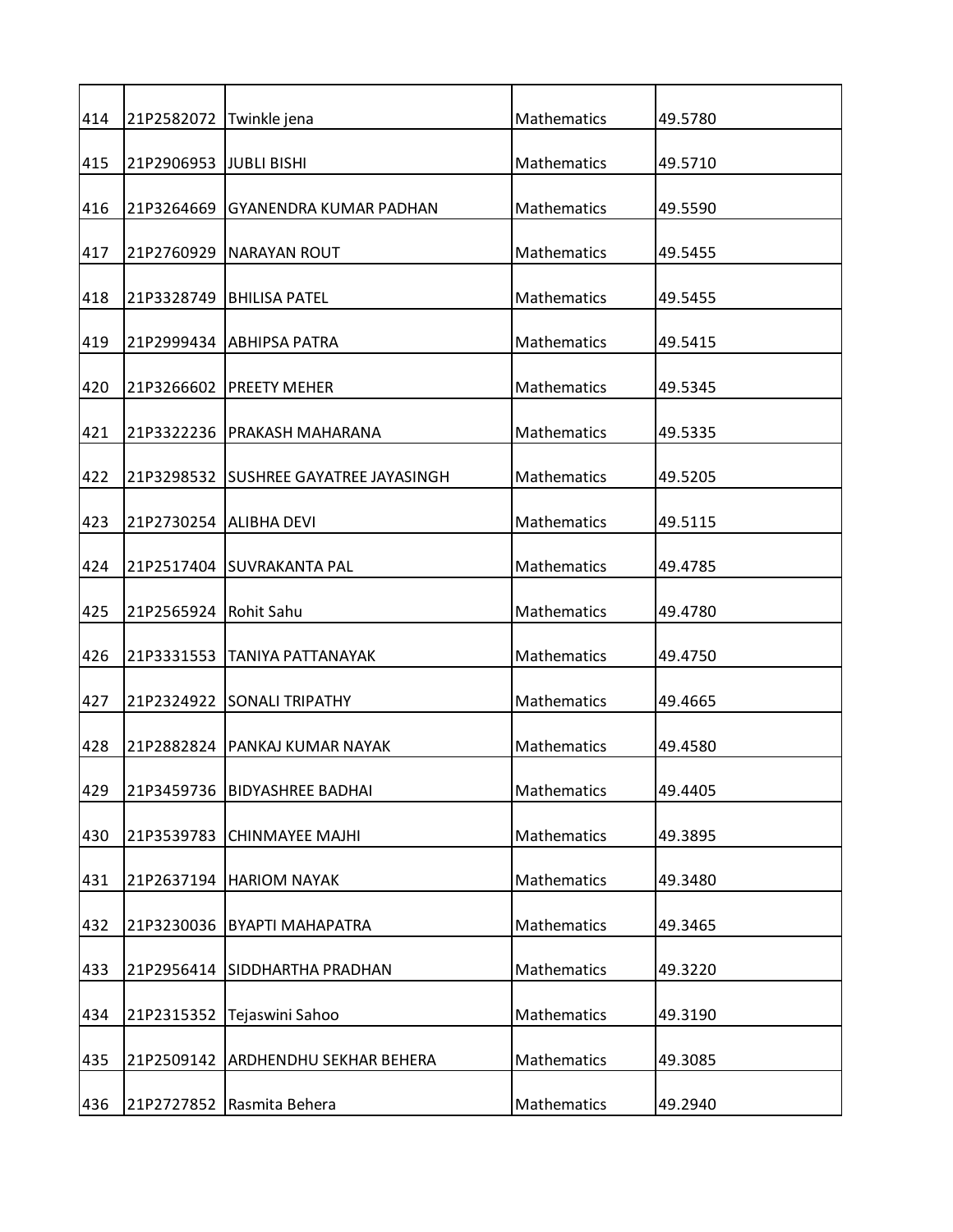| | | | | |
|---|---|---|---|---|
| 414 | 21P2582072 | Twinkle jena | Mathematics | 49.5780 |
| 415 | 21P2906953 | JUBLI BISHI | Mathematics | 49.5710 |
| 416 | 21P3264669 | GYANENDRA KUMAR PADHAN | Mathematics | 49.5590 |
| 417 | 21P2760929 | NARAYAN ROUT | Mathematics | 49.5455 |
| 418 | 21P3328749 | BHILISA PATEL | Mathematics | 49.5455 |
| 419 | 21P2999434 | ABHIPSA PATRA | Mathematics | 49.5415 |
| 420 | 21P3266602 | PREETY MEHER | Mathematics | 49.5345 |
| 421 | 21P3322236 | PRAKASH MAHARANA | Mathematics | 49.5335 |
| 422 | 21P3298532 | SUSHREE GAYATREE JAYASINGH | Mathematics | 49.5205 |
| 423 | 21P2730254 | ALIBHA DEVI | Mathematics | 49.5115 |
| 424 | 21P2517404 | SUVRAKANTA PAL | Mathematics | 49.4785 |
| 425 | 21P2565924 | Rohit Sahu | Mathematics | 49.4780 |
| 426 | 21P3331553 | TANIYA PATTANAYAK | Mathematics | 49.4750 |
| 427 | 21P2324922 | SONALI TRIPATHY | Mathematics | 49.4665 |
| 428 | 21P2882824 | PANKAJ KUMAR NAYAK | Mathematics | 49.4580 |
| 429 | 21P3459736 | BIDYASHREE BADHAI | Mathematics | 49.4405 |
| 430 | 21P3539783 | CHINMAYEE MAJHI | Mathematics | 49.3895 |
| 431 | 21P2637194 | HARIOM NAYAK | Mathematics | 49.3480 |
| 432 | 21P3230036 | BYAPTI MAHAPATRA | Mathematics | 49.3465 |
| 433 | 21P2956414 | SIDDHARTHA PRADHAN | Mathematics | 49.3220 |
| 434 | 21P2315352 | Tejaswini Sahoo | Mathematics | 49.3190 |
| 435 | 21P2509142 | ARDHENDHU SEKHAR BEHERA | Mathematics | 49.3085 |
| 436 | 21P2727852 | Rasmita Behera | Mathematics | 49.2940 |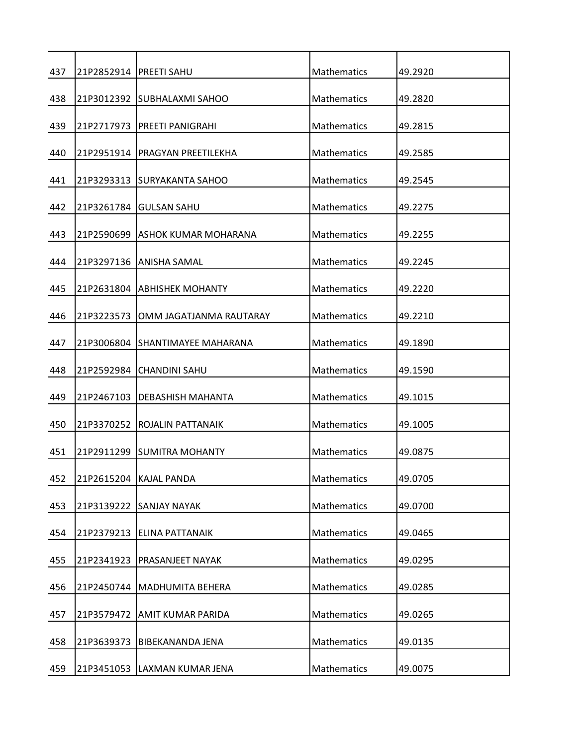| | | | | |
|---|---|---|---|---|
| 437 | 21P2852914 | PREETI SAHU | Mathematics | 49.2920 |
| 438 | 21P3012392 | SUBHALAXMI SAHOO | Mathematics | 49.2820 |
| 439 | 21P2717973 | PREETI PANIGRAHI | Mathematics | 49.2815 |
| 440 | 21P2951914 | PRAGYAN PREETILEKHA | Mathematics | 49.2585 |
| 441 | 21P3293313 | SURYAKANTA SAHOO | Mathematics | 49.2545 |
| 442 | 21P3261784 | GULSAN SAHU | Mathematics | 49.2275 |
| 443 | 21P2590699 | ASHOK KUMAR MOHARANA | Mathematics | 49.2255 |
| 444 | 21P3297136 | ANISHA SAMAL | Mathematics | 49.2245 |
| 445 | 21P2631804 | ABHISHEK MOHANTY | Mathematics | 49.2220 |
| 446 | 21P3223573 | OMM JAGATJANMA RAUTARAY | Mathematics | 49.2210 |
| 447 | 21P3006804 | SHANTIMAYEE MAHARANA | Mathematics | 49.1890 |
| 448 | 21P2592984 | CHANDINI SAHU | Mathematics | 49.1590 |
| 449 | 21P2467103 | DEBASHISH MAHANTA | Mathematics | 49.1015 |
| 450 | 21P3370252 | ROJALIN PATTANAIK | Mathematics | 49.1005 |
| 451 | 21P2911299 | SUMITRA MOHANTY | Mathematics | 49.0875 |
| 452 | 21P2615204 | KAJAL PANDA | Mathematics | 49.0705 |
| 453 | 21P3139222 | SANJAY NAYAK | Mathematics | 49.0700 |
| 454 | 21P2379213 | ELINA PATTANAIK | Mathematics | 49.0465 |
| 455 | 21P2341923 | PRASANJEET NAYAK | Mathematics | 49.0295 |
| 456 | 21P2450744 | MADHUMITA BEHERA | Mathematics | 49.0285 |
| 457 | 21P3579472 | AMIT KUMAR PARIDA | Mathematics | 49.0265 |
| 458 | 21P3639373 | BIBEKANANDA JENA | Mathematics | 49.0135 |
| 459 | 21P3451053 | LAXMAN KUMAR JENA | Mathematics | 49.0075 |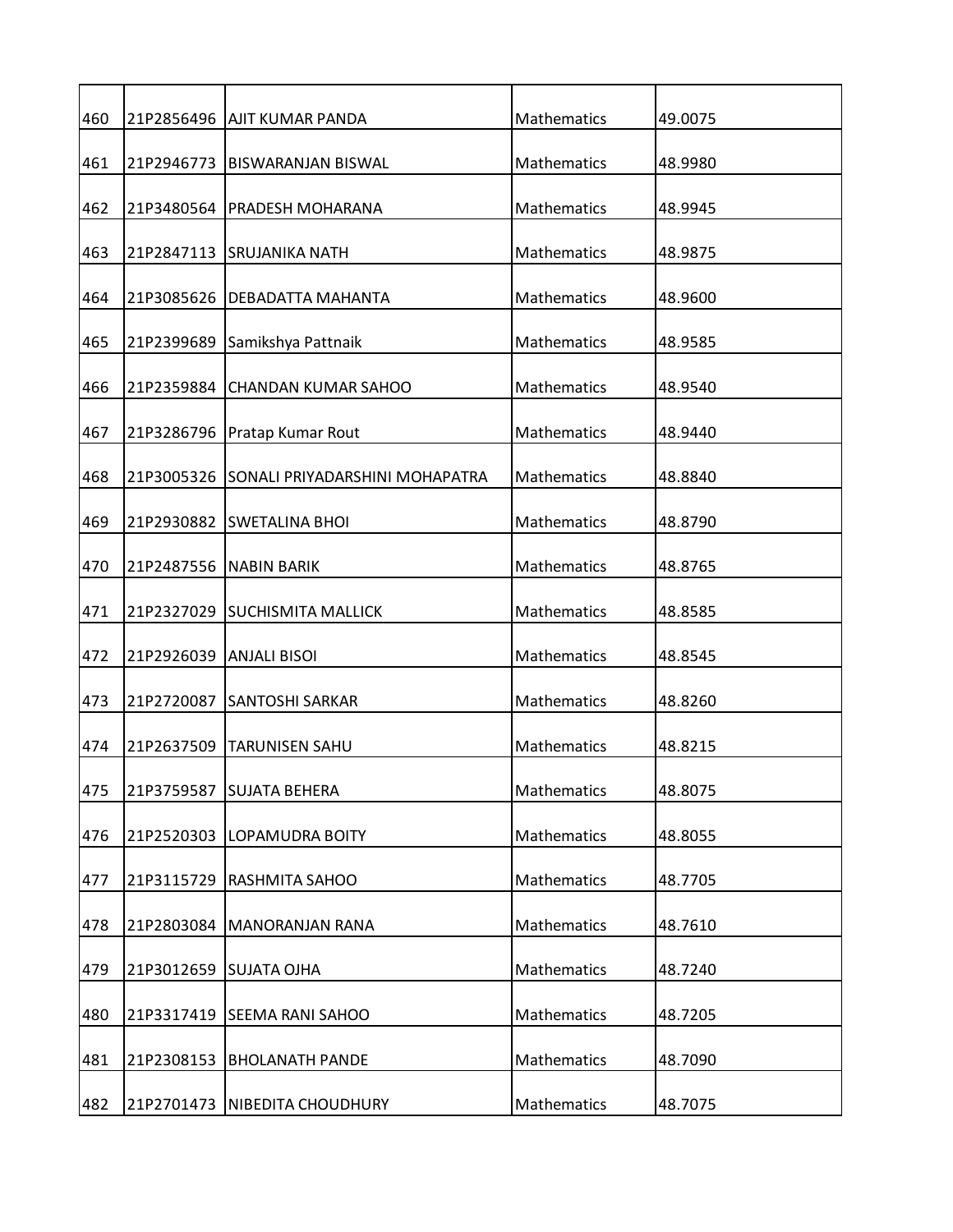| | | | | |
|---|---|---|---|---|
| 460 | 21P2856496 | AJIT KUMAR PANDA | Mathematics | 49.0075 |
| 461 | 21P2946773 | BISWARANJAN BISWAL | Mathematics | 48.9980 |
| 462 | 21P3480564 | PRADESH MOHARANA | Mathematics | 48.9945 |
| 463 | 21P2847113 | SRUJANIKA NATH | Mathematics | 48.9875 |
| 464 | 21P3085626 | DEBADATTA MAHANTA | Mathematics | 48.9600 |
| 465 | 21P2399689 | Samikshya Pattnaik | Mathematics | 48.9585 |
| 466 | 21P2359884 | CHANDAN KUMAR SAHOO | Mathematics | 48.9540 |
| 467 | 21P3286796 | Pratap Kumar Rout | Mathematics | 48.9440 |
| 468 | 21P3005326 | SONALI PRIYADARSHINI MOHAPATRA | Mathematics | 48.8840 |
| 469 | 21P2930882 | SWETALINA BHOI | Mathematics | 48.8790 |
| 470 | 21P2487556 | NABIN BARIK | Mathematics | 48.8765 |
| 471 | 21P2327029 | SUCHISMITA MALLICK | Mathematics | 48.8585 |
| 472 | 21P2926039 | ANJALI BISOI | Mathematics | 48.8545 |
| 473 | 21P2720087 | SANTOSHI SARKAR | Mathematics | 48.8260 |
| 474 | 21P2637509 | TARUNISEN SAHU | Mathematics | 48.8215 |
| 475 | 21P3759587 | SUJATA BEHERA | Mathematics | 48.8075 |
| 476 | 21P2520303 | LOPAMUDRA BOITY | Mathematics | 48.8055 |
| 477 | 21P3115729 | RASHMITA SAHOO | Mathematics | 48.7705 |
| 478 | 21P2803084 | MANORANJAN RANA | Mathematics | 48.7610 |
| 479 | 21P3012659 | SUJATA OJHA | Mathematics | 48.7240 |
| 480 | 21P3317419 | SEEMA RANI SAHOO | Mathematics | 48.7205 |
| 481 | 21P2308153 | BHOLANATH PANDE | Mathematics | 48.7090 |
| 482 | 21P2701473 | NIBEDITA CHOUDHURY | Mathematics | 48.7075 |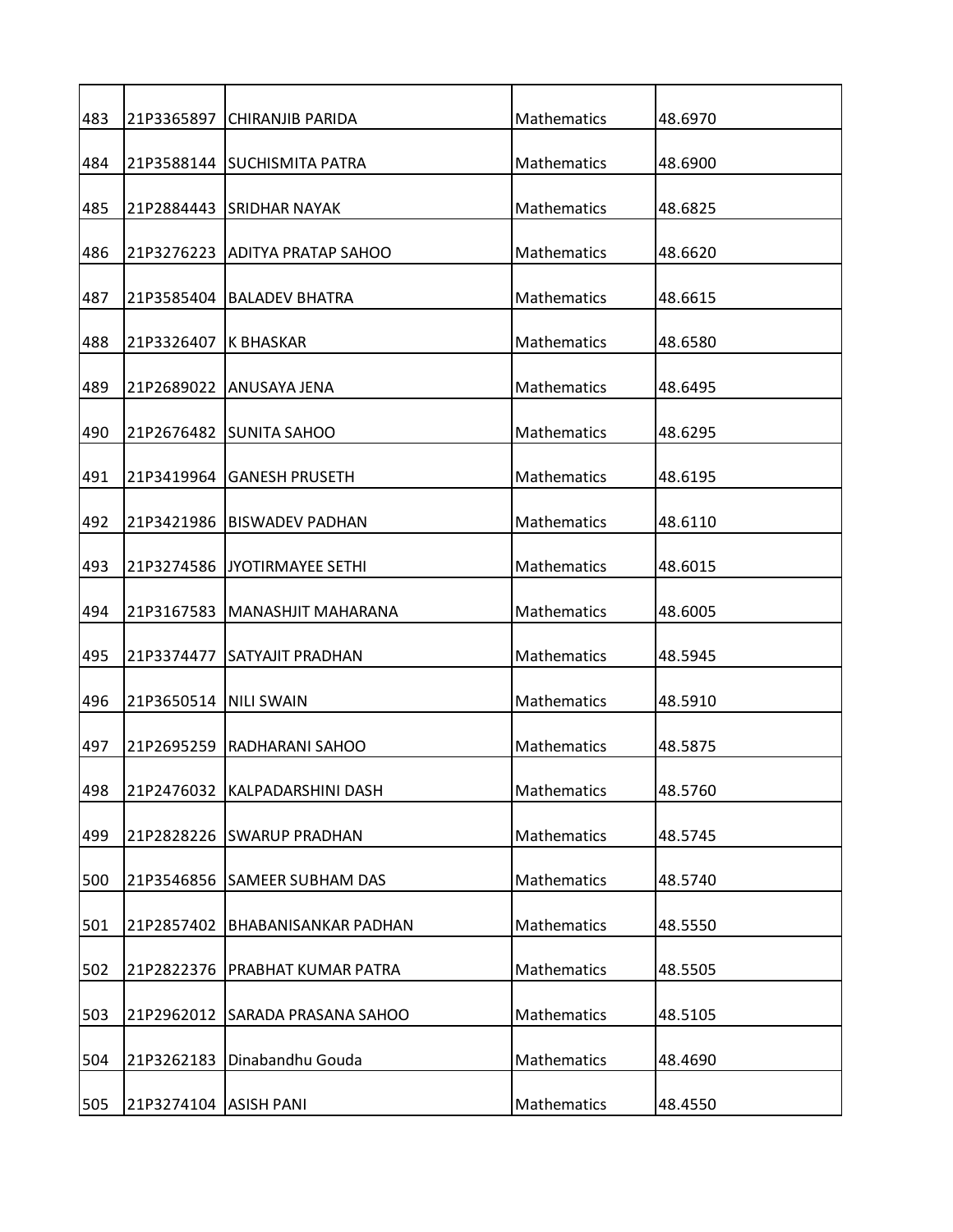| | | | | |
|---|---|---|---|---|
| 483 | 21P3365897 | CHIRANJIB PARIDA | Mathematics | 48.6970 |
| 484 | 21P3588144 | SUCHISMITA PATRA | Mathematics | 48.6900 |
| 485 | 21P2884443 | SRIDHAR NAYAK | Mathematics | 48.6825 |
| 486 | 21P3276223 | ADITYA PRATAP SAHOO | Mathematics | 48.6620 |
| 487 | 21P3585404 | BALADEV BHATRA | Mathematics | 48.6615 |
| 488 | 21P3326407 | K BHASKAR | Mathematics | 48.6580 |
| 489 | 21P2689022 | ANUSAYA JENA | Mathematics | 48.6495 |
| 490 | 21P2676482 | SUNITA SAHOO | Mathematics | 48.6295 |
| 491 | 21P3419964 | GANESH PRUSETH | Mathematics | 48.6195 |
| 492 | 21P3421986 | BISWADEV PADHAN | Mathematics | 48.6110 |
| 493 | 21P3274586 | JYOTIRMAYEE SETHI | Mathematics | 48.6015 |
| 494 | 21P3167583 | MANASHJIT MAHARANA | Mathematics | 48.6005 |
| 495 | 21P3374477 | SATYAJIT PRADHAN | Mathematics | 48.5945 |
| 496 | 21P3650514 | NILI SWAIN | Mathematics | 48.5910 |
| 497 | 21P2695259 | RADHARANI SAHOO | Mathematics | 48.5875 |
| 498 | 21P2476032 | KALPADARSHINI DASH | Mathematics | 48.5760 |
| 499 | 21P2828226 | SWARUP PRADHAN | Mathematics | 48.5745 |
| 500 | 21P3546856 | SAMEER SUBHAM DAS | Mathematics | 48.5740 |
| 501 | 21P2857402 | BHABANISANKAR PADHAN | Mathematics | 48.5550 |
| 502 | 21P2822376 | PRABHAT KUMAR PATRA | Mathematics | 48.5505 |
| 503 | 21P2962012 | SARADA PRASANA SAHOO | Mathematics | 48.5105 |
| 504 | 21P3262183 | Dinabandhu Gouda | Mathematics | 48.4690 |
| 505 | 21P3274104 | ASISH PANI | Mathematics | 48.4550 |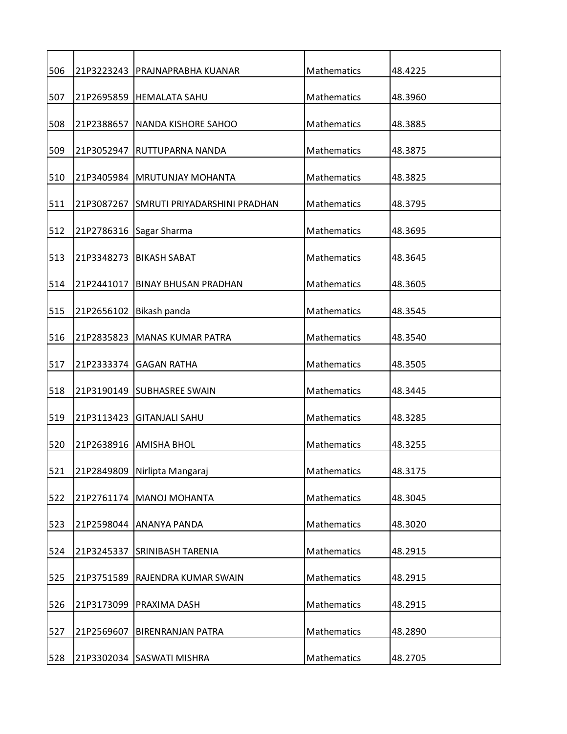| | | | | |
|---|---|---|---|---|
| 506 | 21P3223243 | PRAJNAPRABHA KUANAR | Mathematics | 48.4225 |
| 507 | 21P2695859 | HEMALATA SAHU | Mathematics | 48.3960 |
| 508 | 21P2388657 | NANDA KISHORE SAHOO | Mathematics | 48.3885 |
| 509 | 21P3052947 | RUTTUPARNA NANDA | Mathematics | 48.3875 |
| 510 | 21P3405984 | MRUTUNJAY MOHANTA | Mathematics | 48.3825 |
| 511 | 21P3087267 | SMRUTI PRIYADARSHINI PRADHAN | Mathematics | 48.3795 |
| 512 | 21P2786316 | Sagar Sharma | Mathematics | 48.3695 |
| 513 | 21P3348273 | BIKASH SABAT | Mathematics | 48.3645 |
| 514 | 21P2441017 | BINAY BHUSAN PRADHAN | Mathematics | 48.3605 |
| 515 | 21P2656102 | Bikash panda | Mathematics | 48.3545 |
| 516 | 21P2835823 | MANAS KUMAR PATRA | Mathematics | 48.3540 |
| 517 | 21P2333374 | GAGAN RATHA | Mathematics | 48.3505 |
| 518 | 21P3190149 | SUBHASREE SWAIN | Mathematics | 48.3445 |
| 519 | 21P3113423 | GITANJALI SAHU | Mathematics | 48.3285 |
| 520 | 21P2638916 | AMISHA BHOL | Mathematics | 48.3255 |
| 521 | 21P2849809 | Nirlipta Mangaraj | Mathematics | 48.3175 |
| 522 | 21P2761174 | MANOJ MOHANTA | Mathematics | 48.3045 |
| 523 | 21P2598044 | ANANYA PANDA | Mathematics | 48.3020 |
| 524 | 21P3245337 | SRINIBASH TARENIA | Mathematics | 48.2915 |
| 525 | 21P3751589 | RAJENDRA KUMAR SWAIN | Mathematics | 48.2915 |
| 526 | 21P3173099 | PRAXIMA DASH | Mathematics | 48.2915 |
| 527 | 21P2569607 | BIRENRANJAN PATRA | Mathematics | 48.2890 |
| 528 | 21P3302034 | SASWATI MISHRA | Mathematics | 48.2705 |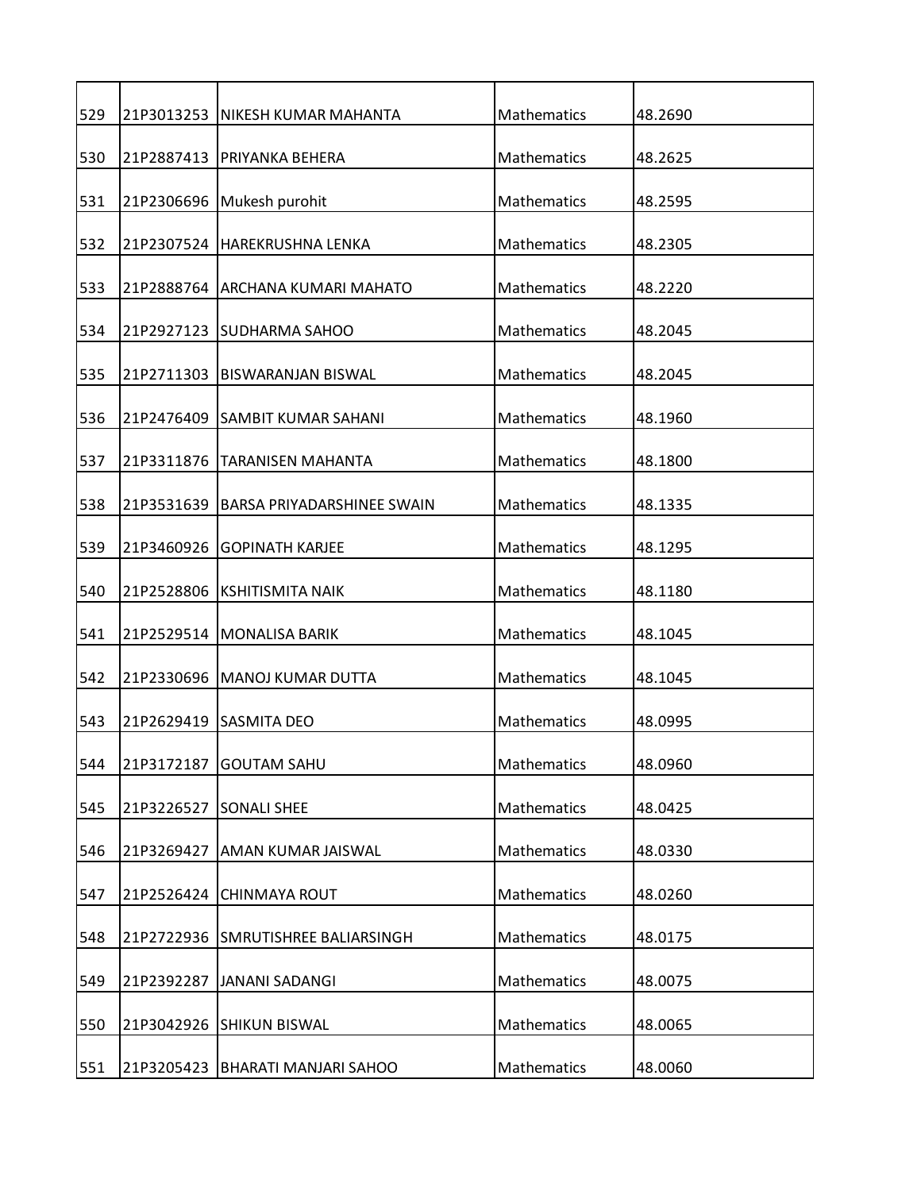| | | | | |
|---|---|---|---|---|
| 529 | 21P3013253 | NIKESH KUMAR MAHANTA | Mathematics | 48.2690 |
| 530 | 21P2887413 | PRIYANKA BEHERA | Mathematics | 48.2625 |
| 531 | 21P2306696 | Mukesh purohit | Mathematics | 48.2595 |
| 532 | 21P2307524 | HAREKRUSHNA LENKA | Mathematics | 48.2305 |
| 533 | 21P2888764 | ARCHANA KUMARI MAHATO | Mathematics | 48.2220 |
| 534 | 21P2927123 | SUDHARMA SAHOO | Mathematics | 48.2045 |
| 535 | 21P2711303 | BISWARANJAN BISWAL | Mathematics | 48.2045 |
| 536 | 21P2476409 | SAMBIT KUMAR SAHANI | Mathematics | 48.1960 |
| 537 | 21P3311876 | TARANISEN MAHANTA | Mathematics | 48.1800 |
| 538 | 21P3531639 | BARSA PRIYADARSHINEE SWAIN | Mathematics | 48.1335 |
| 539 | 21P3460926 | GOPINATH KARJEE | Mathematics | 48.1295 |
| 540 | 21P2528806 | KSHITISMITA NAIK | Mathematics | 48.1180 |
| 541 | 21P2529514 | MONALISA BARIK | Mathematics | 48.1045 |
| 542 | 21P2330696 | MANOJ KUMAR DUTTA | Mathematics | 48.1045 |
| 543 | 21P2629419 | SASMITA DEO | Mathematics | 48.0995 |
| 544 | 21P3172187 | GOUTAM SAHU | Mathematics | 48.0960 |
| 545 | 21P3226527 | SONALI SHEE | Mathematics | 48.0425 |
| 546 | 21P3269427 | AMAN KUMAR JAISWAL | Mathematics | 48.0330 |
| 547 | 21P2526424 | CHINMAYA ROUT | Mathematics | 48.0260 |
| 548 | 21P2722936 | SMRUTISHREE BALIARSINGH | Mathematics | 48.0175 |
| 549 | 21P2392287 | JANANI SADANGI | Mathematics | 48.0075 |
| 550 | 21P3042926 | SHIKUN BISWAL | Mathematics | 48.0065 |
| 551 | 21P3205423 | BHARATI MANJARI SAHOO | Mathematics | 48.0060 |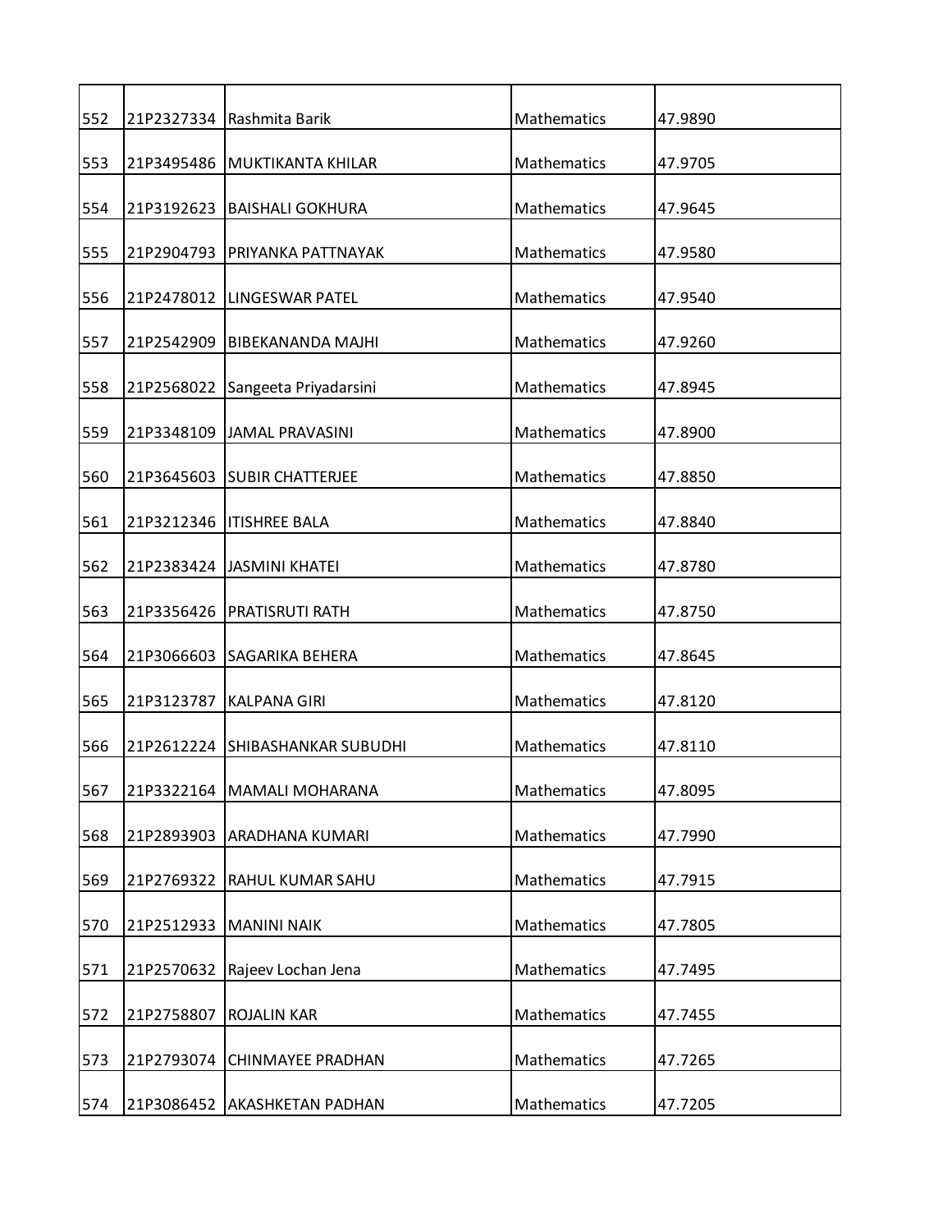| | | | | |
|---|---|---|---|---|
| 552 | 21P2327334 | Rashmita Barik | Mathematics | 47.9890 |
| 553 | 21P3495486 | MUKTIKANTA KHILAR | Mathematics | 47.9705 |
| 554 | 21P3192623 | BAISHALI GOKHURA | Mathematics | 47.9645 |
| 555 | 21P2904793 | PRIYANKA PATTNAYAK | Mathematics | 47.9580 |
| 556 | 21P2478012 | LINGESWAR PATEL | Mathematics | 47.9540 |
| 557 | 21P2542909 | BIBEKANANDA MAJHI | Mathematics | 47.9260 |
| 558 | 21P2568022 | Sangeeta Priyadarsini | Mathematics | 47.8945 |
| 559 | 21P3348109 | JAMAL PRAVASINI | Mathematics | 47.8900 |
| 560 | 21P3645603 | SUBIR CHATTERJEE | Mathematics | 47.8850 |
| 561 | 21P3212346 | ITISHREE BALA | Mathematics | 47.8840 |
| 562 | 21P2383424 | JASMINI KHATEI | Mathematics | 47.8780 |
| 563 | 21P3356426 | PRATISRUTI RATH | Mathematics | 47.8750 |
| 564 | 21P3066603 | SAGARIKA BEHERA | Mathematics | 47.8645 |
| 565 | 21P3123787 | KALPANA GIRI | Mathematics | 47.8120 |
| 566 | 21P2612224 | SHIBASHANKAR SUBUDHI | Mathematics | 47.8110 |
| 567 | 21P3322164 | MAMALI MOHARANA | Mathematics | 47.8095 |
| 568 | 21P2893903 | ARADHANA KUMARI | Mathematics | 47.7990 |
| 569 | 21P2769322 | RAHUL KUMAR SAHU | Mathematics | 47.7915 |
| 570 | 21P2512933 | MANINI NAIK | Mathematics | 47.7805 |
| 571 | 21P2570632 | Rajeev Lochan Jena | Mathematics | 47.7495 |
| 572 | 21P2758807 | ROJALIN KAR | Mathematics | 47.7455 |
| 573 | 21P2793074 | CHINMAYEE PRADHAN | Mathematics | 47.7265 |
| 574 | 21P3086452 | AKASHKETAN PADHAN | Mathematics | 47.7205 |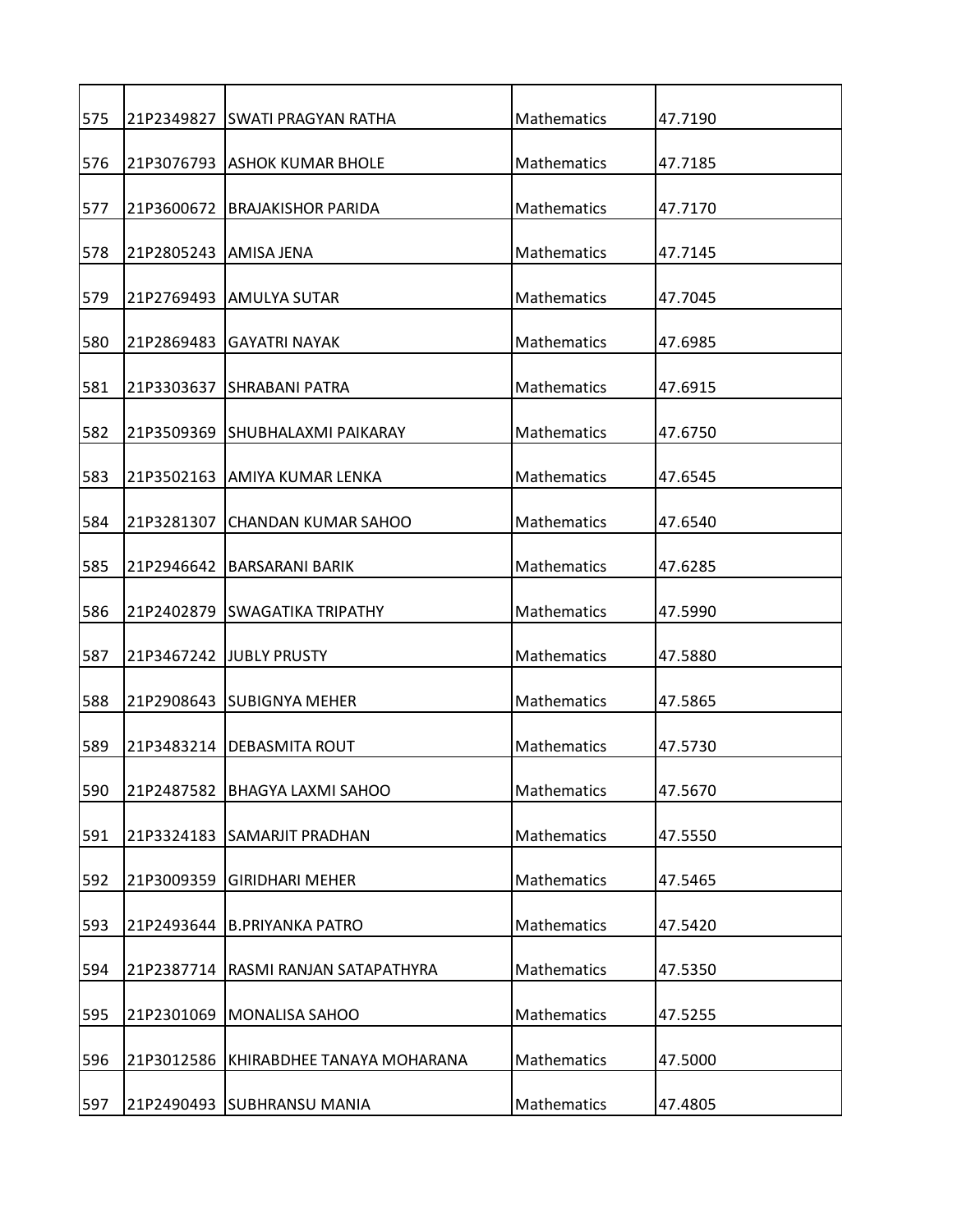| 575 | 21P2349827 | SWATI PRAGYAN RATHA | Mathematics | 47.7190 |
|---|---|---|---|---|
| 576 | 21P3076793 | ASHOK KUMAR BHOLE | Mathematics | 47.7185 |
| 577 | 21P3600672 | BRAJAKISHOR PARIDA | Mathematics | 47.7170 |
| 578 | 21P2805243 | AMISA JENA | Mathematics | 47.7145 |
| 579 | 21P2769493 | AMULYA SUTAR | Mathematics | 47.7045 |
| 580 | 21P2869483 | GAYATRI NAYAK | Mathematics | 47.6985 |
| 581 | 21P3303637 | SHRABANI PATRA | Mathematics | 47.6915 |
| 582 | 21P3509369 | SHUBHALAXMI PAIKARAY | Mathematics | 47.6750 |
| 583 | 21P3502163 | AMIYA KUMAR LENKA | Mathematics | 47.6545 |
| 584 | 21P3281307 | CHANDAN KUMAR SAHOO | Mathematics | 47.6540 |
| 585 | 21P2946642 | BARSARANI BARIK | Mathematics | 47.6285 |
| 586 | 21P2402879 | SWAGATIKA TRIPATHY | Mathematics | 47.5990 |
| 587 | 21P3467242 | JUBLY PRUSTY | Mathematics | 47.5880 |
| 588 | 21P2908643 | SUBIGNYA MEHER | Mathematics | 47.5865 |
| 589 | 21P3483214 | DEBASMITA ROUT | Mathematics | 47.5730 |
| 590 | 21P2487582 | BHAGYA LAXMI SAHOO | Mathematics | 47.5670 |
| 591 | 21P3324183 | SAMARJIT PRADHAN | Mathematics | 47.5550 |
| 592 | 21P3009359 | GIRIDHARI MEHER | Mathematics | 47.5465 |
| 593 | 21P2493644 | B.PRIYANKA PATRO | Mathematics | 47.5420 |
| 594 | 21P2387714 | RASMI RANJAN SATAPATHYRA | Mathematics | 47.5350 |
| 595 | 21P2301069 | MONALISA SAHOO | Mathematics | 47.5255 |
| 596 | 21P3012586 | KHIRABDHEE TANAYA MOHARANA | Mathematics | 47.5000 |
| 597 | 21P2490493 | SUBHRANSU MANIA | Mathematics | 47.4805 |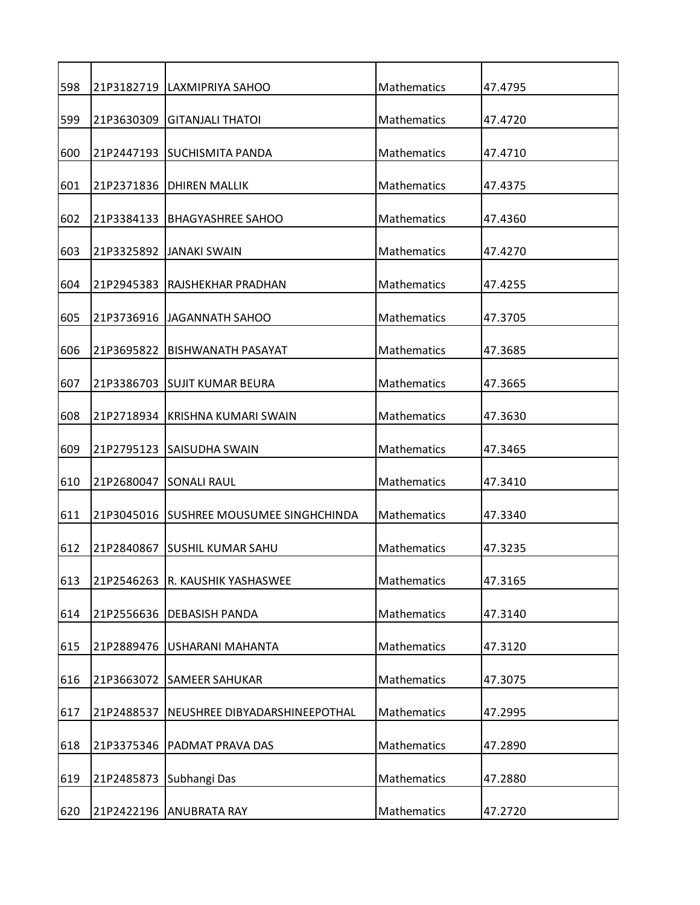| | | | | |
|---|---|---|---|---|
| 598 | 21P3182719 | LAXMIPRIYA SAHOO | Mathematics | 47.4795 |
| 599 | 21P3630309 | GITANJALI THATOI | Mathematics | 47.4720 |
| 600 | 21P2447193 | SUCHISMITA PANDA | Mathematics | 47.4710 |
| 601 | 21P2371836 | DHIREN MALLIK | Mathematics | 47.4375 |
| 602 | 21P3384133 | BHAGYASHREE SAHOO | Mathematics | 47.4360 |
| 603 | 21P3325892 | JANAKI SWAIN | Mathematics | 47.4270 |
| 604 | 21P2945383 | RAJSHEKHAR PRADHAN | Mathematics | 47.4255 |
| 605 | 21P3736916 | JAGANNATH SAHOO | Mathematics | 47.3705 |
| 606 | 21P3695822 | BISHWANATH PASAYAT | Mathematics | 47.3685 |
| 607 | 21P3386703 | SUJIT KUMAR BEURA | Mathematics | 47.3665 |
| 608 | 21P2718934 | KRISHNA KUMARI SWAIN | Mathematics | 47.3630 |
| 609 | 21P2795123 | SAISUDHA SWAIN | Mathematics | 47.3465 |
| 610 | 21P2680047 | SONALI RAUL | Mathematics | 47.3410 |
| 611 | 21P3045016 | SUSHREE MOUSUMEE SINGHCHINDA | Mathematics | 47.3340 |
| 612 | 21P2840867 | SUSHIL KUMAR SAHU | Mathematics | 47.3235 |
| 613 | 21P2546263 | R. KAUSHIK YASHASWEE | Mathematics | 47.3165 |
| 614 | 21P2556636 | DEBASISH PANDA | Mathematics | 47.3140 |
| 615 | 21P2889476 | USHARANI MAHANTA | Mathematics | 47.3120 |
| 616 | 21P3663072 | SAMEER SAHUKAR | Mathematics | 47.3075 |
| 617 | 21P2488537 | NEUSHREE DIBYADARSHINEEPOTHAL | Mathematics | 47.2995 |
| 618 | 21P3375346 | PADMAT PRAVA DAS | Mathematics | 47.2890 |
| 619 | 21P2485873 | Subhangi Das | Mathematics | 47.2880 |
| 620 | 21P2422196 | ANUBRATA RAY | Mathematics | 47.2720 |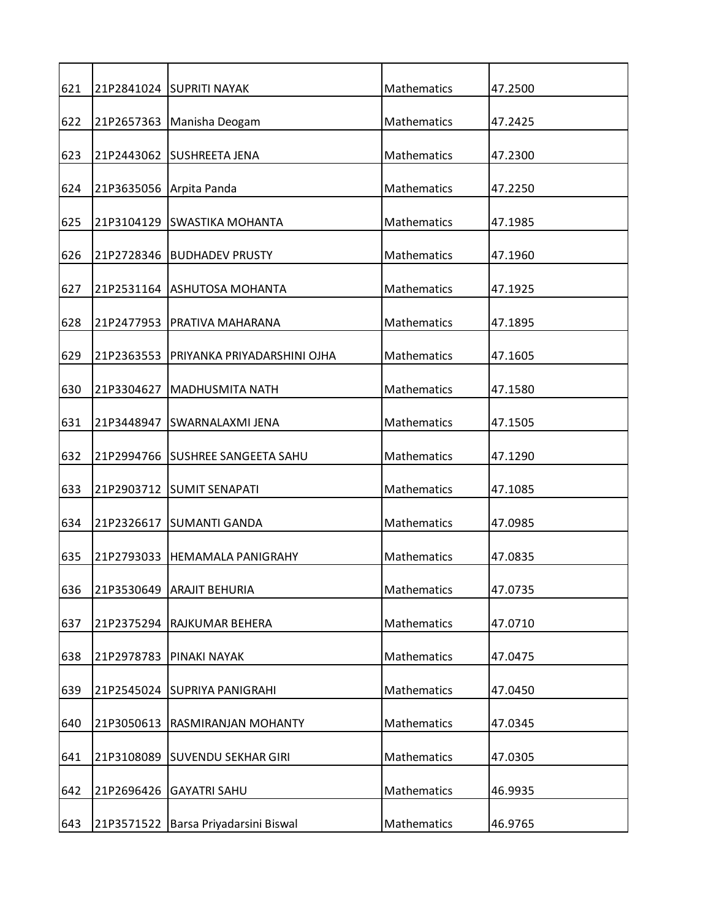| 621 | 21P2841024 | SUPRITI NAYAK | Mathematics | 47.2500 |
|---|---|---|---|---|
| 622 | 21P2657363 | Manisha Deogam | Mathematics | 47.2425 |
| 623 | 21P2443062 | SUSHREETA JENA | Mathematics | 47.2300 |
| 624 | 21P3635056 | Arpita Panda | Mathematics | 47.2250 |
| 625 | 21P3104129 | SWASTIKA MOHANTA | Mathematics | 47.1985 |
| 626 | 21P2728346 | BUDHADEV PRUSTY | Mathematics | 47.1960 |
| 627 | 21P2531164 | ASHUTOSA MOHANTA | Mathematics | 47.1925 |
| 628 | 21P2477953 | PRATIVA MAHARANA | Mathematics | 47.1895 |
| 629 | 21P2363553 | PRIYANKA PRIYADARSHINI OJHA | Mathematics | 47.1605 |
| 630 | 21P3304627 | MADHUSMITA NATH | Mathematics | 47.1580 |
| 631 | 21P3448947 | SWARNALAXMI JENA | Mathematics | 47.1505 |
| 632 | 21P2994766 | SUSHREE SANGEETA SAHU | Mathematics | 47.1290 |
| 633 | 21P2903712 | SUMIT SENAPATI | Mathematics | 47.1085 |
| 634 | 21P2326617 | SUMANTI GANDA | Mathematics | 47.0985 |
| 635 | 21P2793033 | HEMAMALA PANIGRAHY | Mathematics | 47.0835 |
| 636 | 21P3530649 | ARAJIT BEHURIA | Mathematics | 47.0735 |
| 637 | 21P2375294 | RAJKUMAR BEHERA | Mathematics | 47.0710 |
| 638 | 21P2978783 | PINAKI NAYAK | Mathematics | 47.0475 |
| 639 | 21P2545024 | SUPRIYA PANIGRAHI | Mathematics | 47.0450 |
| 640 | 21P3050613 | RASMIRANJAN MOHANTY | Mathematics | 47.0345 |
| 641 | 21P3108089 | SUVENDU SEKHAR GIRI | Mathematics | 47.0305 |
| 642 | 21P2696426 | GAYATRI SAHU | Mathematics | 46.9935 |
| 643 | 21P3571522 | Barsa Priyadarsini Biswal | Mathematics | 46.9765 |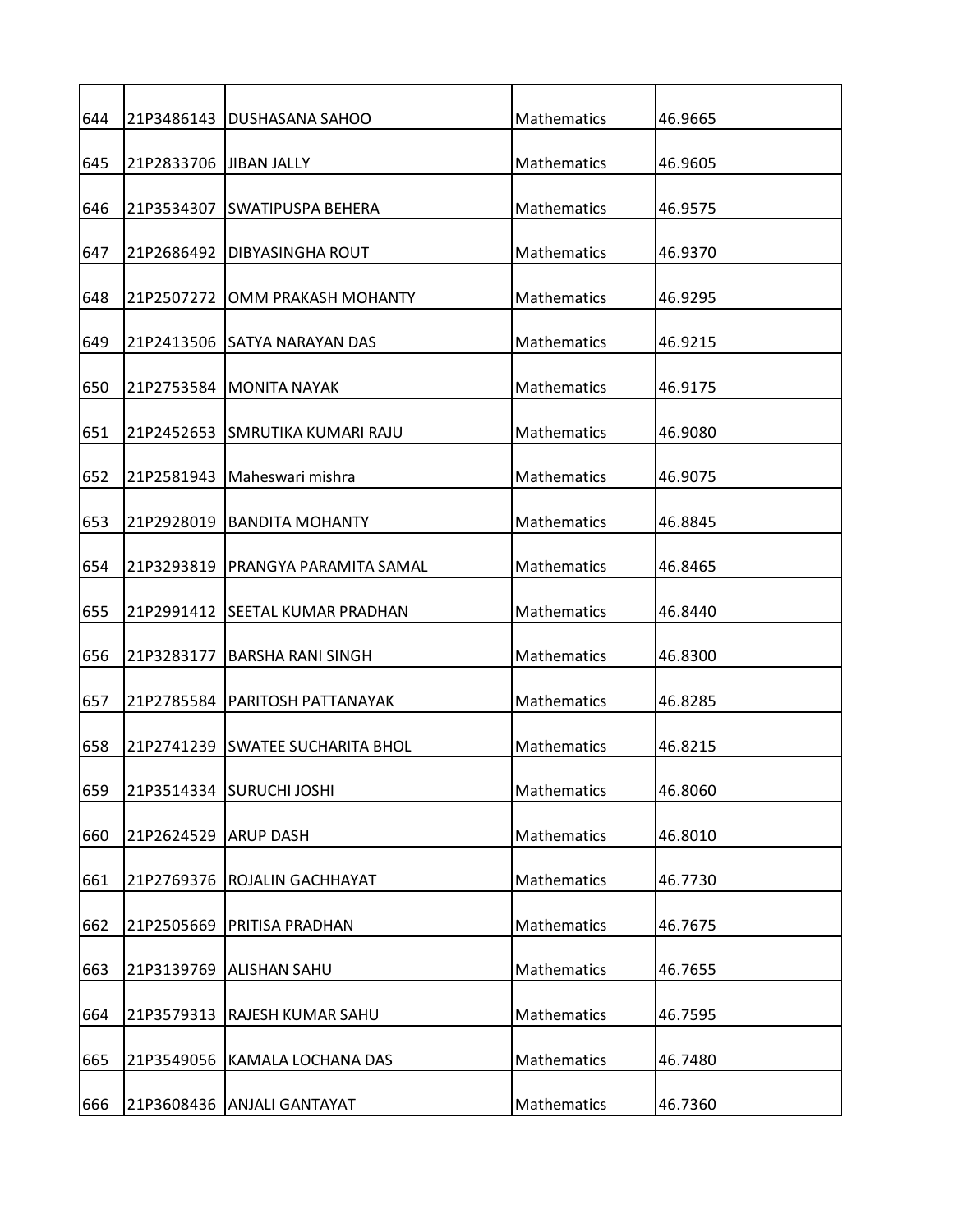| | | | | |
|---|---|---|---|---|
| 644 | 21P3486143 | DUSHASANA SAHOO | Mathematics | 46.9665 |
| 645 | 21P2833706 | JIBAN JALLY | Mathematics | 46.9605 |
| 646 | 21P3534307 | SWATIPUSPA BEHERA | Mathematics | 46.9575 |
| 647 | 21P2686492 | DIBYASINGHA ROUT | Mathematics | 46.9370 |
| 648 | 21P2507272 | OMM PRAKASH MOHANTY | Mathematics | 46.9295 |
| 649 | 21P2413506 | SATYA NARAYAN DAS | Mathematics | 46.9215 |
| 650 | 21P2753584 | MONITA NAYAK | Mathematics | 46.9175 |
| 651 | 21P2452653 | SMRUTIKA KUMARI RAJU | Mathematics | 46.9080 |
| 652 | 21P2581943 | Maheswari mishra | Mathematics | 46.9075 |
| 653 | 21P2928019 | BANDITA MOHANTY | Mathematics | 46.8845 |
| 654 | 21P3293819 | PRANGYA PARAMITA SAMAL | Mathematics | 46.8465 |
| 655 | 21P2991412 | SEETAL KUMAR PRADHAN | Mathematics | 46.8440 |
| 656 | 21P3283177 | BARSHA RANI SINGH | Mathematics | 46.8300 |
| 657 | 21P2785584 | PARITOSH PATTANAYAK | Mathematics | 46.8285 |
| 658 | 21P2741239 | SWATEE SUCHARITA BHOL | Mathematics | 46.8215 |
| 659 | 21P3514334 | SURUCHI JOSHI | Mathematics | 46.8060 |
| 660 | 21P2624529 | ARUP DASH | Mathematics | 46.8010 |
| 661 | 21P2769376 | ROJALIN GACHHAYAT | Mathematics | 46.7730 |
| 662 | 21P2505669 | PRITISA PRADHAN | Mathematics | 46.7675 |
| 663 | 21P3139769 | ALISHAN SAHU | Mathematics | 46.7655 |
| 664 | 21P3579313 | RAJESH KUMAR SAHU | Mathematics | 46.7595 |
| 665 | 21P3549056 | KAMALA LOCHANA DAS | Mathematics | 46.7480 |
| 666 | 21P3608436 | ANJALI GANTAYAT | Mathematics | 46.7360 |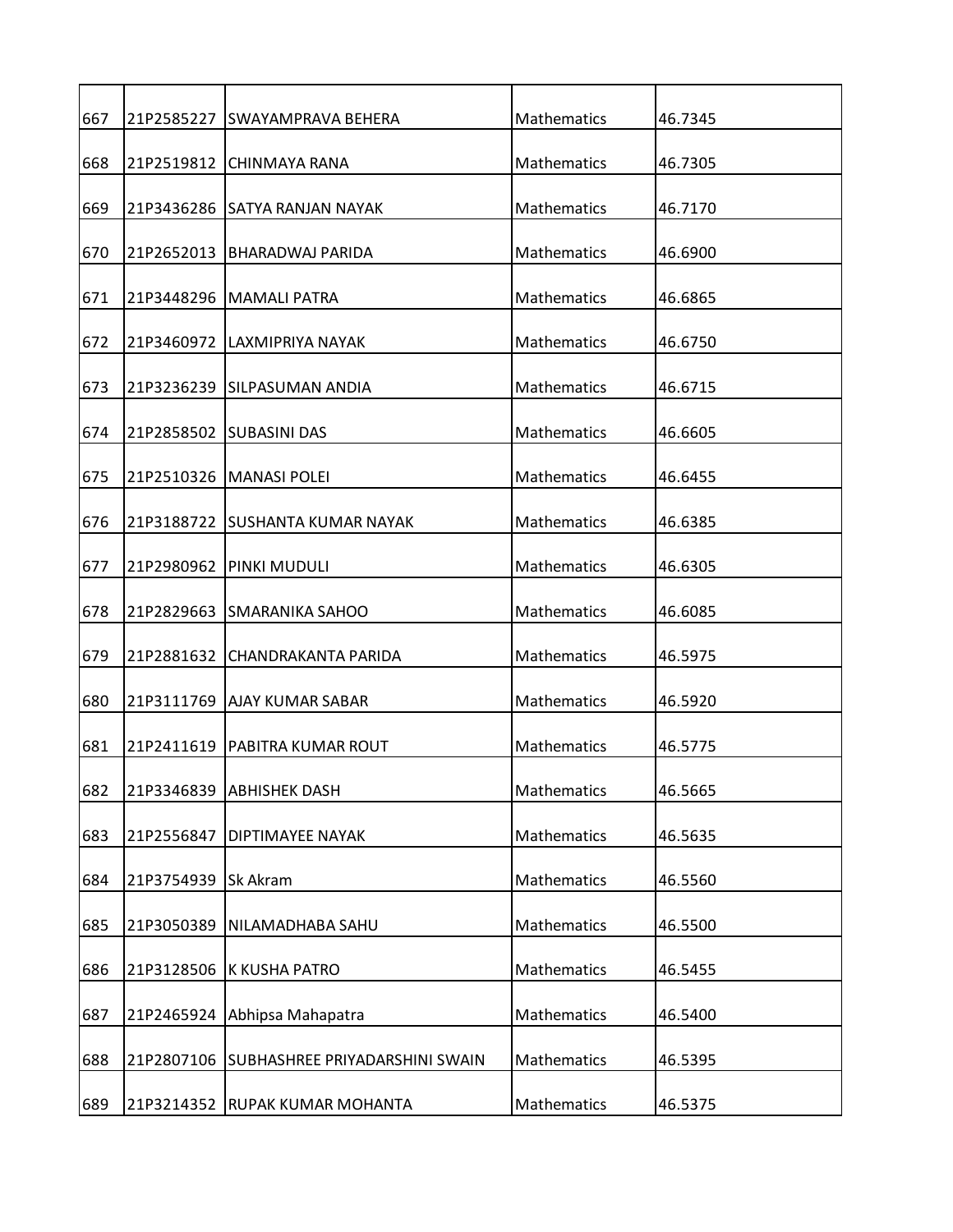| | | | | |
|---|---|---|---|---|
| 667 | 21P2585227 | SWAYAMPRAVA BEHERA | Mathematics | 46.7345 |
| 668 | 21P2519812 | CHINMAYA RANA | Mathematics | 46.7305 |
| 669 | 21P3436286 | SATYA RANJAN NAYAK | Mathematics | 46.7170 |
| 670 | 21P2652013 | BHARADWAJ PARIDA | Mathematics | 46.6900 |
| 671 | 21P3448296 | MAMALI PATRA | Mathematics | 46.6865 |
| 672 | 21P3460972 | LAXMIPRIYA NAYAK | Mathematics | 46.6750 |
| 673 | 21P3236239 | SILPASUMAN ANDIA | Mathematics | 46.6715 |
| 674 | 21P2858502 | SUBASINI DAS | Mathematics | 46.6605 |
| 675 | 21P2510326 | MANASI POLEI | Mathematics | 46.6455 |
| 676 | 21P3188722 | SUSHANTA KUMAR NAYAK | Mathematics | 46.6385 |
| 677 | 21P2980962 | PINKI MUDULI | Mathematics | 46.6305 |
| 678 | 21P2829663 | SMARANIKA SAHOO | Mathematics | 46.6085 |
| 679 | 21P2881632 | CHANDRAKANTA PARIDA | Mathematics | 46.5975 |
| 680 | 21P3111769 | AJAY KUMAR SABAR | Mathematics | 46.5920 |
| 681 | 21P2411619 | PABITRA KUMAR ROUT | Mathematics | 46.5775 |
| 682 | 21P3346839 | ABHISHEK DASH | Mathematics | 46.5665 |
| 683 | 21P2556847 | DIPTIMAYEE NAYAK | Mathematics | 46.5635 |
| 684 | 21P3754939 | Sk Akram | Mathematics | 46.5560 |
| 685 | 21P3050389 | NILAMADHABA SAHU | Mathematics | 46.5500 |
| 686 | 21P3128506 | K KUSHA PATRO | Mathematics | 46.5455 |
| 687 | 21P2465924 | Abhipsa Mahapatra | Mathematics | 46.5400 |
| 688 | 21P2807106 | SUBHASHREE PRIYADARSHINI SWAIN | Mathematics | 46.5395 |
| 689 | 21P3214352 | RUPAK KUMAR MOHANTA | Mathematics | 46.5375 |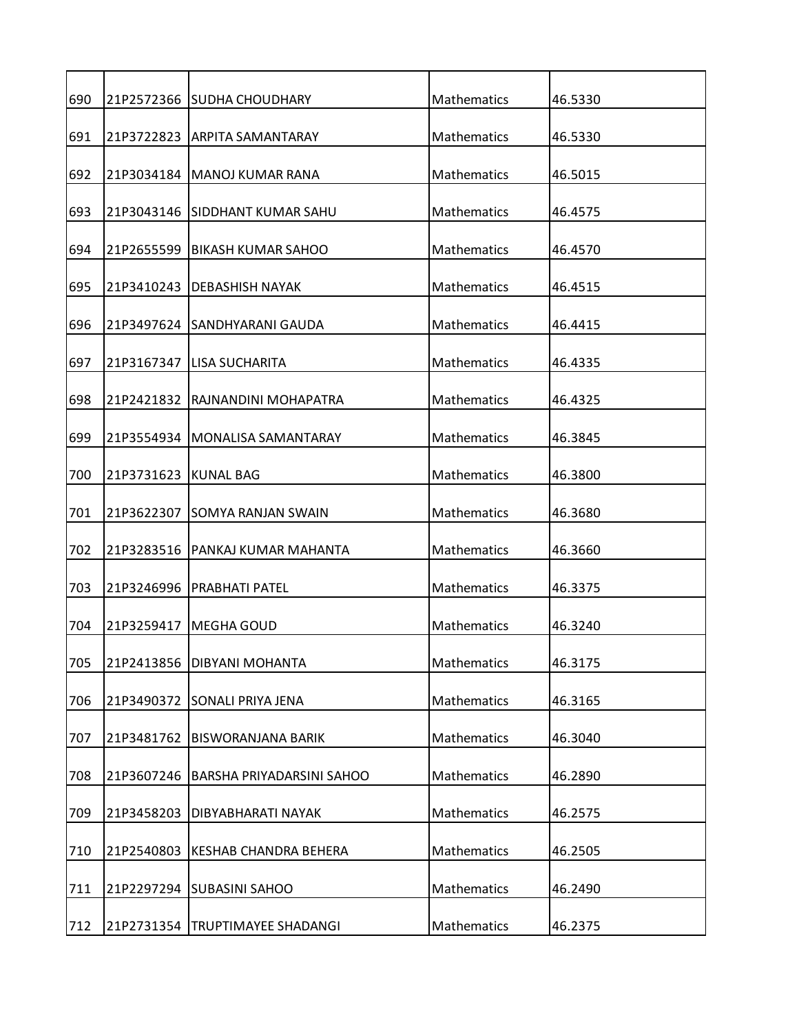| | | | | |
|---|---|---|---|---|
| 690 | 21P2572366 | SUDHA CHOUDHARY | Mathematics | 46.5330 |
| 691 | 21P3722823 | ARPITA SAMANTARAY | Mathematics | 46.5330 |
| 692 | 21P3034184 | MANOJ KUMAR RANA | Mathematics | 46.5015 |
| 693 | 21P3043146 | SIDDHANT KUMAR SAHU | Mathematics | 46.4575 |
| 694 | 21P2655599 | BIKASH KUMAR SAHOO | Mathematics | 46.4570 |
| 695 | 21P3410243 | DEBASHISH NAYAK | Mathematics | 46.4515 |
| 696 | 21P3497624 | SANDHYARANI GAUDA | Mathematics | 46.4415 |
| 697 | 21P3167347 | LISA SUCHARITA | Mathematics | 46.4335 |
| 698 | 21P2421832 | RAJNANDINI MOHAPATRA | Mathematics | 46.4325 |
| 699 | 21P3554934 | MONALISA SAMANTARAY | Mathematics | 46.3845 |
| 700 | 21P3731623 | KUNAL BAG | Mathematics | 46.3800 |
| 701 | 21P3622307 | SOMYA RANJAN SWAIN | Mathematics | 46.3680 |
| 702 | 21P3283516 | PANKAJ KUMAR MAHANTA | Mathematics | 46.3660 |
| 703 | 21P3246996 | PRABHATI PATEL | Mathematics | 46.3375 |
| 704 | 21P3259417 | MEGHA GOUD | Mathematics | 46.3240 |
| 705 | 21P2413856 | DIBYANI MOHANTA | Mathematics | 46.3175 |
| 706 | 21P3490372 | SONALI PRIYA JENA | Mathematics | 46.3165 |
| 707 | 21P3481762 | BISWORANJANA BARIK | Mathematics | 46.3040 |
| 708 | 21P3607246 | BARSHA PRIYADARSINI SAHOO | Mathematics | 46.2890 |
| 709 | 21P3458203 | DIBYABHARATI NAYAK | Mathematics | 46.2575 |
| 710 | 21P2540803 | KESHAB CHANDRA BEHERA | Mathematics | 46.2505 |
| 711 | 21P2297294 | SUBASINI SAHOO | Mathematics | 46.2490 |
| 712 | 21P2731354 | TRUPTIMAYEE SHADANGI | Mathematics | 46.2375 |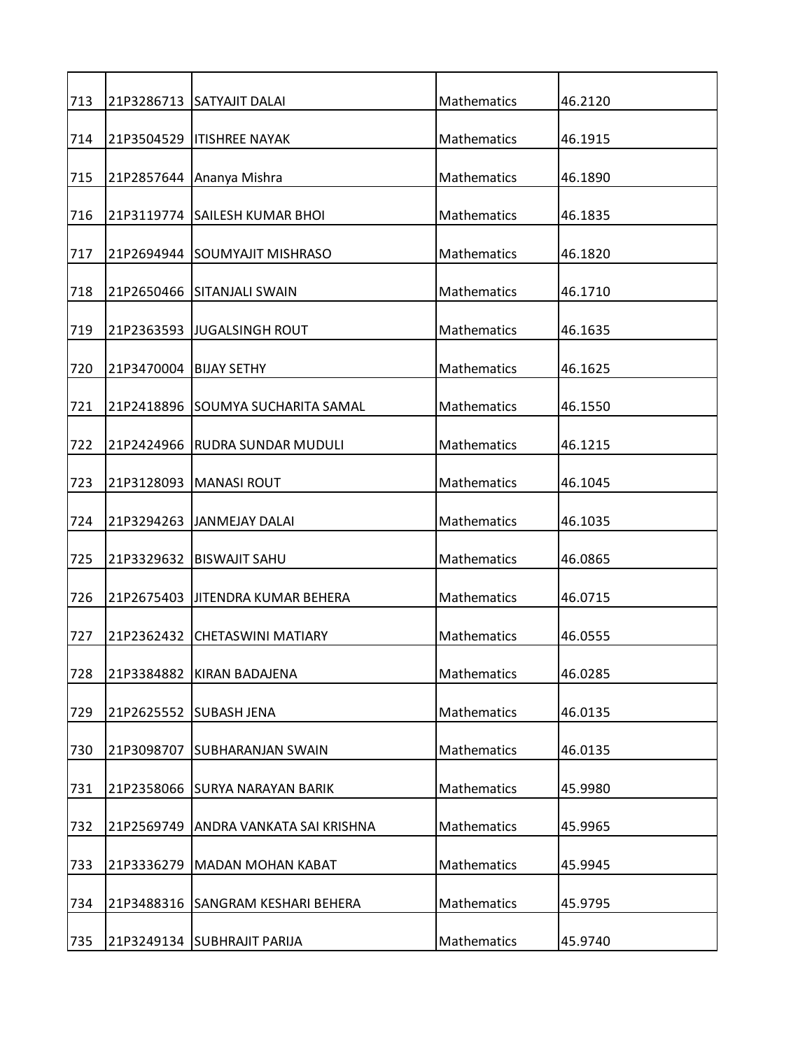| 713 | 21P3286713 | SATYAJIT DALAI | Mathematics | 46.2120 |
|---|---|---|---|---|
| 714 | 21P3504529 | ITISHREE NAYAK | Mathematics | 46.1915 |
| 715 | 21P2857644 | Ananya Mishra | Mathematics | 46.1890 |
| 716 | 21P3119774 | SAILESH KUMAR BHOI | Mathematics | 46.1835 |
| 717 | 21P2694944 | SOUMYAJIT MISHRASO | Mathematics | 46.1820 |
| 718 | 21P2650466 | SITANJALI SWAIN | Mathematics | 46.1710 |
| 719 | 21P2363593 | JUGALSINGH ROUT | Mathematics | 46.1635 |
| 720 | 21P3470004 | BIJAY SETHY | Mathematics | 46.1625 |
| 721 | 21P2418896 | SOUMYA SUCHARITA SAMAL | Mathematics | 46.1550 |
| 722 | 21P2424966 | RUDRA SUNDAR MUDULI | Mathematics | 46.1215 |
| 723 | 21P3128093 | MANASI ROUT | Mathematics | 46.1045 |
| 724 | 21P3294263 | JANMEJAY DALAI | Mathematics | 46.1035 |
| 725 | 21P3329632 | BISWAJIT SAHU | Mathematics | 46.0865 |
| 726 | 21P2675403 | JITENDRA KUMAR BEHERA | Mathematics | 46.0715 |
| 727 | 21P2362432 | CHETASWINI MATIARY | Mathematics | 46.0555 |
| 728 | 21P3384882 | KIRAN BADAJENA | Mathematics | 46.0285 |
| 729 | 21P2625552 | SUBASH JENA | Mathematics | 46.0135 |
| 730 | 21P3098707 | SUBHARANJAN SWAIN | Mathematics | 46.0135 |
| 731 | 21P2358066 | SURYA NARAYAN BARIK | Mathematics | 45.9980 |
| 732 | 21P2569749 | ANDRA VANKATA SAI KRISHNA | Mathematics | 45.9965 |
| 733 | 21P3336279 | MADAN MOHAN KABAT | Mathematics | 45.9945 |
| 734 | 21P3488316 | SANGRAM KESHARI BEHERA | Mathematics | 45.9795 |
| 735 | 21P3249134 | SUBHRAJIT PARIJA | Mathematics | 45.9740 |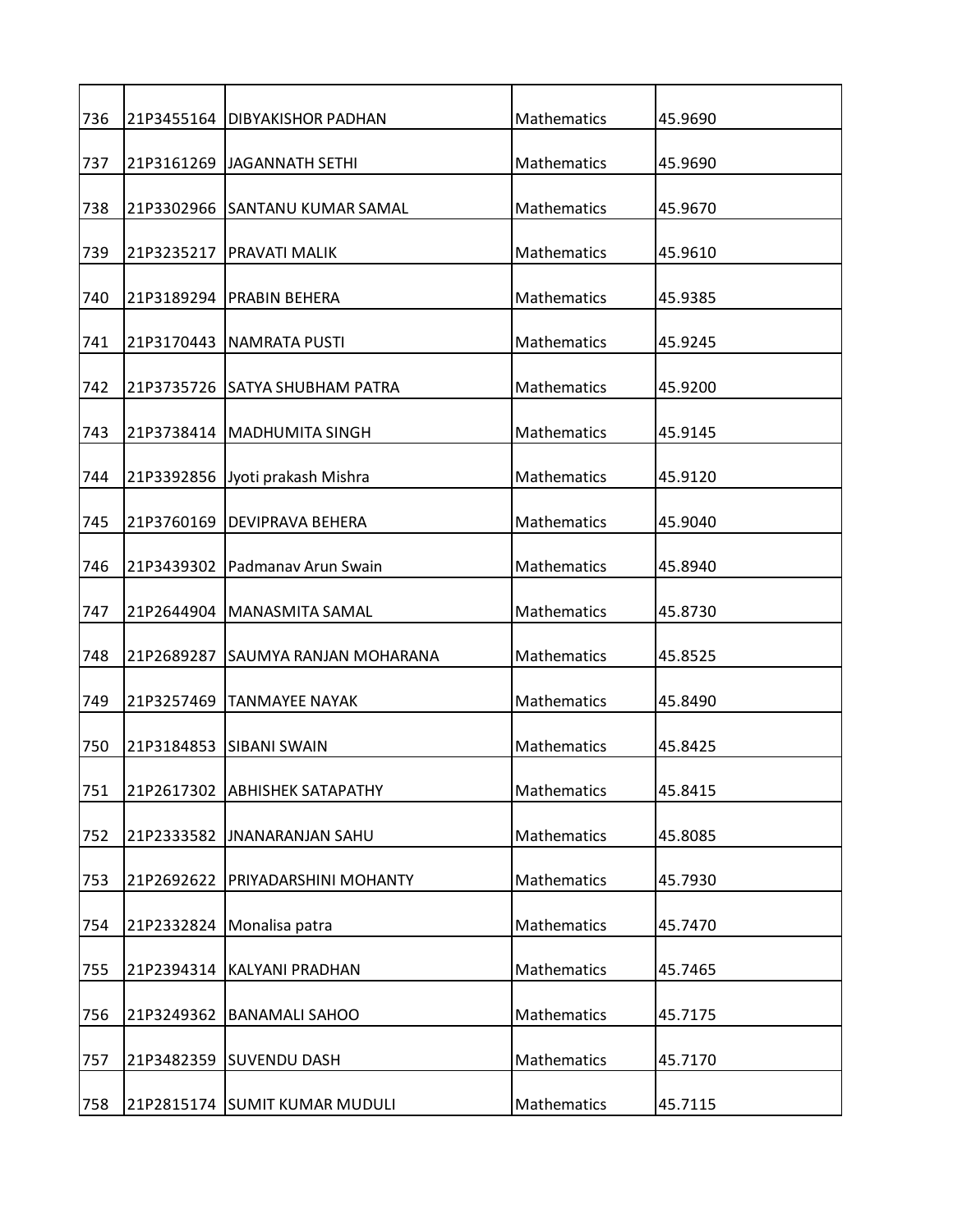| 736 | 21P3455164 | DIBYAKISHOR PADHAN | Mathematics | 45.9690 |
|---|---|---|---|---|
| 737 | 21P3161269 | JAGANNATH SETHI | Mathematics | 45.9690 |
| 738 | 21P3302966 | SANTANU KUMAR SAMAL | Mathematics | 45.9670 |
| 739 | 21P3235217 | PRAVATI MALIK | Mathematics | 45.9610 |
| 740 | 21P3189294 | PRABIN BEHERA | Mathematics | 45.9385 |
| 741 | 21P3170443 | NAMRATA PUSTI | Mathematics | 45.9245 |
| 742 | 21P3735726 | SATYA SHUBHAM PATRA | Mathematics | 45.9200 |
| 743 | 21P3738414 | MADHUMITA SINGH | Mathematics | 45.9145 |
| 744 | 21P3392856 | Jyoti prakash Mishra | Mathematics | 45.9120 |
| 745 | 21P3760169 | DEVIPRAVA BEHERA | Mathematics | 45.9040 |
| 746 | 21P3439302 | Padmanav Arun Swain | Mathematics | 45.8940 |
| 747 | 21P2644904 | MANASMITA SAMAL | Mathematics | 45.8730 |
| 748 | 21P2689287 | SAUMYA RANJAN MOHARANA | Mathematics | 45.8525 |
| 749 | 21P3257469 | TANMAYEE NAYAK | Mathematics | 45.8490 |
| 750 | 21P3184853 | SIBANI SWAIN | Mathematics | 45.8425 |
| 751 | 21P2617302 | ABHISHEK SATAPATHY | Mathematics | 45.8415 |
| 752 | 21P2333582 | JNANARANJAN SAHU | Mathematics | 45.8085 |
| 753 | 21P2692622 | PRIYADARSHINI MOHANTY | Mathematics | 45.7930 |
| 754 | 21P2332824 | Monalisa patra | Mathematics | 45.7470 |
| 755 | 21P2394314 | KALYANI PRADHAN | Mathematics | 45.7465 |
| 756 | 21P3249362 | BANAMALI SAHOO | Mathematics | 45.7175 |
| 757 | 21P3482359 | SUVENDU DASH | Mathematics | 45.7170 |
| 758 | 21P2815174 | SUMIT KUMAR MUDULI | Mathematics | 45.7115 |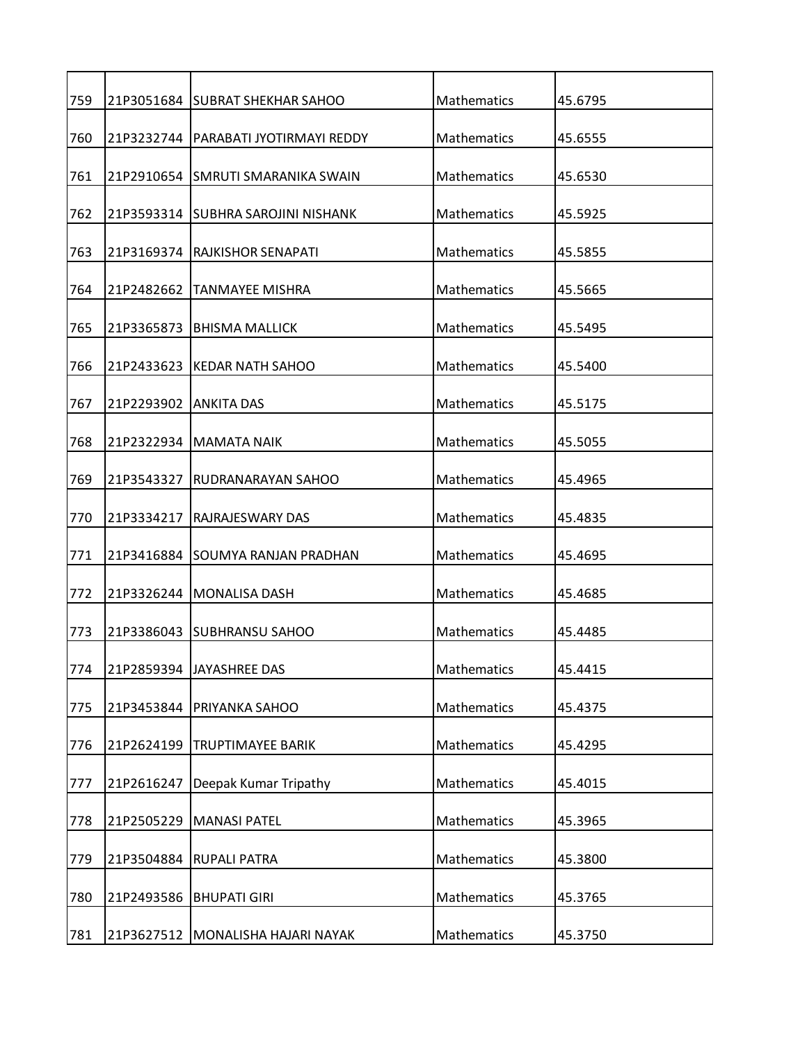| | | | | |
|---|---|---|---|---|
| 759 | 21P3051684 | SUBRAT SHEKHAR SAHOO | Mathematics | 45.6795 |
| 760 | 21P3232744 | PARABATI JYOTIRMAYI REDDY | Mathematics | 45.6555 |
| 761 | 21P2910654 | SMRUTI SMARANIKA SWAIN | Mathematics | 45.6530 |
| 762 | 21P3593314 | SUBHRA SAROJINI NISHANK | Mathematics | 45.5925 |
| 763 | 21P3169374 | RAJKISHOR SENAPATI | Mathematics | 45.5855 |
| 764 | 21P2482662 | TANMAYEE MISHRA | Mathematics | 45.5665 |
| 765 | 21P3365873 | BHISMA MALLICK | Mathematics | 45.5495 |
| 766 | 21P2433623 | KEDAR NATH SAHOO | Mathematics | 45.5400 |
| 767 | 21P2293902 | ANKITA DAS | Mathematics | 45.5175 |
| 768 | 21P2322934 | MAMATA NAIK | Mathematics | 45.5055 |
| 769 | 21P3543327 | RUDRANARAYAN SAHOO | Mathematics | 45.4965 |
| 770 | 21P3334217 | RAJRAJESWARY DAS | Mathematics | 45.4835 |
| 771 | 21P3416884 | SOUMYA RANJAN PRADHAN | Mathematics | 45.4695 |
| 772 | 21P3326244 | MONALISA DASH | Mathematics | 45.4685 |
| 773 | 21P3386043 | SUBHRANSU SAHOO | Mathematics | 45.4485 |
| 774 | 21P2859394 | JAYASHREE DAS | Mathematics | 45.4415 |
| 775 | 21P3453844 | PRIYANKA SAHOO | Mathematics | 45.4375 |
| 776 | 21P2624199 | TRUPTIMAYEE BARIK | Mathematics | 45.4295 |
| 777 | 21P2616247 | Deepak Kumar Tripathy | Mathematics | 45.4015 |
| 778 | 21P2505229 | MANASI PATEL | Mathematics | 45.3965 |
| 779 | 21P3504884 | RUPALI PATRA | Mathematics | 45.3800 |
| 780 | 21P2493586 | BHUPATI GIRI | Mathematics | 45.3765 |
| 781 | 21P3627512 | MONALISHA HAJARI NAYAK | Mathematics | 45.3750 |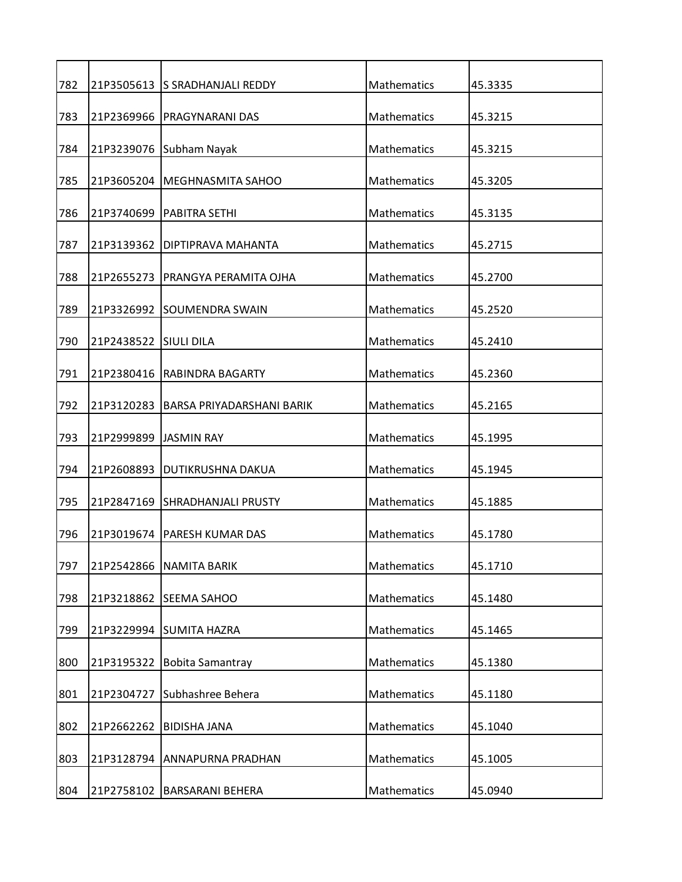| | | | | |
|---|---|---|---|---|
| 782 | 21P3505613 | S SRADHANJALI REDDY | Mathematics | 45.3335 |
| 783 | 21P2369966 | PRAGYNARANI DAS | Mathematics | 45.3215 |
| 784 | 21P3239076 | Subham Nayak | Mathematics | 45.3215 |
| 785 | 21P3605204 | MEGHNASMITA SAHOO | Mathematics | 45.3205 |
| 786 | 21P3740699 | PABITRA SETHI | Mathematics | 45.3135 |
| 787 | 21P3139362 | DIPTIPRAVA MAHANTA | Mathematics | 45.2715 |
| 788 | 21P2655273 | PRANGYA PERAMITA OJHA | Mathematics | 45.2700 |
| 789 | 21P3326992 | SOUMENDRA SWAIN | Mathematics | 45.2520 |
| 790 | 21P2438522 | SIULI DILA | Mathematics | 45.2410 |
| 791 | 21P2380416 | RABINDRA BAGARTY | Mathematics | 45.2360 |
| 792 | 21P3120283 | BARSA PRIYADARSHANI BARIK | Mathematics | 45.2165 |
| 793 | 21P2999899 | JASMIN RAY | Mathematics | 45.1995 |
| 794 | 21P2608893 | DUTIKRUSHNA DAKUA | Mathematics | 45.1945 |
| 795 | 21P2847169 | SHRADHANJALI PRUSTY | Mathematics | 45.1885 |
| 796 | 21P3019674 | PARESH KUMAR DAS | Mathematics | 45.1780 |
| 797 | 21P2542866 | NAMITA BARIK | Mathematics | 45.1710 |
| 798 | 21P3218862 | SEEMA SAHOO | Mathematics | 45.1480 |
| 799 | 21P3229994 | SUMITA HAZRA | Mathematics | 45.1465 |
| 800 | 21P3195322 | Bobita Samantray | Mathematics | 45.1380 |
| 801 | 21P2304727 | Subhashree Behera | Mathematics | 45.1180 |
| 802 | 21P2662262 | BIDISHA JANA | Mathematics | 45.1040 |
| 803 | 21P3128794 | ANNAPURNA PRADHAN | Mathematics | 45.1005 |
| 804 | 21P2758102 | BARSARANI BEHERA | Mathematics | 45.0940 |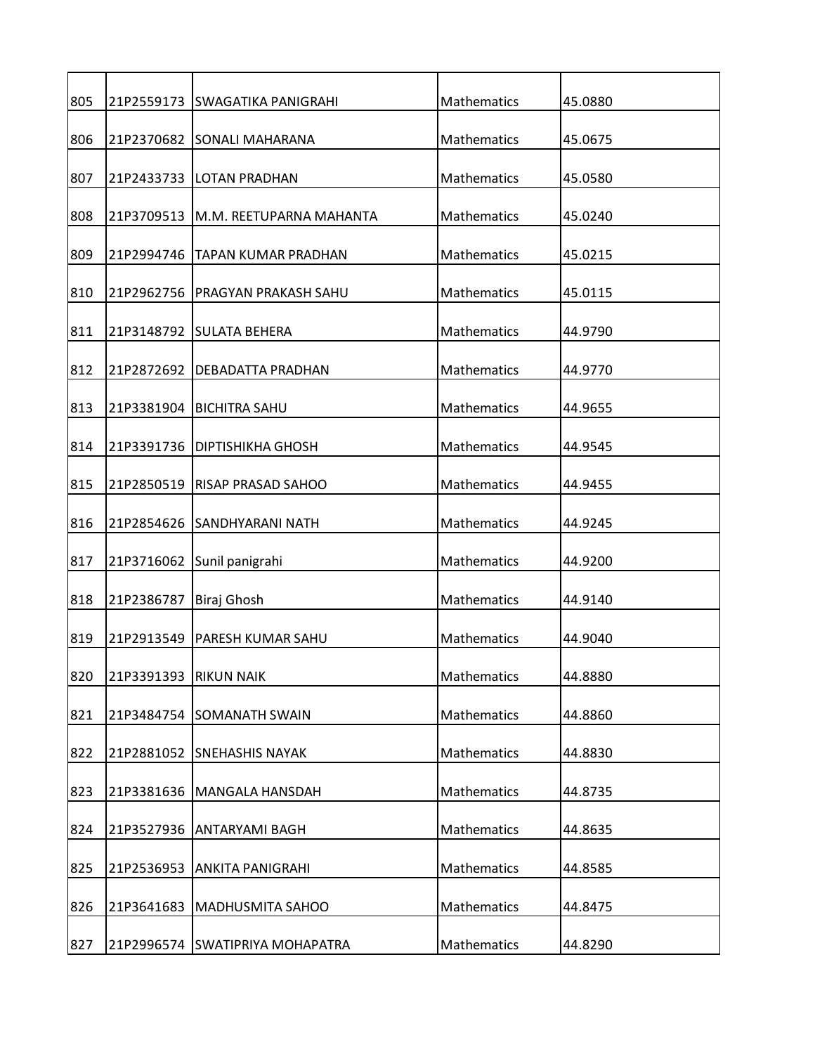| 805 | 21P2559173 | SWAGATIKA PANIGRAHI | Mathematics | 45.0880 |
|---|---|---|---|---|
| 806 | 21P2370682 | SONALI MAHARANA | Mathematics | 45.0675 |
| 807 | 21P2433733 | LOTAN PRADHAN | Mathematics | 45.0580 |
| 808 | 21P3709513 | M.M. REETUPARNA MAHANTA | Mathematics | 45.0240 |
| 809 | 21P2994746 | TAPAN KUMAR PRADHAN | Mathematics | 45.0215 |
| 810 | 21P2962756 | PRAGYAN PRAKASH SAHU | Mathematics | 45.0115 |
| 811 | 21P3148792 | SULATA BEHERA | Mathematics | 44.9790 |
| 812 | 21P2872692 | DEBADATTA PRADHAN | Mathematics | 44.9770 |
| 813 | 21P3381904 | BICHITRA SAHU | Mathematics | 44.9655 |
| 814 | 21P3391736 | DIPTISHIKHA GHOSH | Mathematics | 44.9545 |
| 815 | 21P2850519 | RISAP PRASAD SAHOO | Mathematics | 44.9455 |
| 816 | 21P2854626 | SANDHYARANI NATH | Mathematics | 44.9245 |
| 817 | 21P3716062 | Sunil panigrahi | Mathematics | 44.9200 |
| 818 | 21P2386787 | Biraj Ghosh | Mathematics | 44.9140 |
| 819 | 21P2913549 | PARESH KUMAR SAHU | Mathematics | 44.9040 |
| 820 | 21P3391393 | RIKUN NAIK | Mathematics | 44.8880 |
| 821 | 21P3484754 | SOMANATH SWAIN | Mathematics | 44.8860 |
| 822 | 21P2881052 | SNEHASHIS NAYAK | Mathematics | 44.8830 |
| 823 | 21P3381636 | MANGALA HANSDAH | Mathematics | 44.8735 |
| 824 | 21P3527936 | ANTARYAMI BAGH | Mathematics | 44.8635 |
| 825 | 21P2536953 | ANKITA PANIGRAHI | Mathematics | 44.8585 |
| 826 | 21P3641683 | MADHUSMITA SAHOO | Mathematics | 44.8475 |
| 827 | 21P2996574 | SWATIPRIYA MOHAPATRA | Mathematics | 44.8290 |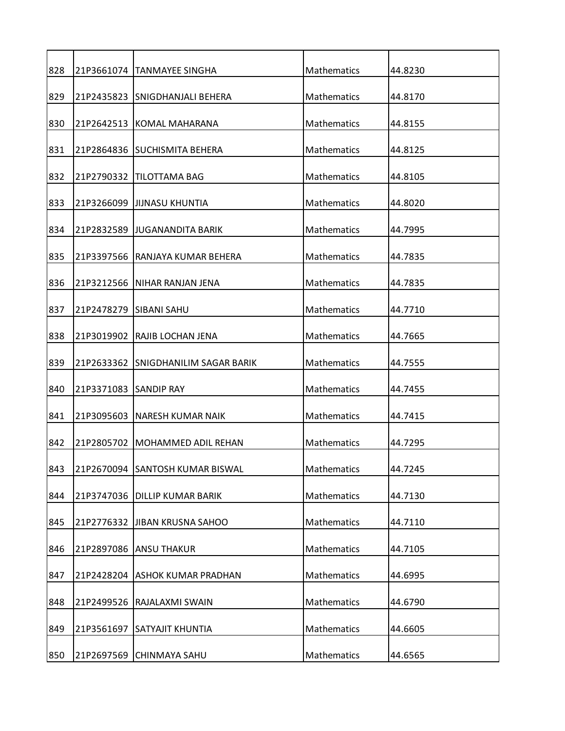| 828 | 21P3661074 | TANMAYEE SINGHA | Mathematics | 44.8230 |
|---|---|---|---|---|
| 829 | 21P2435823 | SNIGDHANJALI BEHERA | Mathematics | 44.8170 |
| 830 | 21P2642513 | KOMAL MAHARANA | Mathematics | 44.8155 |
| 831 | 21P2864836 | SUCHISMITA BEHERA | Mathematics | 44.8125 |
| 832 | 21P2790332 | TILOTTAMA BAG | Mathematics | 44.8105 |
| 833 | 21P3266099 | JIJNASU KHUNTIA | Mathematics | 44.8020 |
| 834 | 21P2832589 | JUGANANDITA BARIK | Mathematics | 44.7995 |
| 835 | 21P3397566 | RANJAYA KUMAR BEHERA | Mathematics | 44.7835 |
| 836 | 21P3212566 | NIHAR RANJAN JENA | Mathematics | 44.7835 |
| 837 | 21P2478279 | SIBANI SAHU | Mathematics | 44.7710 |
| 838 | 21P3019902 | RAJIB LOCHAN JENA | Mathematics | 44.7665 |
| 839 | 21P2633362 | SNIGDHANILIM SAGAR BARIK | Mathematics | 44.7555 |
| 840 | 21P3371083 | SANDIP RAY | Mathematics | 44.7455 |
| 841 | 21P3095603 | NARESH KUMAR NAIK | Mathematics | 44.7415 |
| 842 | 21P2805702 | MOHAMMED ADIL REHAN | Mathematics | 44.7295 |
| 843 | 21P2670094 | SANTOSH KUMAR BISWAL | Mathematics | 44.7245 |
| 844 | 21P3747036 | DILLIP KUMAR BARIK | Mathematics | 44.7130 |
| 845 | 21P2776332 | JIBAN KRUSNA SAHOO | Mathematics | 44.7110 |
| 846 | 21P2897086 | ANSU THAKUR | Mathematics | 44.7105 |
| 847 | 21P2428204 | ASHOK KUMAR PRADHAN | Mathematics | 44.6995 |
| 848 | 21P2499526 | RAJALAXMI SWAIN | Mathematics | 44.6790 |
| 849 | 21P3561697 | SATYAJIT KHUNTIA | Mathematics | 44.6605 |
| 850 | 21P2697569 | CHINMAYA SAHU | Mathematics | 44.6565 |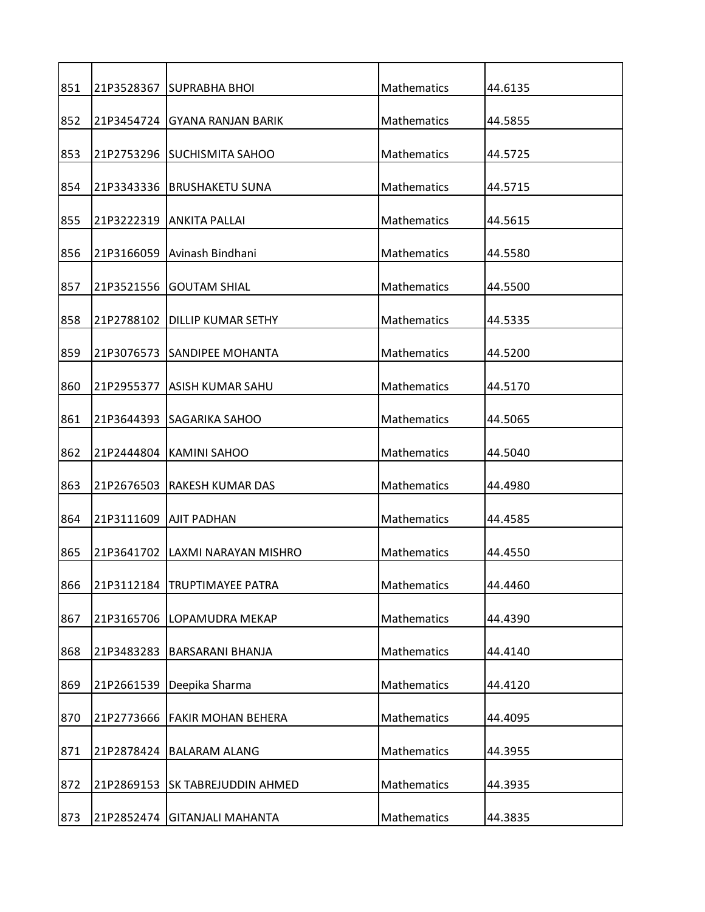| | | | | |
|---|---|---|---|---|
| 851 | 21P3528367 | SUPRABHA BHOI | Mathematics | 44.6135 |
| 852 | 21P3454724 | GYANA RANJAN BARIK | Mathematics | 44.5855 |
| 853 | 21P2753296 | SUCHISMITA SAHOO | Mathematics | 44.5725 |
| 854 | 21P3343336 | BRUSHAKETU SUNA | Mathematics | 44.5715 |
| 855 | 21P3222319 | ANKITA PALLAI | Mathematics | 44.5615 |
| 856 | 21P3166059 | Avinash Bindhani | Mathematics | 44.5580 |
| 857 | 21P3521556 | GOUTAM SHIAL | Mathematics | 44.5500 |
| 858 | 21P2788102 | DILLIP KUMAR SETHY | Mathematics | 44.5335 |
| 859 | 21P3076573 | SANDIPEE MOHANTA | Mathematics | 44.5200 |
| 860 | 21P2955377 | ASISH KUMAR SAHU | Mathematics | 44.5170 |
| 861 | 21P3644393 | SAGARIKA SAHOO | Mathematics | 44.5065 |
| 862 | 21P2444804 | KAMINI SAHOO | Mathematics | 44.5040 |
| 863 | 21P2676503 | RAKESH KUMAR DAS | Mathematics | 44.4980 |
| 864 | 21P3111609 | AJIT PADHAN | Mathematics | 44.4585 |
| 865 | 21P3641702 | LAXMI NARAYAN MISHRO | Mathematics | 44.4550 |
| 866 | 21P3112184 | TRUPTIMAYEE PATRA | Mathematics | 44.4460 |
| 867 | 21P3165706 | LOPAMUDRA MEKAP | Mathematics | 44.4390 |
| 868 | 21P3483283 | BARSARANI BHANJA | Mathematics | 44.4140 |
| 869 | 21P2661539 | Deepika Sharma | Mathematics | 44.4120 |
| 870 | 21P2773666 | FAKIR MOHAN BEHERA | Mathematics | 44.4095 |
| 871 | 21P2878424 | BALARAM ALANG | Mathematics | 44.3955 |
| 872 | 21P2869153 | SK TABREJUDDIN AHMED | Mathematics | 44.3935 |
| 873 | 21P2852474 | GITANJALI MAHANTA | Mathematics | 44.3835 |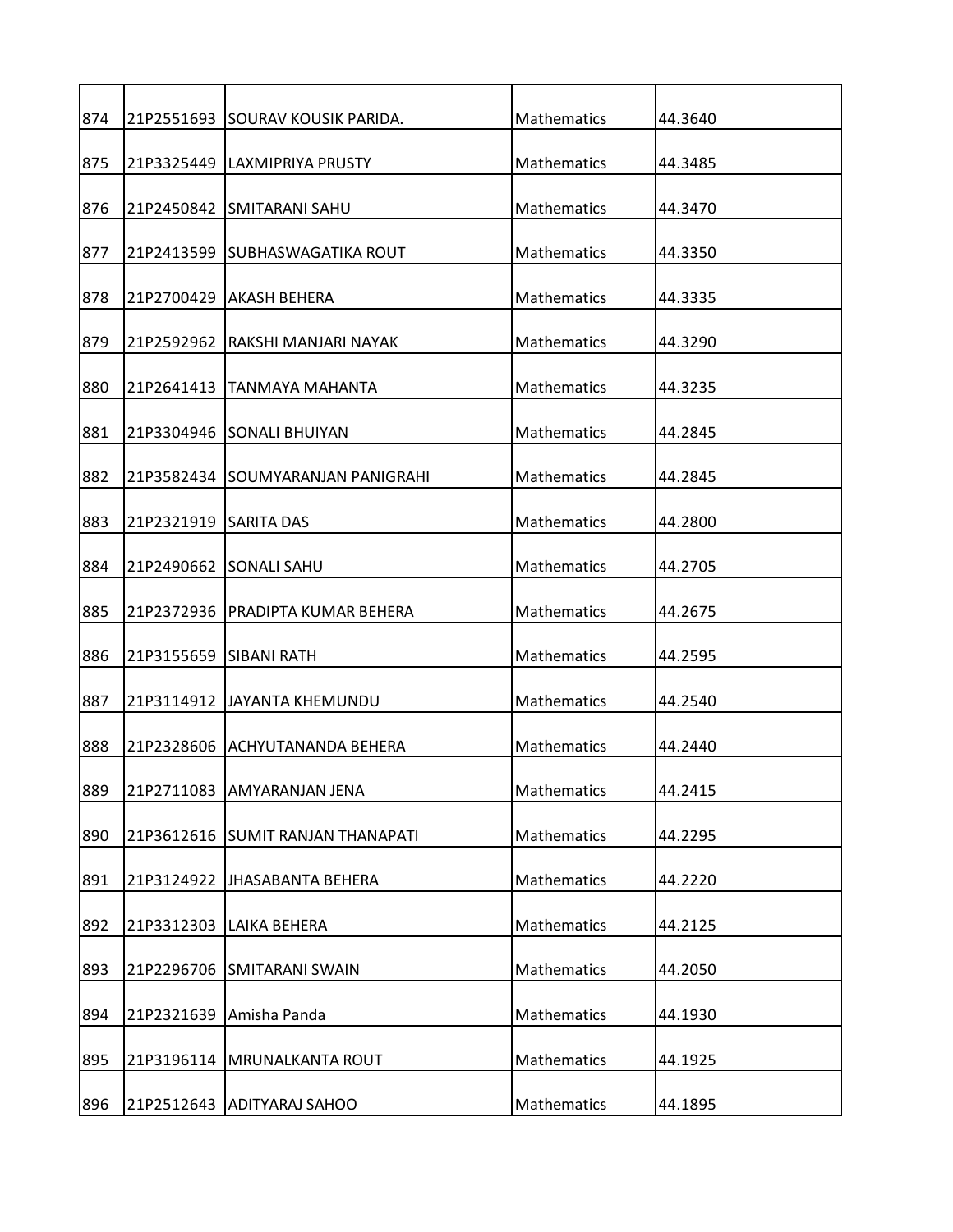| | | | | |
|---|---|---|---|---|
| 874 | 21P2551693 | SOURAV KOUSIK PARIDA. | Mathematics | 44.3640 |
| 875 | 21P3325449 | LAXMIPRIYA PRUSTY | Mathematics | 44.3485 |
| 876 | 21P2450842 | SMITARANI SAHU | Mathematics | 44.3470 |
| 877 | 21P2413599 | SUBHASWAGATIKA ROUT | Mathematics | 44.3350 |
| 878 | 21P2700429 | AKASH BEHERA | Mathematics | 44.3335 |
| 879 | 21P2592962 | RAKSHI MANJARI NAYAK | Mathematics | 44.3290 |
| 880 | 21P2641413 | TANMAYA MAHANTA | Mathematics | 44.3235 |
| 881 | 21P3304946 | SONALI BHUIYAN | Mathematics | 44.2845 |
| 882 | 21P3582434 | SOUMYARANJAN PANIGRAHI | Mathematics | 44.2845 |
| 883 | 21P2321919 | SARITA DAS | Mathematics | 44.2800 |
| 884 | 21P2490662 | SONALI SAHU | Mathematics | 44.2705 |
| 885 | 21P2372936 | PRADIPTA KUMAR BEHERA | Mathematics | 44.2675 |
| 886 | 21P3155659 | SIBANI RATH | Mathematics | 44.2595 |
| 887 | 21P3114912 | JAYANTA KHEMUNDU | Mathematics | 44.2540 |
| 888 | 21P2328606 | ACHYUTANANDA BEHERA | Mathematics | 44.2440 |
| 889 | 21P2711083 | AMYARANJAN JENA | Mathematics | 44.2415 |
| 890 | 21P3612616 | SUMIT RANJAN THANAPATI | Mathematics | 44.2295 |
| 891 | 21P3124922 | JHASABANTA BEHERA | Mathematics | 44.2220 |
| 892 | 21P3312303 | LAIKA BEHERA | Mathematics | 44.2125 |
| 893 | 21P2296706 | SMITARANI SWAIN | Mathematics | 44.2050 |
| 894 | 21P2321639 | Amisha Panda | Mathematics | 44.1930 |
| 895 | 21P3196114 | MRUNALKANTA ROUT | Mathematics | 44.1925 |
| 896 | 21P2512643 | ADITYARAJ SAHOO | Mathematics | 44.1895 |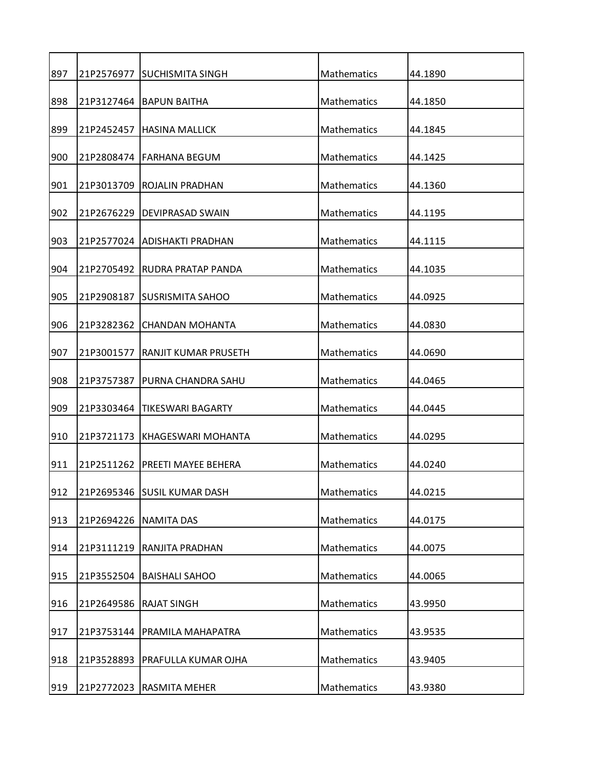| | | | | |
|---|---|---|---|---|
| 897 | 21P2576977 | SUCHISMITA SINGH | Mathematics | 44.1890 |
| 898 | 21P3127464 | BAPUN BAITHA | Mathematics | 44.1850 |
| 899 | 21P2452457 | HASINA MALLICK | Mathematics | 44.1845 |
| 900 | 21P2808474 | FARHANA BEGUM | Mathematics | 44.1425 |
| 901 | 21P3013709 | ROJALIN PRADHAN | Mathematics | 44.1360 |
| 902 | 21P2676229 | DEVIPRASAD SWAIN | Mathematics | 44.1195 |
| 903 | 21P2577024 | ADISHAKTI PRADHAN | Mathematics | 44.1115 |
| 904 | 21P2705492 | RUDRA PRATAP PANDA | Mathematics | 44.1035 |
| 905 | 21P2908187 | SUSRISMITA SAHOO | Mathematics | 44.0925 |
| 906 | 21P3282362 | CHANDAN MOHANTA | Mathematics | 44.0830 |
| 907 | 21P3001577 | RANJIT KUMAR PRUSETH | Mathematics | 44.0690 |
| 908 | 21P3757387 | PURNA CHANDRA SAHU | Mathematics | 44.0465 |
| 909 | 21P3303464 | TIKESWARI BAGARTY | Mathematics | 44.0445 |
| 910 | 21P3721173 | KHAGESWARI MOHANTA | Mathematics | 44.0295 |
| 911 | 21P2511262 | PREETI MAYEE BEHERA | Mathematics | 44.0240 |
| 912 | 21P2695346 | SUSIL KUMAR DASH | Mathematics | 44.0215 |
| 913 | 21P2694226 | NAMITA DAS | Mathematics | 44.0175 |
| 914 | 21P3111219 | RANJITA PRADHAN | Mathematics | 44.0075 |
| 915 | 21P3552504 | BAISHALI SAHOO | Mathematics | 44.0065 |
| 916 | 21P2649586 | RAJAT SINGH | Mathematics | 43.9950 |
| 917 | 21P3753144 | PRAMILA MAHAPATRA | Mathematics | 43.9535 |
| 918 | 21P3528893 | PRAFULLA KUMAR OJHA | Mathematics | 43.9405 |
| 919 | 21P2772023 | RASMITA MEHER | Mathematics | 43.9380 |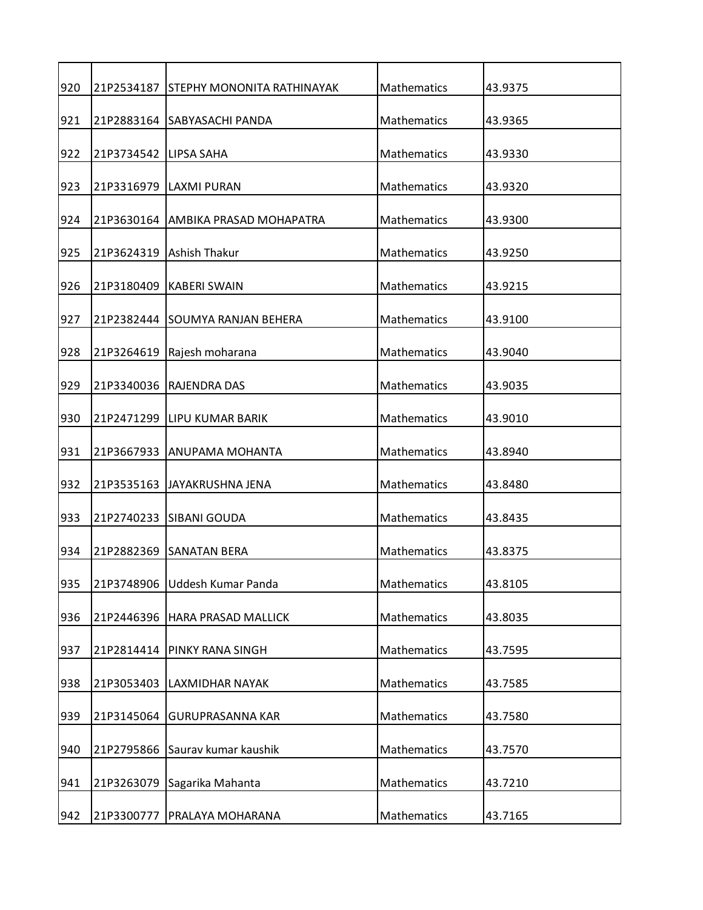| | | | | |
|---|---|---|---|---|
| 920 | 21P2534187 | STEPHY MONONITA RATHINAYAK | Mathematics | 43.9375 |
| 921 | 21P2883164 | SABYASACHI PANDA | Mathematics | 43.9365 |
| 922 | 21P3734542 | LIPSA SAHA | Mathematics | 43.9330 |
| 923 | 21P3316979 | LAXMI PURAN | Mathematics | 43.9320 |
| 924 | 21P3630164 | AMBIKA PRASAD MOHAPATRA | Mathematics | 43.9300 |
| 925 | 21P3624319 | Ashish Thakur | Mathematics | 43.9250 |
| 926 | 21P3180409 | KABERI SWAIN | Mathematics | 43.9215 |
| 927 | 21P2382444 | SOUMYA RANJAN BEHERA | Mathematics | 43.9100 |
| 928 | 21P3264619 | Rajesh moharana | Mathematics | 43.9040 |
| 929 | 21P3340036 | RAJENDRA DAS | Mathematics | 43.9035 |
| 930 | 21P2471299 | LIPU KUMAR BARIK | Mathematics | 43.9010 |
| 931 | 21P3667933 | ANUPAMA MOHANTA | Mathematics | 43.8940 |
| 932 | 21P3535163 | JAYAKRUSHNA JENA | Mathematics | 43.8480 |
| 933 | 21P2740233 | SIBANI GOUDA | Mathematics | 43.8435 |
| 934 | 21P2882369 | SANATAN BERA | Mathematics | 43.8375 |
| 935 | 21P3748906 | Uddesh Kumar Panda | Mathematics | 43.8105 |
| 936 | 21P2446396 | HARA PRASAD MALLICK | Mathematics | 43.8035 |
| 937 | 21P2814414 | PINKY RANA SINGH | Mathematics | 43.7595 |
| 938 | 21P3053403 | LAXMIDHAR NAYAK | Mathematics | 43.7585 |
| 939 | 21P3145064 | GURUPRASANNA KAR | Mathematics | 43.7580 |
| 940 | 21P2795866 | Saurav kumar kaushik | Mathematics | 43.7570 |
| 941 | 21P3263079 | Sagarika Mahanta | Mathematics | 43.7210 |
| 942 | 21P3300777 | PRALAYA MOHARANA | Mathematics | 43.7165 |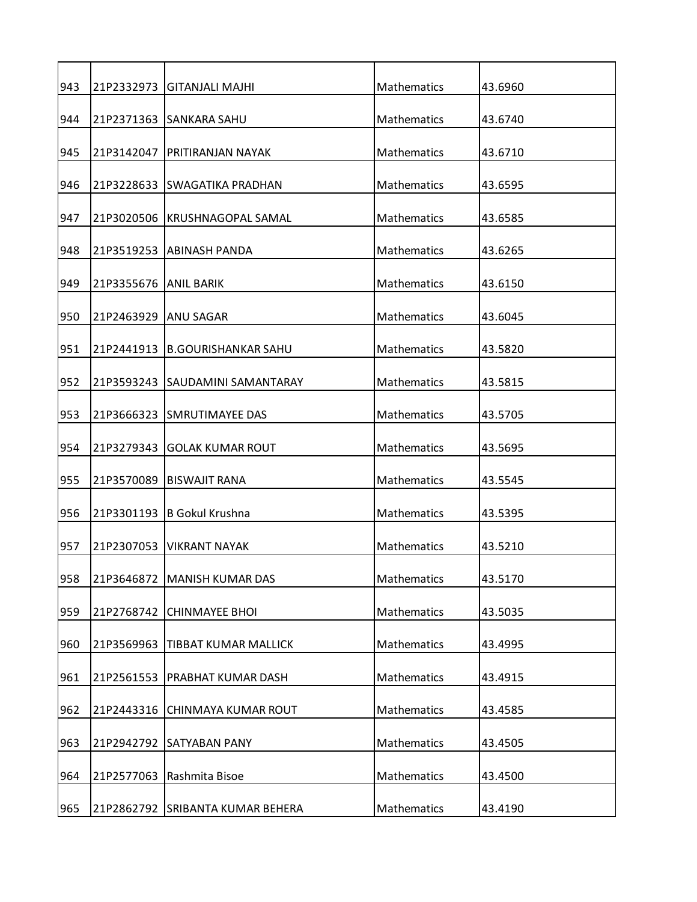| | | | | |
|---|---|---|---|---|
| 943 | 21P2332973 | GITANJALI MAJHI | Mathematics | 43.6960 |
| 944 | 21P2371363 | SANKARA SAHU | Mathematics | 43.6740 |
| 945 | 21P3142047 | PRITIRANJAN NAYAK | Mathematics | 43.6710 |
| 946 | 21P3228633 | SWAGATIKA PRADHAN | Mathematics | 43.6595 |
| 947 | 21P3020506 | KRUSHNAGOPAL SAMAL | Mathematics | 43.6585 |
| 948 | 21P3519253 | ABINASH PANDA | Mathematics | 43.6265 |
| 949 | 21P3355676 | ANIL BARIK | Mathematics | 43.6150 |
| 950 | 21P2463929 | ANU SAGAR | Mathematics | 43.6045 |
| 951 | 21P2441913 | B.GOURISHANKAR SAHU | Mathematics | 43.5820 |
| 952 | 21P3593243 | SAUDAMINI SAMANTARAY | Mathematics | 43.5815 |
| 953 | 21P3666323 | SMRUTIMAYEE DAS | Mathematics | 43.5705 |
| 954 | 21P3279343 | GOLAK KUMAR ROUT | Mathematics | 43.5695 |
| 955 | 21P3570089 | BISWAJIT RANA | Mathematics | 43.5545 |
| 956 | 21P3301193 | B Gokul Krushna | Mathematics | 43.5395 |
| 957 | 21P2307053 | VIKRANT NAYAK | Mathematics | 43.5210 |
| 958 | 21P3646872 | MANISH KUMAR DAS | Mathematics | 43.5170 |
| 959 | 21P2768742 | CHINMAYEE BHOI | Mathematics | 43.5035 |
| 960 | 21P3569963 | TIBBAT KUMAR MALLICK | Mathematics | 43.4995 |
| 961 | 21P2561553 | PRABHAT KUMAR DASH | Mathematics | 43.4915 |
| 962 | 21P2443316 | CHINMAYA KUMAR ROUT | Mathematics | 43.4585 |
| 963 | 21P2942792 | SATYABAN PANY | Mathematics | 43.4505 |
| 964 | 21P2577063 | Rashmita Bisoe | Mathematics | 43.4500 |
| 965 | 21P2862792 | SRIBANTA KUMAR BEHERA | Mathematics | 43.4190 |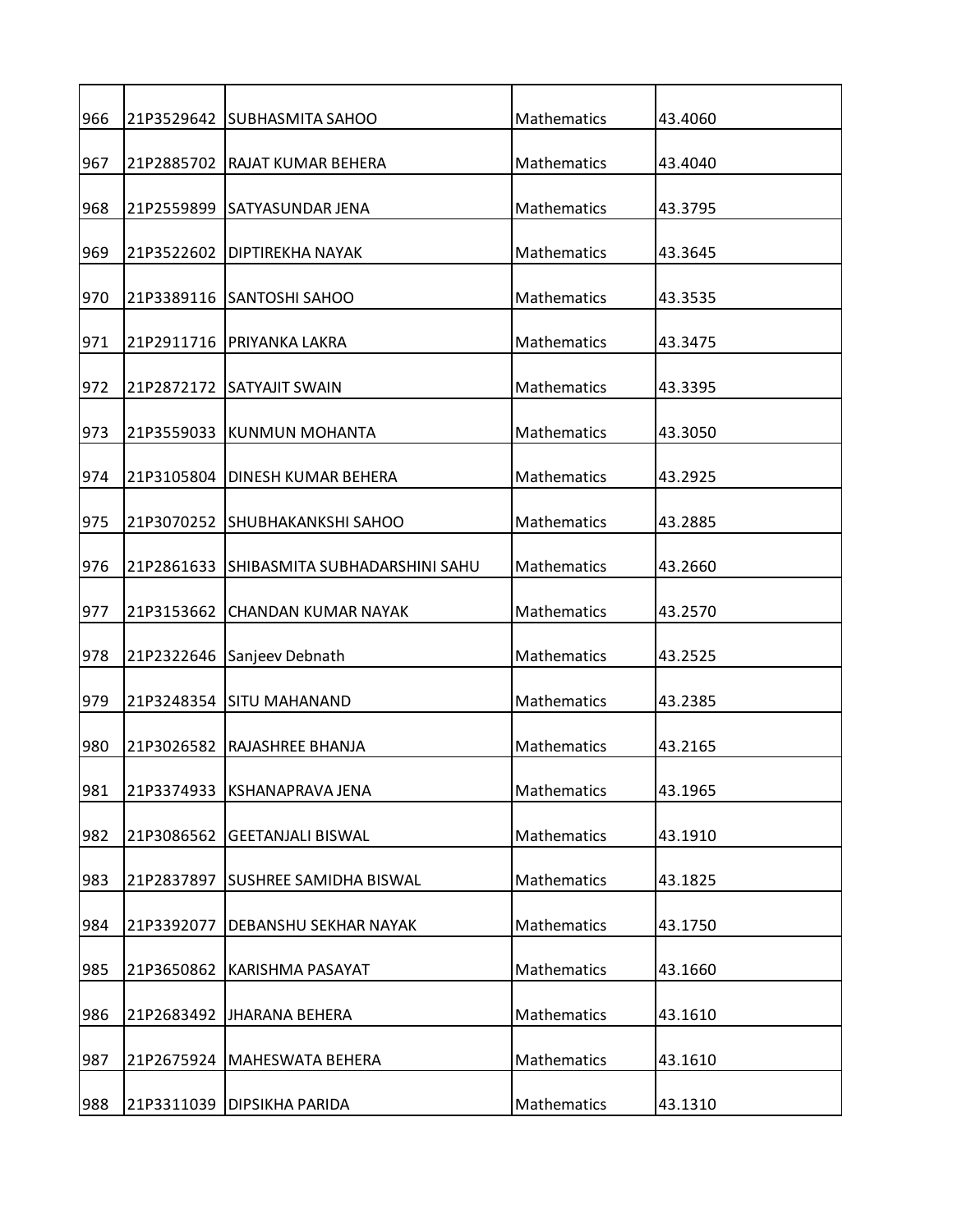| | | | | |
|---|---|---|---|---|
| 966 | 21P3529642 | SUBHASMITA SAHOO | Mathematics | 43.4060 |
| 967 | 21P2885702 | RAJAT KUMAR BEHERA | Mathematics | 43.4040 |
| 968 | 21P2559899 | SATYASUNDAR JENA | Mathematics | 43.3795 |
| 969 | 21P3522602 | DIPTIREKHA NAYAK | Mathematics | 43.3645 |
| 970 | 21P3389116 | SANTOSHI SAHOO | Mathematics | 43.3535 |
| 971 | 21P2911716 | PRIYANKA LAKRA | Mathematics | 43.3475 |
| 972 | 21P2872172 | SATYAJIT SWAIN | Mathematics | 43.3395 |
| 973 | 21P3559033 | KUNMUN MOHANTA | Mathematics | 43.3050 |
| 974 | 21P3105804 | DINESH KUMAR BEHERA | Mathematics | 43.2925 |
| 975 | 21P3070252 | SHUBHAKANKSHI SAHOO | Mathematics | 43.2885 |
| 976 | 21P2861633 | SHIBASMITA SUBHADARSHINI SAHU | Mathematics | 43.2660 |
| 977 | 21P3153662 | CHANDAN KUMAR NAYAK | Mathematics | 43.2570 |
| 978 | 21P2322646 | Sanjeev Debnath | Mathematics | 43.2525 |
| 979 | 21P3248354 | SITU MAHANAND | Mathematics | 43.2385 |
| 980 | 21P3026582 | RAJASHREE BHANJA | Mathematics | 43.2165 |
| 981 | 21P3374933 | KSHANAPRAVA JENA | Mathematics | 43.1965 |
| 982 | 21P3086562 | GEETANJALI BISWAL | Mathematics | 43.1910 |
| 983 | 21P2837897 | SUSHREE SAMIDHA BISWAL | Mathematics | 43.1825 |
| 984 | 21P3392077 | DEBANSHU SEKHAR NAYAK | Mathematics | 43.1750 |
| 985 | 21P3650862 | KARISHMA PASAYAT | Mathematics | 43.1660 |
| 986 | 21P2683492 | JHARANA BEHERA | Mathematics | 43.1610 |
| 987 | 21P2675924 | MAHESWATA BEHERA | Mathematics | 43.1610 |
| 988 | 21P3311039 | DIPSIKHA PARIDA | Mathematics | 43.1310 |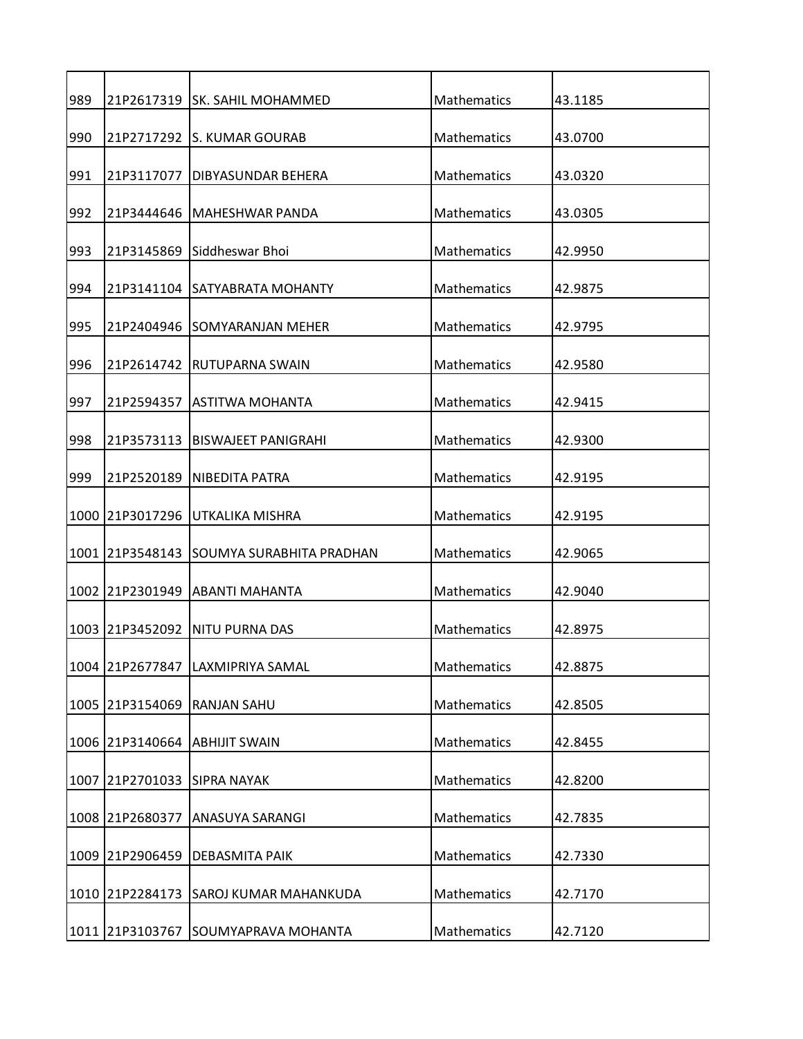| | | | | |
|---|---|---|---|---|
| 989 | 21P2617319 | SK. SAHIL MOHAMMED | Mathematics | 43.1185 |
| 990 | 21P2717292 | S. KUMAR GOURAB | Mathematics | 43.0700 |
| 991 | 21P3117077 | DIBYASUNDAR BEHERA | Mathematics | 43.0320 |
| 992 | 21P3444646 | MAHESHWAR PANDA | Mathematics | 43.0305 |
| 993 | 21P3145869 | Siddheswar Bhoi | Mathematics | 42.9950 |
| 994 | 21P3141104 | SATYABRATA MOHANTY | Mathematics | 42.9875 |
| 995 | 21P2404946 | SOMYARANJAN MEHER | Mathematics | 42.9795 |
| 996 | 21P2614742 | RUTUPARNA SWAIN | Mathematics | 42.9580 |
| 997 | 21P2594357 | ASTITWA MOHANTA | Mathematics | 42.9415 |
| 998 | 21P3573113 | BISWAJEET PANIGRAHI | Mathematics | 42.9300 |
| 999 | 21P2520189 | NIBEDITA PATRA | Mathematics | 42.9195 |
| 1000 | 21P3017296 | UTKALIKA MISHRA | Mathematics | 42.9195 |
| 1001 | 21P3548143 | SOUMYA SURABHITA PRADHAN | Mathematics | 42.9065 |
| 1002 | 21P2301949 | ABANTI MAHANTA | Mathematics | 42.9040 |
| 1003 | 21P3452092 | NITU PURNA DAS | Mathematics | 42.8975 |
| 1004 | 21P2677847 | LAXMIPRIYA SAMAL | Mathematics | 42.8875 |
| 1005 | 21P3154069 | RANJAN SAHU | Mathematics | 42.8505 |
| 1006 | 21P3140664 | ABHIJIT SWAIN | Mathematics | 42.8455 |
| 1007 | 21P2701033 | SIPRA NAYAK | Mathematics | 42.8200 |
| 1008 | 21P2680377 | ANASUYA SARANGI | Mathematics | 42.7835 |
| 1009 | 21P2906459 | DEBASMITA PAIK | Mathematics | 42.7330 |
| 1010 | 21P2284173 | SAROJ KUMAR MAHANKUDA | Mathematics | 42.7170 |
| 1011 | 21P3103767 | SOUMYAPRAVA MOHANTA | Mathematics | 42.7120 |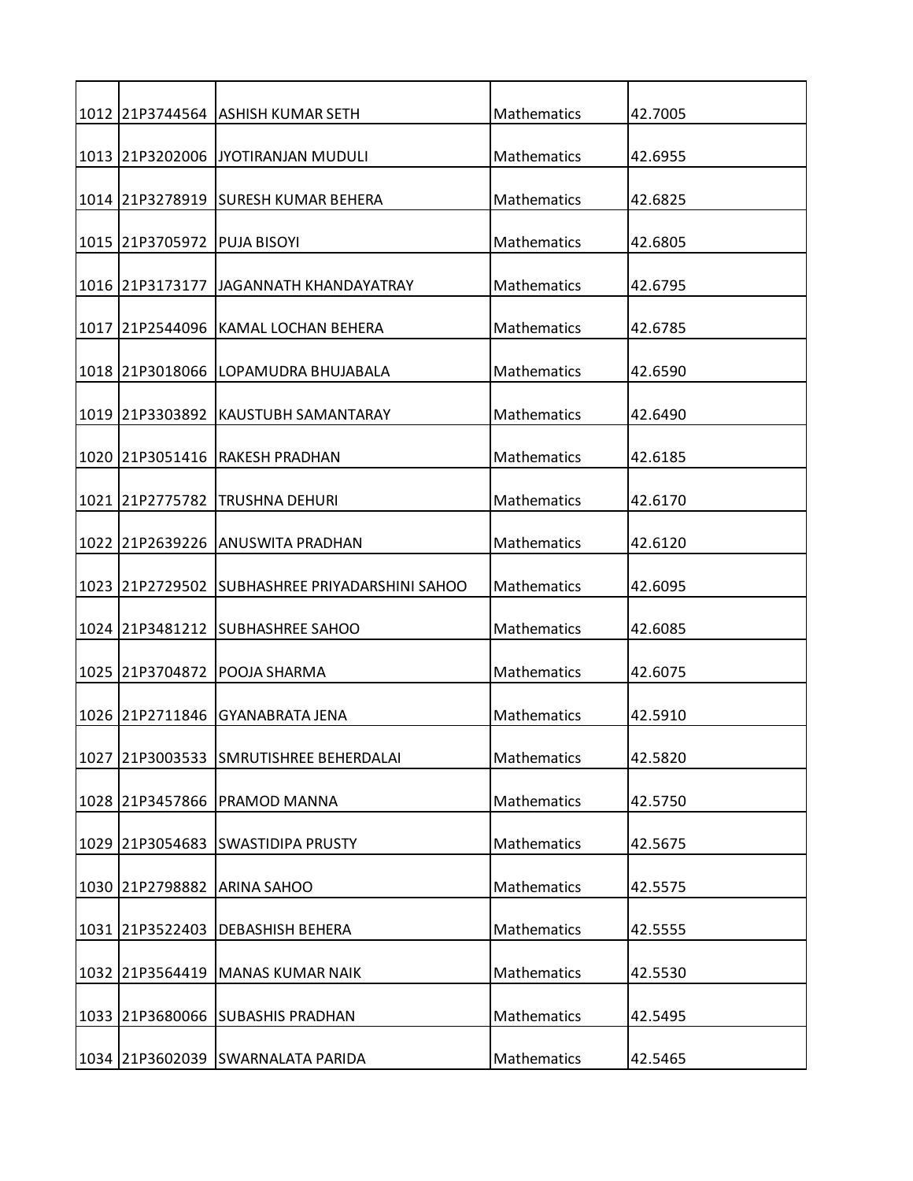| | | | | |
|---|---|---|---|---|
| 1012 | 21P3744564 | ASHISH KUMAR SETH | Mathematics | 42.7005 |
| 1013 | 21P3202006 | JYOTIRANJAN MUDULI | Mathematics | 42.6955 |
| 1014 | 21P3278919 | SURESH KUMAR BEHERA | Mathematics | 42.6825 |
| 1015 | 21P3705972 | PUJA BISOYI | Mathematics | 42.6805 |
| 1016 | 21P3173177 | JAGANNATH KHANDAYATRAY | Mathematics | 42.6795 |
| 1017 | 21P2544096 | KAMAL LOCHAN BEHERA | Mathematics | 42.6785 |
| 1018 | 21P3018066 | LOPAMUDRA BHUJABALA | Mathematics | 42.6590 |
| 1019 | 21P3303892 | KAUSTUBH SAMANTARAY | Mathematics | 42.6490 |
| 1020 | 21P3051416 | RAKESH PRADHAN | Mathematics | 42.6185 |
| 1021 | 21P2775782 | TRUSHNA DEHURI | Mathematics | 42.6170 |
| 1022 | 21P2639226 | ANUSWITA PRADHAN | Mathematics | 42.6120 |
| 1023 | 21P2729502 | SUBHASHREE PRIYADARSHINI SAHOO | Mathematics | 42.6095 |
| 1024 | 21P3481212 | SUBHASHREE SAHOO | Mathematics | 42.6085 |
| 1025 | 21P3704872 | POOJA SHARMA | Mathematics | 42.6075 |
| 1026 | 21P2711846 | GYANABRATA JENA | Mathematics | 42.5910 |
| 1027 | 21P3003533 | SMRUTISHREE BEHERDALAI | Mathematics | 42.5820 |
| 1028 | 21P3457866 | PRAMOD MANNA | Mathematics | 42.5750 |
| 1029 | 21P3054683 | SWASTIDIPA PRUSTY | Mathematics | 42.5675 |
| 1030 | 21P2798882 | ARINA SAHOO | Mathematics | 42.5575 |
| 1031 | 21P3522403 | DEBASHISH BEHERA | Mathematics | 42.5555 |
| 1032 | 21P3564419 | MANAS KUMAR NAIK | Mathematics | 42.5530 |
| 1033 | 21P3680066 | SUBASHIS PRADHAN | Mathematics | 42.5495 |
| 1034 | 21P3602039 | SWARNALATA PARIDA | Mathematics | 42.5465 |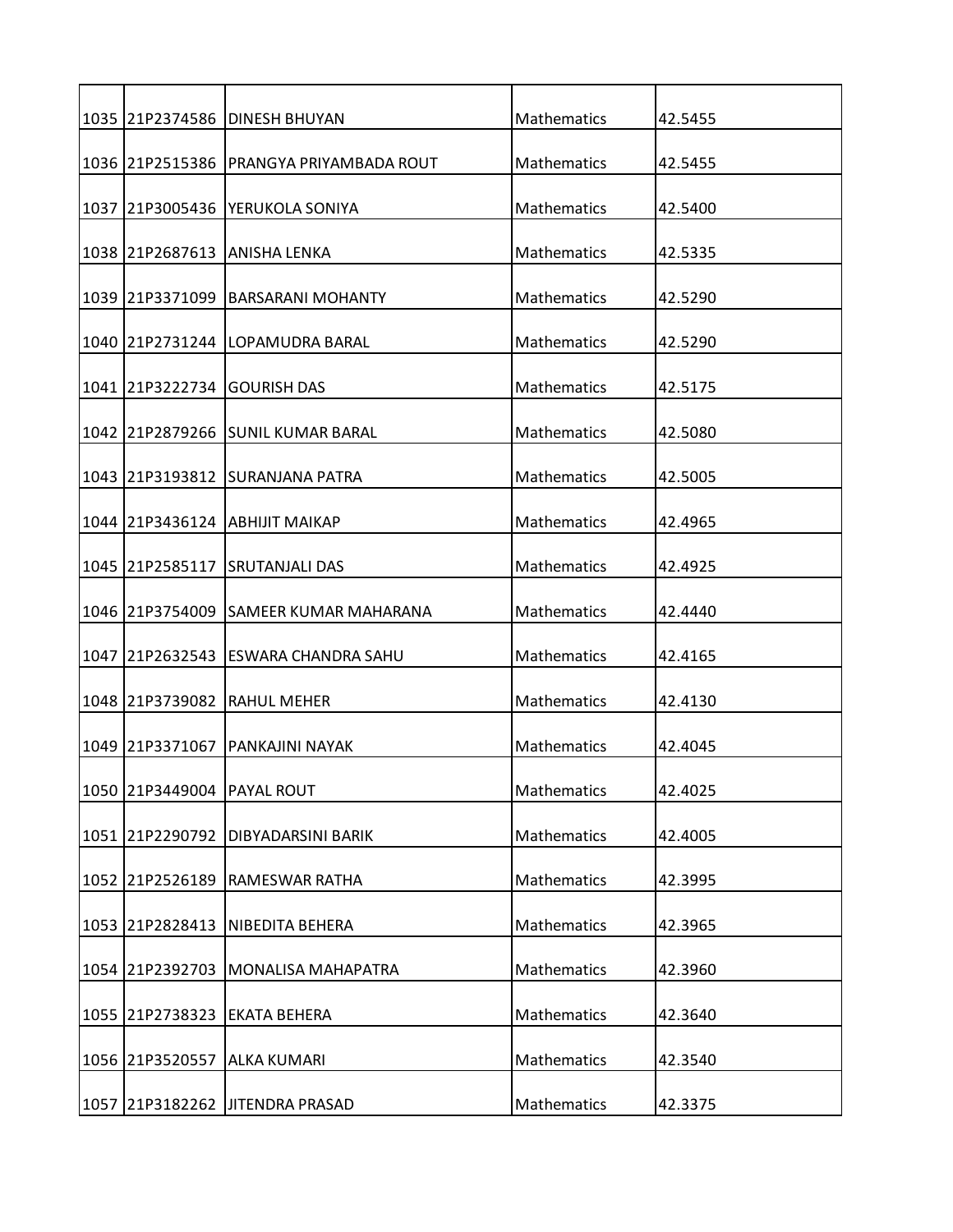| | | | | |
|---|---|---|---|---|
| 1035 | 21P2374586 | DINESH BHUYAN | Mathematics | 42.5455 |
| 1036 | 21P2515386 | PRANGYA PRIYAMBADA ROUT | Mathematics | 42.5455 |
| 1037 | 21P3005436 | YERUKOLA SONIYA | Mathematics | 42.5400 |
| 1038 | 21P2687613 | ANISHA LENKA | Mathematics | 42.5335 |
| 1039 | 21P3371099 | BARSARANI MOHANTY | Mathematics | 42.5290 |
| 1040 | 21P2731244 | LOPAMUDRA BARAL | Mathematics | 42.5290 |
| 1041 | 21P3222734 | GOURISH DAS | Mathematics | 42.5175 |
| 1042 | 21P2879266 | SUNIL KUMAR BARAL | Mathematics | 42.5080 |
| 1043 | 21P3193812 | SURANJANA PATRA | Mathematics | 42.5005 |
| 1044 | 21P3436124 | ABHIJIT MAIKAP | Mathematics | 42.4965 |
| 1045 | 21P2585117 | SRUTANJALI DAS | Mathematics | 42.4925 |
| 1046 | 21P3754009 | SAMEER KUMAR MAHARANA | Mathematics | 42.4440 |
| 1047 | 21P2632543 | ESWARA CHANDRA SAHU | Mathematics | 42.4165 |
| 1048 | 21P3739082 | RAHUL MEHER | Mathematics | 42.4130 |
| 1049 | 21P3371067 | PANKAJINI NAYAK | Mathematics | 42.4045 |
| 1050 | 21P3449004 | PAYAL ROUT | Mathematics | 42.4025 |
| 1051 | 21P2290792 | DIBYADARSINI BARIK | Mathematics | 42.4005 |
| 1052 | 21P2526189 | RAMESWAR RATHA | Mathematics | 42.3995 |
| 1053 | 21P2828413 | NIBEDITA BEHERA | Mathematics | 42.3965 |
| 1054 | 21P2392703 | MONALISA MAHAPATRA | Mathematics | 42.3960 |
| 1055 | 21P2738323 | EKATA BEHERA | Mathematics | 42.3640 |
| 1056 | 21P3520557 | ALKA KUMARI | Mathematics | 42.3540 |
| 1057 | 21P3182262 | JITENDRA PRASAD | Mathematics | 42.3375 |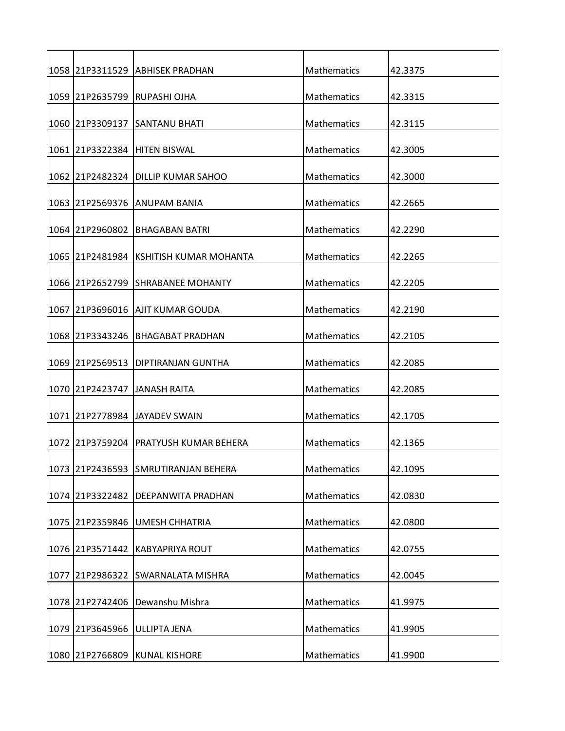| | | | | |
|---|---|---|---|---|
| 1058 | 21P3311529 | ABHISEK PRADHAN | Mathematics | 42.3375 |
| 1059 | 21P2635799 | RUPASHI OJHA | Mathematics | 42.3315 |
| 1060 | 21P3309137 | SANTANU BHATI | Mathematics | 42.3115 |
| 1061 | 21P3322384 | HITEN BISWAL | Mathematics | 42.3005 |
| 1062 | 21P2482324 | DILLIP KUMAR SAHOO | Mathematics | 42.3000 |
| 1063 | 21P2569376 | ANUPAM BANIA | Mathematics | 42.2665 |
| 1064 | 21P2960802 | BHAGABAN BATRI | Mathematics | 42.2290 |
| 1065 | 21P2481984 | KSHITISH KUMAR MOHANTA | Mathematics | 42.2265 |
| 1066 | 21P2652799 | SHRABANEE MOHANTY | Mathematics | 42.2205 |
| 1067 | 21P3696016 | AJIT KUMAR GOUDA | Mathematics | 42.2190 |
| 1068 | 21P3343246 | BHAGABAT PRADHAN | Mathematics | 42.2105 |
| 1069 | 21P2569513 | DIPTIRANJAN GUNTHA | Mathematics | 42.2085 |
| 1070 | 21P2423747 | JANASH RAITA | Mathematics | 42.2085 |
| 1071 | 21P2778984 | JAYADEV SWAIN | Mathematics | 42.1705 |
| 1072 | 21P3759204 | PRATYUSH KUMAR BEHERA | Mathematics | 42.1365 |
| 1073 | 21P2436593 | SMRUTIRANJAN BEHERA | Mathematics | 42.1095 |
| 1074 | 21P3322482 | DEEPANWITA PRADHAN | Mathematics | 42.0830 |
| 1075 | 21P2359846 | UMESH CHHATRIA | Mathematics | 42.0800 |
| 1076 | 21P3571442 | KABYAPRIYA ROUT | Mathematics | 42.0755 |
| 1077 | 21P2986322 | SWARNALATA MISHRA | Mathematics | 42.0045 |
| 1078 | 21P2742406 | Dewanshu Mishra | Mathematics | 41.9975 |
| 1079 | 21P3645966 | ULLIPTA JENA | Mathematics | 41.9905 |
| 1080 | 21P2766809 | KUNAL KISHORE | Mathematics | 41.9900 |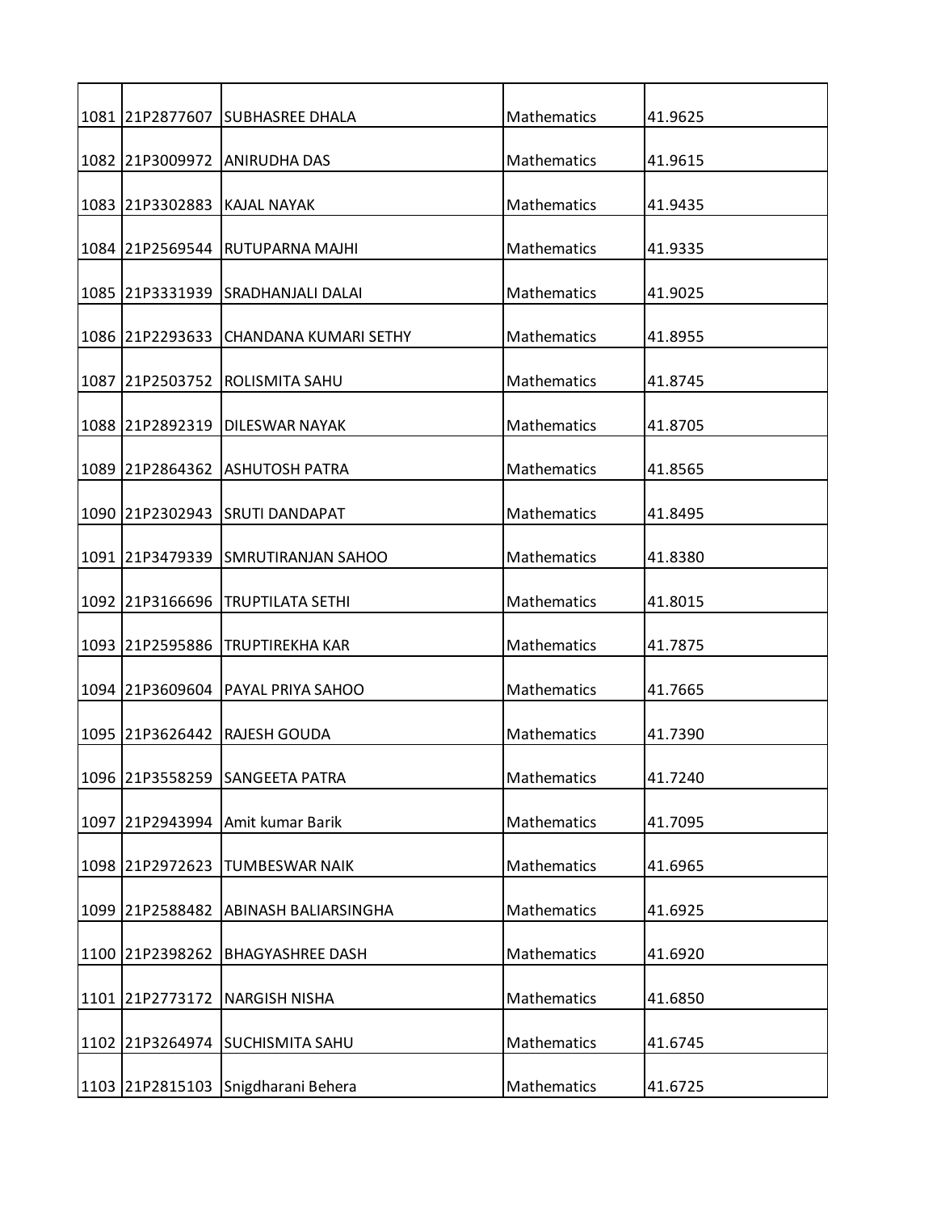| | | | | |
|---|---|---|---|---|
| 1081 | 21P2877607 | SUBHASREE DHALA | Mathematics | 41.9625 |
| 1082 | 21P3009972 | ANIRUDHA DAS | Mathematics | 41.9615 |
| 1083 | 21P3302883 | KAJAL NAYAK | Mathematics | 41.9435 |
| 1084 | 21P2569544 | RUTUPARNA MAJHI | Mathematics | 41.9335 |
| 1085 | 21P3331939 | SRADHANJALI DALAI | Mathematics | 41.9025 |
| 1086 | 21P2293633 | CHANDANA KUMARI SETHY | Mathematics | 41.8955 |
| 1087 | 21P2503752 | ROLISMITA SAHU | Mathematics | 41.8745 |
| 1088 | 21P2892319 | DILESWAR NAYAK | Mathematics | 41.8705 |
| 1089 | 21P2864362 | ASHUTOSH PATRA | Mathematics | 41.8565 |
| 1090 | 21P2302943 | SRUTI DANDAPAT | Mathematics | 41.8495 |
| 1091 | 21P3479339 | SMRUTIRANJAN SAHOO | Mathematics | 41.8380 |
| 1092 | 21P3166696 | TRUPTILATA SETHI | Mathematics | 41.8015 |
| 1093 | 21P2595886 | TRUPTIREKHA KAR | Mathematics | 41.7875 |
| 1094 | 21P3609604 | PAYAL PRIYA SAHOO | Mathematics | 41.7665 |
| 1095 | 21P3626442 | RAJESH GOUDA | Mathematics | 41.7390 |
| 1096 | 21P3558259 | SANGEETA PATRA | Mathematics | 41.7240 |
| 1097 | 21P2943994 | Amit kumar Barik | Mathematics | 41.7095 |
| 1098 | 21P2972623 | TUMBESWAR NAIK | Mathematics | 41.6965 |
| 1099 | 21P2588482 | ABINASH BALIARSINGHA | Mathematics | 41.6925 |
| 1100 | 21P2398262 | BHAGYASHREE DASH | Mathematics | 41.6920 |
| 1101 | 21P2773172 | NARGISH NISHA | Mathematics | 41.6850 |
| 1102 | 21P3264974 | SUCHISMITA SAHU | Mathematics | 41.6745 |
| 1103 | 21P2815103 | Snigdharani Behera | Mathematics | 41.6725 |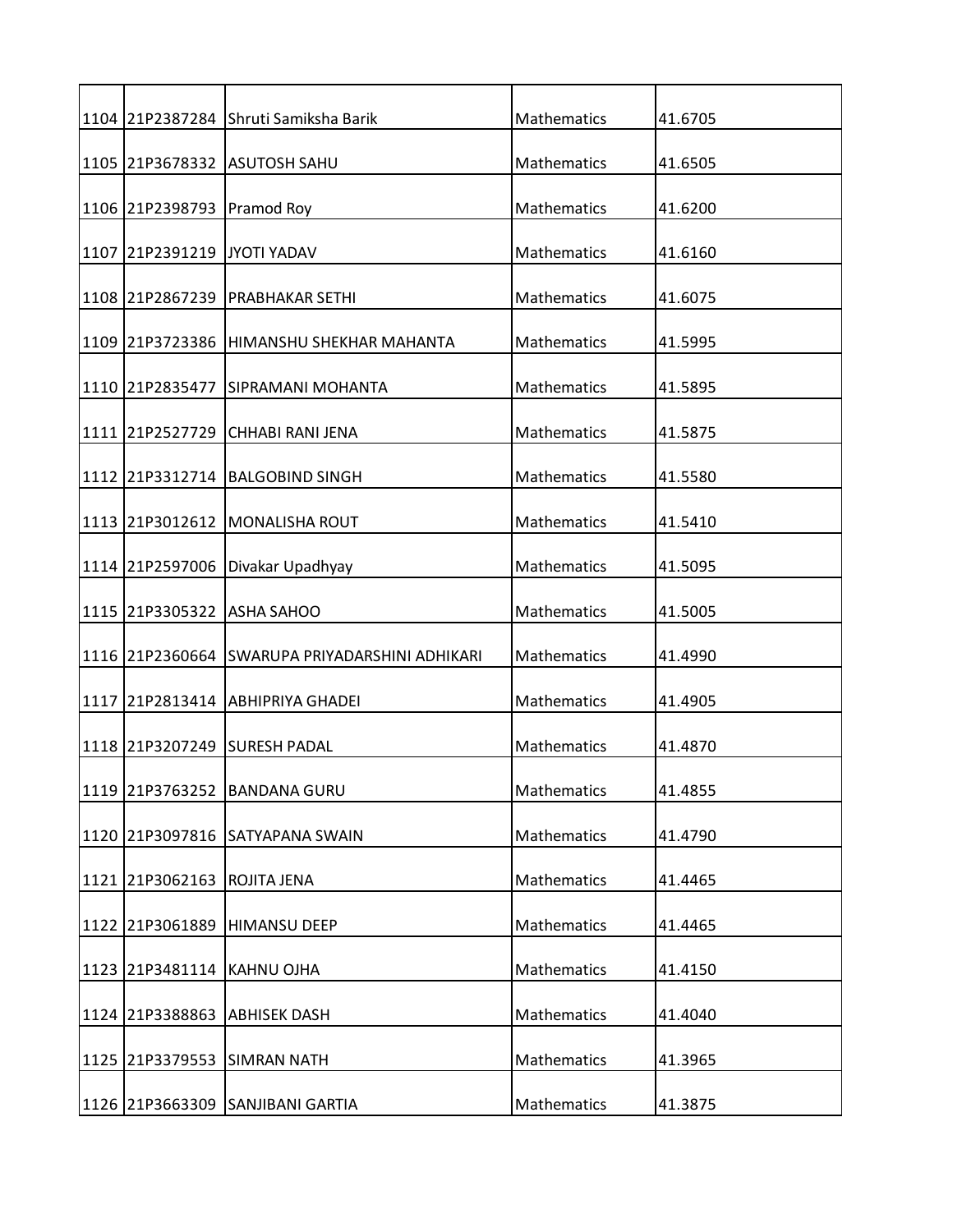| | | | | |
|---|---|---|---|---|
| 1104 | 21P2387284 | Shruti Samiksha Barik | Mathematics | 41.6705 |
| 1105 | 21P3678332 | ASUTOSH SAHU | Mathematics | 41.6505 |
| 1106 | 21P2398793 | Pramod Roy | Mathematics | 41.6200 |
| 1107 | 21P2391219 | JYOTI YADAV | Mathematics | 41.6160 |
| 1108 | 21P2867239 | PRABHAKAR SETHI | Mathematics | 41.6075 |
| 1109 | 21P3723386 | HIMANSHU SHEKHAR MAHANTA | Mathematics | 41.5995 |
| 1110 | 21P2835477 | SIPRAMANI MOHANTA | Mathematics | 41.5895 |
| 1111 | 21P2527729 | CHHABI RANI JENA | Mathematics | 41.5875 |
| 1112 | 21P3312714 | BALGOBIND SINGH | Mathematics | 41.5580 |
| 1113 | 21P3012612 | MONALISHA ROUT | Mathematics | 41.5410 |
| 1114 | 21P2597006 | Divakar Upadhyay | Mathematics | 41.5095 |
| 1115 | 21P3305322 | ASHA SAHOO | Mathematics | 41.5005 |
| 1116 | 21P2360664 | SWARUPA PRIYADARSHINI ADHIKARI | Mathematics | 41.4990 |
| 1117 | 21P2813414 | ABHIPRIYA GHADEI | Mathematics | 41.4905 |
| 1118 | 21P3207249 | SURESH PADAL | Mathematics | 41.4870 |
| 1119 | 21P3763252 | BANDANA GURU | Mathematics | 41.4855 |
| 1120 | 21P3097816 | SATYAPANA SWAIN | Mathematics | 41.4790 |
| 1121 | 21P3062163 | ROJITA JENA | Mathematics | 41.4465 |
| 1122 | 21P3061889 | HIMANSU DEEP | Mathematics | 41.4465 |
| 1123 | 21P3481114 | KAHNU OJHA | Mathematics | 41.4150 |
| 1124 | 21P3388863 | ABHISEK DASH | Mathematics | 41.4040 |
| 1125 | 21P3379553 | SIMRAN NATH | Mathematics | 41.3965 |
| 1126 | 21P3663309 | SANJIBANI GARTIA | Mathematics | 41.3875 |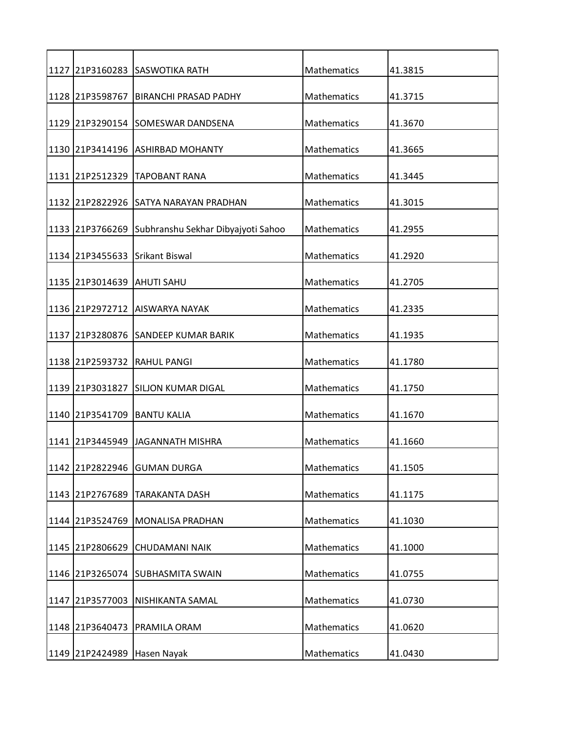| | | | | |
|---|---|---|---|---|
| 1127 | 21P3160283 | SASWOTIKA RATH | Mathematics | 41.3815 |
| 1128 | 21P3598767 | BIRANCHI PRASAD PADHY | Mathematics | 41.3715 |
| 1129 | 21P3290154 | SOMESWAR DANDSENA | Mathematics | 41.3670 |
| 1130 | 21P3414196 | ASHIRBAD MOHANTY | Mathematics | 41.3665 |
| 1131 | 21P2512329 | TAPOBANT RANA | Mathematics | 41.3445 |
| 1132 | 21P2822926 | SATYA NARAYAN PRADHAN | Mathematics | 41.3015 |
| 1133 | 21P3766269 | Subhranshu Sekhar Dibyajyoti Sahoo | Mathematics | 41.2955 |
| 1134 | 21P3455633 | Srikant Biswal | Mathematics | 41.2920 |
| 1135 | 21P3014639 | AHUTI SAHU | Mathematics | 41.2705 |
| 1136 | 21P2972712 | AISWARYA NAYAK | Mathematics | 41.2335 |
| 1137 | 21P3280876 | SANDEEP KUMAR BARIK | Mathematics | 41.1935 |
| 1138 | 21P2593732 | RAHUL PANGI | Mathematics | 41.1780 |
| 1139 | 21P3031827 | SILJON KUMAR DIGAL | Mathematics | 41.1750 |
| 1140 | 21P3541709 | BANTU KALIA | Mathematics | 41.1670 |
| 1141 | 21P3445949 | JAGANNATH MISHRA | Mathematics | 41.1660 |
| 1142 | 21P2822946 | GUMAN DURGA | Mathematics | 41.1505 |
| 1143 | 21P2767689 | TARAKANTA DASH | Mathematics | 41.1175 |
| 1144 | 21P3524769 | MONALISA PRADHAN | Mathematics | 41.1030 |
| 1145 | 21P2806629 | CHUDAMANI NAIK | Mathematics | 41.1000 |
| 1146 | 21P3265074 | SUBHASMITA SWAIN | Mathematics | 41.0755 |
| 1147 | 21P3577003 | NISHIKANTA SAMAL | Mathematics | 41.0730 |
| 1148 | 21P3640473 | PRAMILA ORAM | Mathematics | 41.0620 |
| 1149 | 21P2424989 | Hasen Nayak | Mathematics | 41.0430 |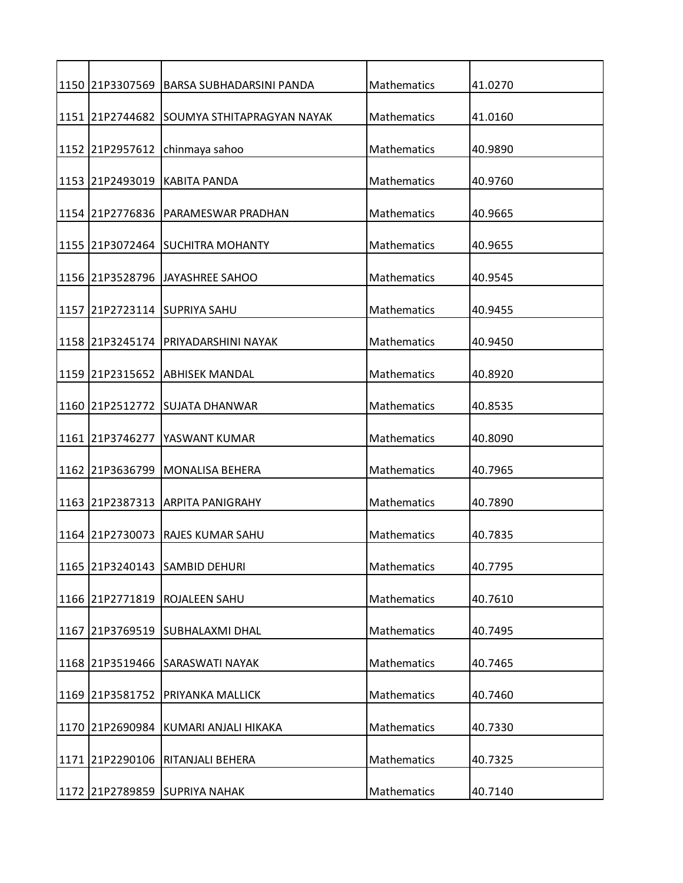| | | | | |
|---|---|---|---|---|
| 1150 | 21P3307569 | BARSA SUBHADARSINI PANDA | Mathematics | 41.0270 |
| 1151 | 21P2744682 | SOUMYA STHITAPRAGYAN NAYAK | Mathematics | 41.0160 |
| 1152 | 21P2957612 | chinmaya sahoo | Mathematics | 40.9890 |
| 1153 | 21P2493019 | KABITA PANDA | Mathematics | 40.9760 |
| 1154 | 21P2776836 | PARAMESWAR PRADHAN | Mathematics | 40.9665 |
| 1155 | 21P3072464 | SUCHITRA MOHANTY | Mathematics | 40.9655 |
| 1156 | 21P3528796 | JAYASHREE SAHOO | Mathematics | 40.9545 |
| 1157 | 21P2723114 | SUPRIYA SAHU | Mathematics | 40.9455 |
| 1158 | 21P3245174 | PRIYADARSHINI NAYAK | Mathematics | 40.9450 |
| 1159 | 21P2315652 | ABHISEK MANDAL | Mathematics | 40.8920 |
| 1160 | 21P2512772 | SUJATA DHANWAR | Mathematics | 40.8535 |
| 1161 | 21P3746277 | YASWANT KUMAR | Mathematics | 40.8090 |
| 1162 | 21P3636799 | MONALISA BEHERA | Mathematics | 40.7965 |
| 1163 | 21P2387313 | ARPITA PANIGRAHY | Mathematics | 40.7890 |
| 1164 | 21P2730073 | RAJES KUMAR SAHU | Mathematics | 40.7835 |
| 1165 | 21P3240143 | SAMBID DEHURI | Mathematics | 40.7795 |
| 1166 | 21P2771819 | ROJALEEN SAHU | Mathematics | 40.7610 |
| 1167 | 21P3769519 | SUBHALAXMI DHAL | Mathematics | 40.7495 |
| 1168 | 21P3519466 | SARASWATI NAYAK | Mathematics | 40.7465 |
| 1169 | 21P3581752 | PRIYANKA MALLICK | Mathematics | 40.7460 |
| 1170 | 21P2690984 | KUMARI ANJALI HIKAKA | Mathematics | 40.7330 |
| 1171 | 21P2290106 | RITANJALI BEHERA | Mathematics | 40.7325 |
| 1172 | 21P2789859 | SUPRIYA NAHAK | Mathematics | 40.7140 |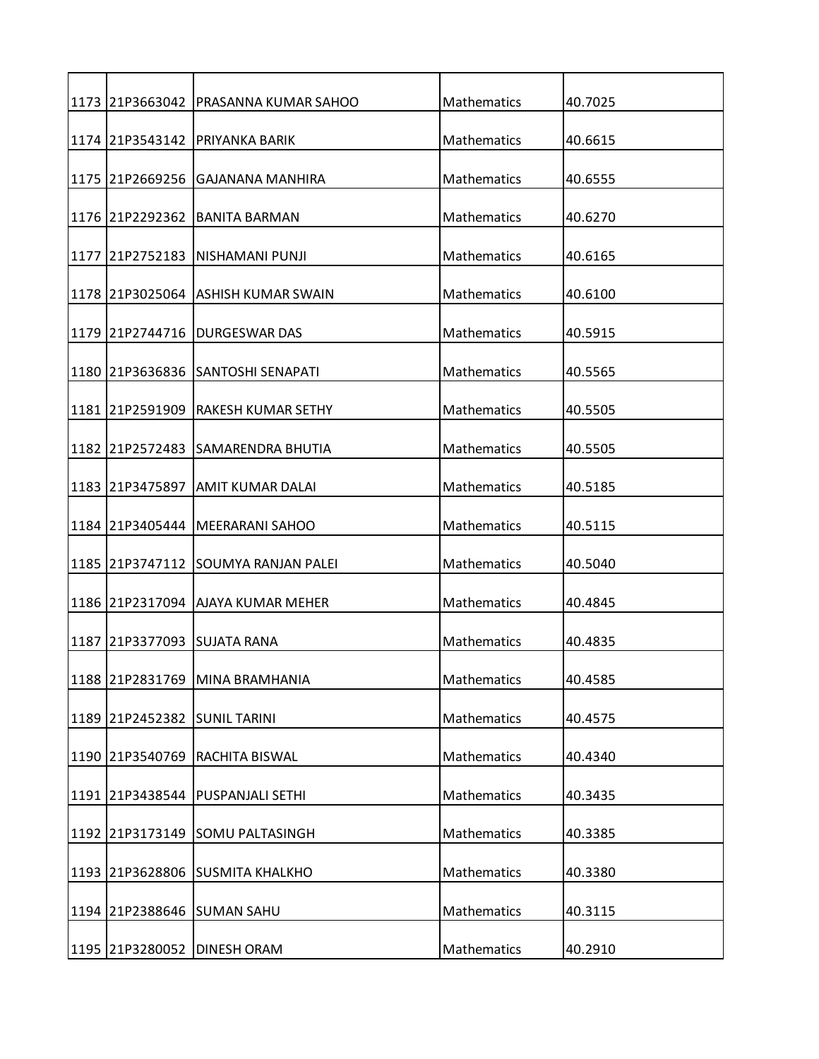| | | | | |
|---|---|---|---|---|
| 1173 | 21P3663042 | PRASANNA KUMAR SAHOO | Mathematics | 40.7025 |
| 1174 | 21P3543142 | PRIYANKA BARIK | Mathematics | 40.6615 |
| 1175 | 21P2669256 | GAJANANA MANHIRA | Mathematics | 40.6555 |
| 1176 | 21P2292362 | BANITA BARMAN | Mathematics | 40.6270 |
| 1177 | 21P2752183 | NISHAMANI PUNJI | Mathematics | 40.6165 |
| 1178 | 21P3025064 | ASHISH KUMAR SWAIN | Mathematics | 40.6100 |
| 1179 | 21P2744716 | DURGESWAR DAS | Mathematics | 40.5915 |
| 1180 | 21P3636836 | SANTOSHI SENAPATI | Mathematics | 40.5565 |
| 1181 | 21P2591909 | RAKESH KUMAR SETHY | Mathematics | 40.5505 |
| 1182 | 21P2572483 | SAMARENDRA BHUTIA | Mathematics | 40.5505 |
| 1183 | 21P3475897 | AMIT KUMAR DALAI | Mathematics | 40.5185 |
| 1184 | 21P3405444 | MEERARANI SAHOO | Mathematics | 40.5115 |
| 1185 | 21P3747112 | SOUMYA RANJAN PALEI | Mathematics | 40.5040 |
| 1186 | 21P2317094 | AJAYA KUMAR MEHER | Mathematics | 40.4845 |
| 1187 | 21P3377093 | SUJATA RANA | Mathematics | 40.4835 |
| 1188 | 21P2831769 | MINA BRAMHANIA | Mathematics | 40.4585 |
| 1189 | 21P2452382 | SUNIL TARINI | Mathematics | 40.4575 |
| 1190 | 21P3540769 | RACHITA BISWAL | Mathematics | 40.4340 |
| 1191 | 21P3438544 | PUSPANJALI SETHI | Mathematics | 40.3435 |
| 1192 | 21P3173149 | SOMU PALTASINGH | Mathematics | 40.3385 |
| 1193 | 21P3628806 | SUSMITA KHALKHO | Mathematics | 40.3380 |
| 1194 | 21P2388646 | SUMAN SAHU | Mathematics | 40.3115 |
| 1195 | 21P3280052 | DINESH ORAM | Mathematics | 40.2910 |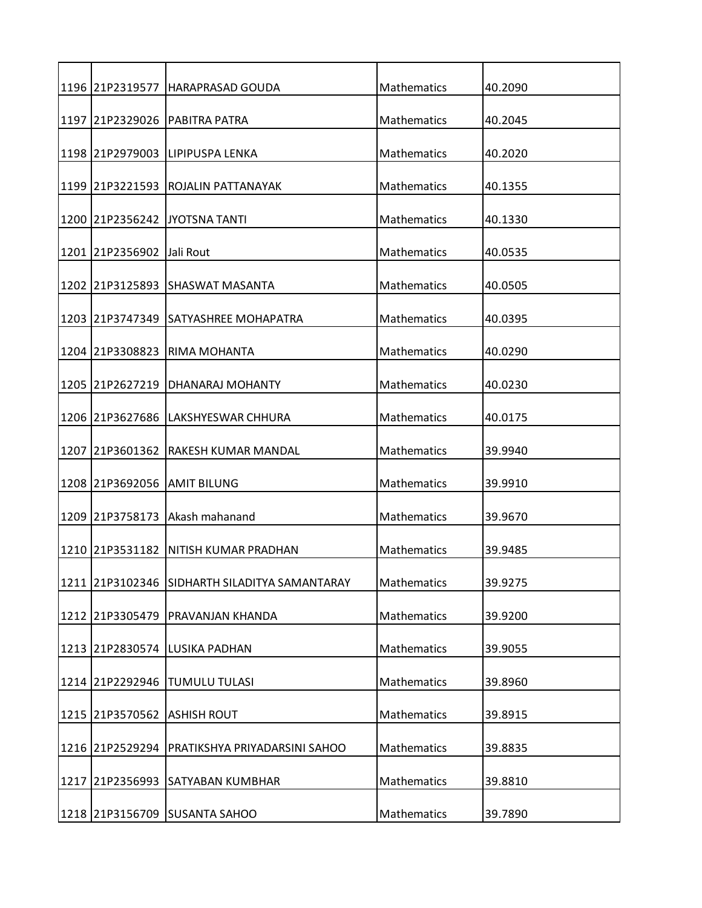| | | | | |
|---|---|---|---|---|
| 1196 | 21P2319577 | HARAPRASAD GOUDA | Mathematics | 40.2090 |
| 1197 | 21P2329026 | PABITRA PATRA | Mathematics | 40.2045 |
| 1198 | 21P2979003 | LIPIPUSPA LENKA | Mathematics | 40.2020 |
| 1199 | 21P3221593 | ROJALIN PATTANAYAK | Mathematics | 40.1355 |
| 1200 | 21P2356242 | JYOTSNA TANTI | Mathematics | 40.1330 |
| 1201 | 21P2356902 | Jali Rout | Mathematics | 40.0535 |
| 1202 | 21P3125893 | SHASWAT MASANTA | Mathematics | 40.0505 |
| 1203 | 21P3747349 | SATYASHREE MOHAPATRA | Mathematics | 40.0395 |
| 1204 | 21P3308823 | RIMA MOHANTA | Mathematics | 40.0290 |
| 1205 | 21P2627219 | DHANARAJ MOHANTY | Mathematics | 40.0230 |
| 1206 | 21P3627686 | LAKSHYESWAR CHHURA | Mathematics | 40.0175 |
| 1207 | 21P3601362 | RAKESH KUMAR MANDAL | Mathematics | 39.9940 |
| 1208 | 21P3692056 | AMIT BILUNG | Mathematics | 39.9910 |
| 1209 | 21P3758173 | Akash mahanand | Mathematics | 39.9670 |
| 1210 | 21P3531182 | NITISH KUMAR PRADHAN | Mathematics | 39.9485 |
| 1211 | 21P3102346 | SIDHARTH SILADITYA SAMANTARAY | Mathematics | 39.9275 |
| 1212 | 21P3305479 | PRAVANJAN KHANDA | Mathematics | 39.9200 |
| 1213 | 21P2830574 | LUSIKA PADHAN | Mathematics | 39.9055 |
| 1214 | 21P2292946 | TUMULU TULASI | Mathematics | 39.8960 |
| 1215 | 21P3570562 | ASHISH ROUT | Mathematics | 39.8915 |
| 1216 | 21P2529294 | PRATIKSHYA PRIYADARSINI SAHOO | Mathematics | 39.8835 |
| 1217 | 21P2356993 | SATYABAN KUMBHAR | Mathematics | 39.8810 |
| 1218 | 21P3156709 | SUSANTA SAHOO | Mathematics | 39.7890 |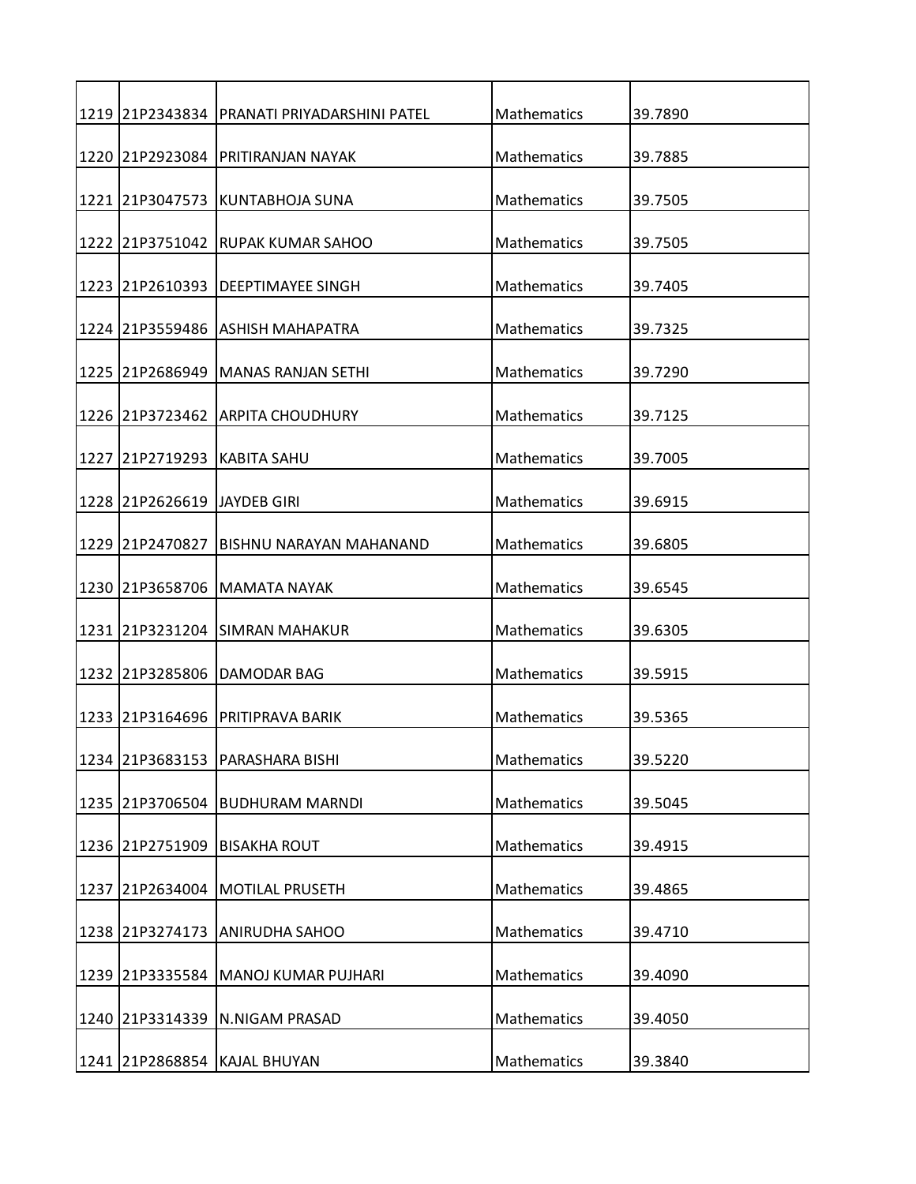| | | | | |
|---|---|---|---|---|
| 1219 | 21P2343834 | PRANATI PRIYADARSHINI PATEL | Mathematics | 39.7890 |
| 1220 | 21P2923084 | PRITIRANJAN NAYAK | Mathematics | 39.7885 |
| 1221 | 21P3047573 | KUNTABHOJA SUNA | Mathematics | 39.7505 |
| 1222 | 21P3751042 | RUPAK KUMAR SAHOO | Mathematics | 39.7505 |
| 1223 | 21P2610393 | DEEPTIMAYEE SINGH | Mathematics | 39.7405 |
| 1224 | 21P3559486 | ASHISH MAHAPATRA | Mathematics | 39.7325 |
| 1225 | 21P2686949 | MANAS RANJAN SETHI | Mathematics | 39.7290 |
| 1226 | 21P3723462 | ARPITA CHOUDHURY | Mathematics | 39.7125 |
| 1227 | 21P2719293 | KABITA SAHU | Mathematics | 39.7005 |
| 1228 | 21P2626619 | JAYDEB GIRI | Mathematics | 39.6915 |
| 1229 | 21P2470827 | BISHNU NARAYAN MAHANAND | Mathematics | 39.6805 |
| 1230 | 21P3658706 | MAMATA NAYAK | Mathematics | 39.6545 |
| 1231 | 21P3231204 | SIMRAN MAHAKUR | Mathematics | 39.6305 |
| 1232 | 21P3285806 | DAMODAR BAG | Mathematics | 39.5915 |
| 1233 | 21P3164696 | PRITIPRAVA BARIK | Mathematics | 39.5365 |
| 1234 | 21P3683153 | PARASHARA BISHI | Mathematics | 39.5220 |
| 1235 | 21P3706504 | BUDHURAM MARNDI | Mathematics | 39.5045 |
| 1236 | 21P2751909 | BISAKHA ROUT | Mathematics | 39.4915 |
| 1237 | 21P2634004 | MOTILAL PRUSETH | Mathematics | 39.4865 |
| 1238 | 21P3274173 | ANIRUDHA SAHOO | Mathematics | 39.4710 |
| 1239 | 21P3335584 | MANOJ KUMAR PUJHARI | Mathematics | 39.4090 |
| 1240 | 21P3314339 | N.NIGAM PRASAD | Mathematics | 39.4050 |
| 1241 | 21P2868854 | KAJAL BHUYAN | Mathematics | 39.3840 |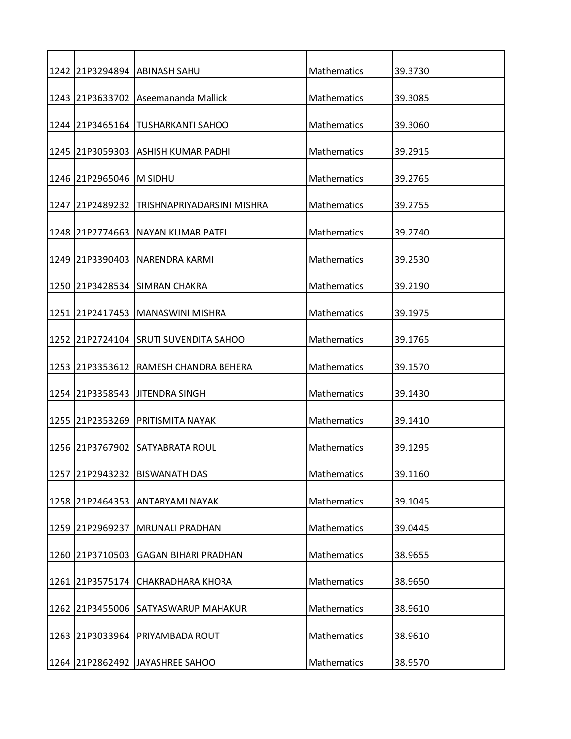| | | | | |
|---|---|---|---|---|
| 1242 | 21P3294894 | ABINASH SAHU | Mathematics | 39.3730 |
| 1243 | 21P3633702 | Aseemananda Mallick | Mathematics | 39.3085 |
| 1244 | 21P3465164 | TUSHARKANTI SAHOO | Mathematics | 39.3060 |
| 1245 | 21P3059303 | ASHISH KUMAR PADHI | Mathematics | 39.2915 |
| 1246 | 21P2965046 | M SIDHU | Mathematics | 39.2765 |
| 1247 | 21P2489232 | TRISHNAPRIYADARSINI MISHRA | Mathematics | 39.2755 |
| 1248 | 21P2774663 | NAYAN KUMAR PATEL | Mathematics | 39.2740 |
| 1249 | 21P3390403 | NARENDRA KARMI | Mathematics | 39.2530 |
| 1250 | 21P3428534 | SIMRAN CHAKRA | Mathematics | 39.2190 |
| 1251 | 21P2417453 | MANASWINI MISHRA | Mathematics | 39.1975 |
| 1252 | 21P2724104 | SRUTI SUVENDITA SAHOO | Mathematics | 39.1765 |
| 1253 | 21P3353612 | RAMESH CHANDRA BEHERA | Mathematics | 39.1570 |
| 1254 | 21P3358543 | JITENDRA SINGH | Mathematics | 39.1430 |
| 1255 | 21P2353269 | PRITISMITA NAYAK | Mathematics | 39.1410 |
| 1256 | 21P3767902 | SATYABRATA ROUL | Mathematics | 39.1295 |
| 1257 | 21P2943232 | BISWANATH DAS | Mathematics | 39.1160 |
| 1258 | 21P2464353 | ANTARYAMI NAYAK | Mathematics | 39.1045 |
| 1259 | 21P2969237 | MRUNALI PRADHAN | Mathematics | 39.0445 |
| 1260 | 21P3710503 | GAGAN BIHARI PRADHAN | Mathematics | 38.9655 |
| 1261 | 21P3575174 | CHAKRADHARA KHORA | Mathematics | 38.9650 |
| 1262 | 21P3455006 | SATYASWARUP MAHAKUR | Mathematics | 38.9610 |
| 1263 | 21P3033964 | PRIYAMBADA ROUT | Mathematics | 38.9610 |
| 1264 | 21P2862492 | JAYASHREE SAHOO | Mathematics | 38.9570 |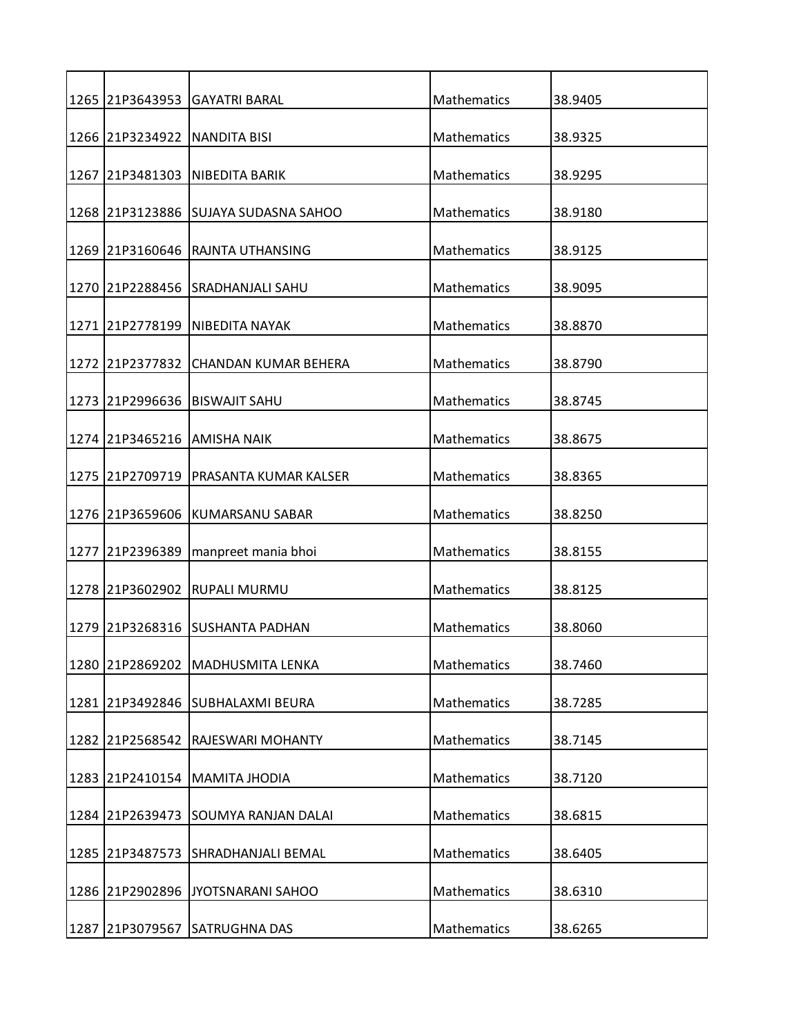| | | | | |
|---|---|---|---|---|
| 1265 | 21P3643953 | GAYATRI BARAL | Mathematics | 38.9405 |
| 1266 | 21P3234922 | NANDITA BISI | Mathematics | 38.9325 |
| 1267 | 21P3481303 | NIBEDITA BARIK | Mathematics | 38.9295 |
| 1268 | 21P3123886 | SUJAYA SUDASNA SAHOO | Mathematics | 38.9180 |
| 1269 | 21P3160646 | RAJNTA UTHANSING | Mathematics | 38.9125 |
| 1270 | 21P2288456 | SRADHANJALI SAHU | Mathematics | 38.9095 |
| 1271 | 21P2778199 | NIBEDITA NAYAK | Mathematics | 38.8870 |
| 1272 | 21P2377832 | CHANDAN KUMAR BEHERA | Mathematics | 38.8790 |
| 1273 | 21P2996636 | BISWAJIT SAHU | Mathematics | 38.8745 |
| 1274 | 21P3465216 | AMISHA NAIK | Mathematics | 38.8675 |
| 1275 | 21P2709719 | PRASANTA KUMAR KALSER | Mathematics | 38.8365 |
| 1276 | 21P3659606 | KUMARSANU SABAR | Mathematics | 38.8250 |
| 1277 | 21P2396389 | manpreet mania bhoi | Mathematics | 38.8155 |
| 1278 | 21P3602902 | RUPALI MURMU | Mathematics | 38.8125 |
| 1279 | 21P3268316 | SUSHANTA PADHAN | Mathematics | 38.8060 |
| 1280 | 21P2869202 | MADHUSMITA LENKA | Mathematics | 38.7460 |
| 1281 | 21P3492846 | SUBHALAXMI BEURA | Mathematics | 38.7285 |
| 1282 | 21P2568542 | RAJESWARI MOHANTY | Mathematics | 38.7145 |
| 1283 | 21P2410154 | MAMITA JHODIA | Mathematics | 38.7120 |
| 1284 | 21P2639473 | SOUMYA RANJAN DALAI | Mathematics | 38.6815 |
| 1285 | 21P3487573 | SHRADHANJALI BEMAL | Mathematics | 38.6405 |
| 1286 | 21P2902896 | JYOTSNARANI SAHOO | Mathematics | 38.6310 |
| 1287 | 21P3079567 | SATRUGHNA DAS | Mathematics | 38.6265 |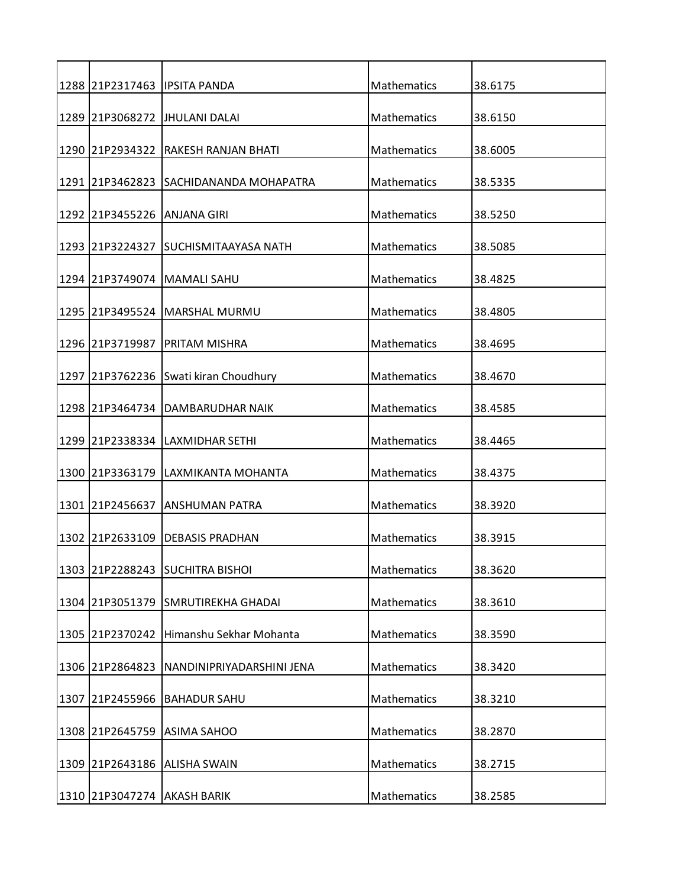| | | | | |
|---|---|---|---|---|
| 1288 | 21P2317463 | IPSITA PANDA | Mathematics | 38.6175 |
| 1289 | 21P3068272 | JHULANI DALAI | Mathematics | 38.6150 |
| 1290 | 21P2934322 | RAKESH RANJAN BHATI | Mathematics | 38.6005 |
| 1291 | 21P3462823 | SACHIDANANDA MOHAPATRA | Mathematics | 38.5335 |
| 1292 | 21P3455226 | ANJANA GIRI | Mathematics | 38.5250 |
| 1293 | 21P3224327 | SUCHISMITAAYASA NATH | Mathematics | 38.5085 |
| 1294 | 21P3749074 | MAMALI SAHU | Mathematics | 38.4825 |
| 1295 | 21P3495524 | MARSHAL MURMU | Mathematics | 38.4805 |
| 1296 | 21P3719987 | PRITAM MISHRA | Mathematics | 38.4695 |
| 1297 | 21P3762236 | Swati kiran Choudhury | Mathematics | 38.4670 |
| 1298 | 21P3464734 | DAMBARUDHAR NAIK | Mathematics | 38.4585 |
| 1299 | 21P2338334 | LAXMIDHAR SETHI | Mathematics | 38.4465 |
| 1300 | 21P3363179 | LAXMIKANTA MOHANTA | Mathematics | 38.4375 |
| 1301 | 21P2456637 | ANSHUMAN PATRA | Mathematics | 38.3920 |
| 1302 | 21P2633109 | DEBASIS PRADHAN | Mathematics | 38.3915 |
| 1303 | 21P2288243 | SUCHITRA BISHOI | Mathematics | 38.3620 |
| 1304 | 21P3051379 | SMRUTIREKHA GHADAI | Mathematics | 38.3610 |
| 1305 | 21P2370242 | Himanshu Sekhar Mohanta | Mathematics | 38.3590 |
| 1306 | 21P2864823 | NANDINIPRIYADARSHINI JENA | Mathematics | 38.3420 |
| 1307 | 21P2455966 | BAHADUR SAHU | Mathematics | 38.3210 |
| 1308 | 21P2645759 | ASIMA SAHOO | Mathematics | 38.2870 |
| 1309 | 21P2643186 | ALISHA SWAIN | Mathematics | 38.2715 |
| 1310 | 21P3047274 | AKASH BARIK | Mathematics | 38.2585 |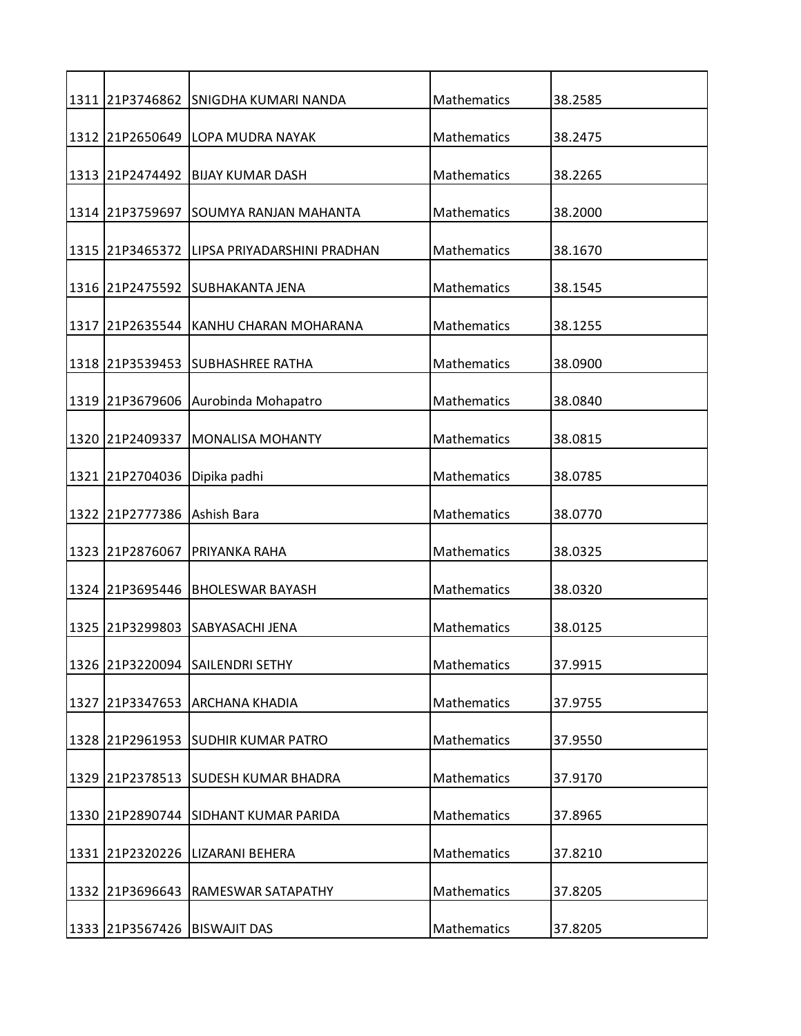| | | | | |
|---|---|---|---|---|
| 1311 | 21P3746862 | SNIGDHA KUMARI NANDA | Mathematics | 38.2585 |
| 1312 | 21P2650649 | LOPA MUDRA NAYAK | Mathematics | 38.2475 |
| 1313 | 21P2474492 | BIJAY KUMAR DASH | Mathematics | 38.2265 |
| 1314 | 21P3759697 | SOUMYA RANJAN MAHANTA | Mathematics | 38.2000 |
| 1315 | 21P3465372 | LIPSA PRIYADARSHINI PRADHAN | Mathematics | 38.1670 |
| 1316 | 21P2475592 | SUBHAKANTA JENA | Mathematics | 38.1545 |
| 1317 | 21P2635544 | KANHU CHARAN MOHARANA | Mathematics | 38.1255 |
| 1318 | 21P3539453 | SUBHASHREE RATHA | Mathematics | 38.0900 |
| 1319 | 21P3679606 | Aurobinda Mohapatro | Mathematics | 38.0840 |
| 1320 | 21P2409337 | MONALISA MOHANTY | Mathematics | 38.0815 |
| 1321 | 21P2704036 | Dipika padhi | Mathematics | 38.0785 |
| 1322 | 21P2777386 | Ashish Bara | Mathematics | 38.0770 |
| 1323 | 21P2876067 | PRIYANKA RAHA | Mathematics | 38.0325 |
| 1324 | 21P3695446 | BHOLESWAR BAYASH | Mathematics | 38.0320 |
| 1325 | 21P3299803 | SABYASACHI JENA | Mathematics | 38.0125 |
| 1326 | 21P3220094 | SAILENDRI SETHY | Mathematics | 37.9915 |
| 1327 | 21P3347653 | ARCHANA KHADIA | Mathematics | 37.9755 |
| 1328 | 21P2961953 | SUDHIR KUMAR PATRO | Mathematics | 37.9550 |
| 1329 | 21P2378513 | SUDESH KUMAR BHADRA | Mathematics | 37.9170 |
| 1330 | 21P2890744 | SIDHANT KUMAR PARIDA | Mathematics | 37.8965 |
| 1331 | 21P2320226 | LIZARANI BEHERA | Mathematics | 37.8210 |
| 1332 | 21P3696643 | RAMESWAR SATAPATHY | Mathematics | 37.8205 |
| 1333 | 21P3567426 | BISWAJIT DAS | Mathematics | 37.8205 |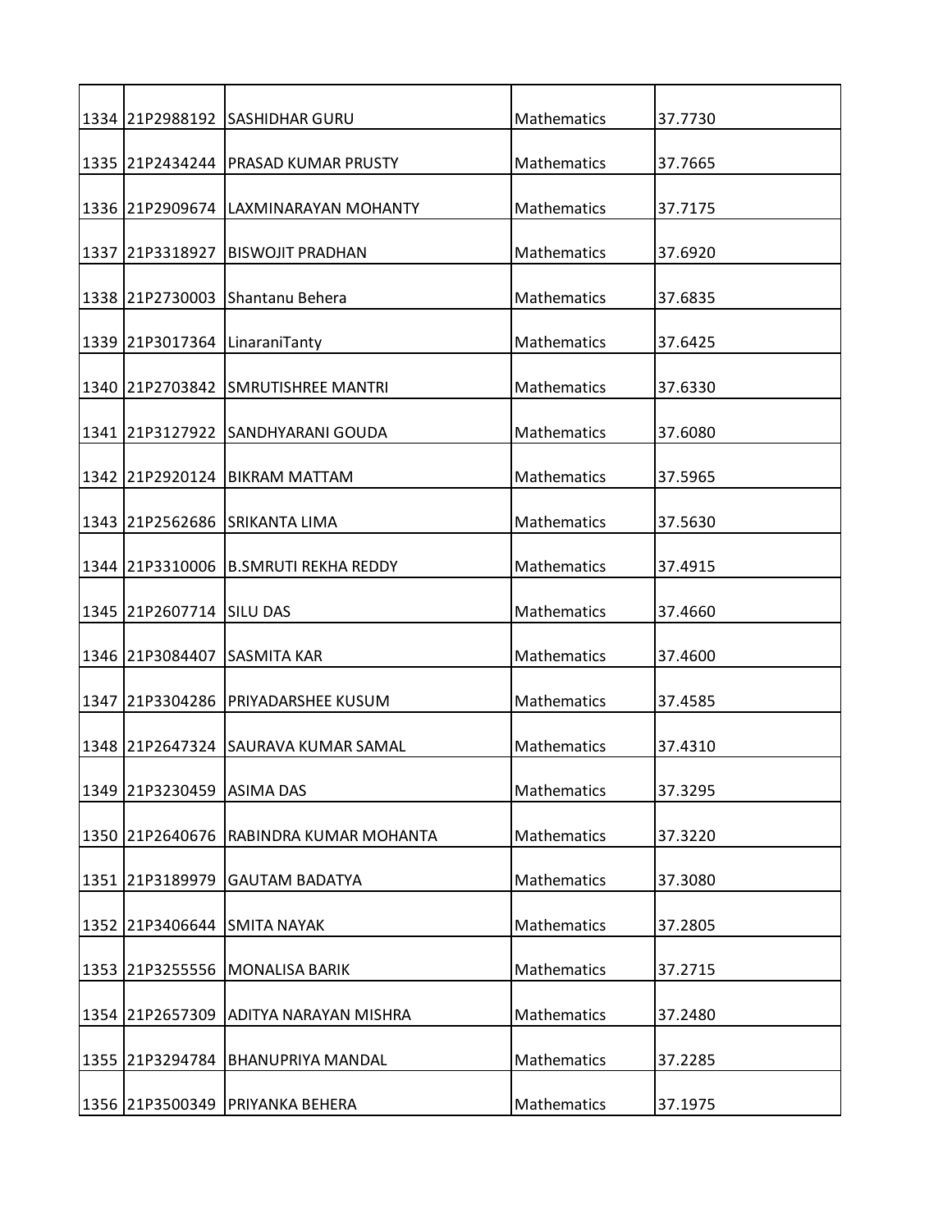| 1334 | 21P2988192 | SASHIDHAR GURU | Mathematics | 37.7730 |
|---|---|---|---|---|
| 1335 | 21P2434244 | PRASAD KUMAR PRUSTY | Mathematics | 37.7665 |
| 1336 | 21P2909674 | LAXMINARAYAN MOHANTY | Mathematics | 37.7175 |
| 1337 | 21P3318927 | BISWOJIT PRADHAN | Mathematics | 37.6920 |
| 1338 | 21P2730003 | Shantanu Behera | Mathematics | 37.6835 |
| 1339 | 21P3017364 | LinaraniTanty | Mathematics | 37.6425 |
| 1340 | 21P2703842 | SMRUTISHREE MANTRI | Mathematics | 37.6330 |
| 1341 | 21P3127922 | SANDHYARANI GOUDA | Mathematics | 37.6080 |
| 1342 | 21P2920124 | BIKRAM MATTAM | Mathematics | 37.5965 |
| 1343 | 21P2562686 | SRIKANTA LIMA | Mathematics | 37.5630 |
| 1344 | 21P3310006 | B.SMRUTI REKHA REDDY | Mathematics | 37.4915 |
| 1345 | 21P2607714 | SILU DAS | Mathematics | 37.4660 |
| 1346 | 21P3084407 | SASMITA KAR | Mathematics | 37.4600 |
| 1347 | 21P3304286 | PRIYADARSHEE KUSUM | Mathematics | 37.4585 |
| 1348 | 21P2647324 | SAURAVA KUMAR SAMAL | Mathematics | 37.4310 |
| 1349 | 21P3230459 | ASIMA DAS | Mathematics | 37.3295 |
| 1350 | 21P2640676 | RABINDRA KUMAR MOHANTA | Mathematics | 37.3220 |
| 1351 | 21P3189979 | GAUTAM BADATYA | Mathematics | 37.3080 |
| 1352 | 21P3406644 | SMITA NAYAK | Mathematics | 37.2805 |
| 1353 | 21P3255556 | MONALISA BARIK | Mathematics | 37.2715 |
| 1354 | 21P2657309 | ADITYA NARAYAN MISHRA | Mathematics | 37.2480 |
| 1355 | 21P3294784 | BHANUPRIYA MANDAL | Mathematics | 37.2285 |
| 1356 | 21P3500349 | PRIYANKA BEHERA | Mathematics | 37.1975 |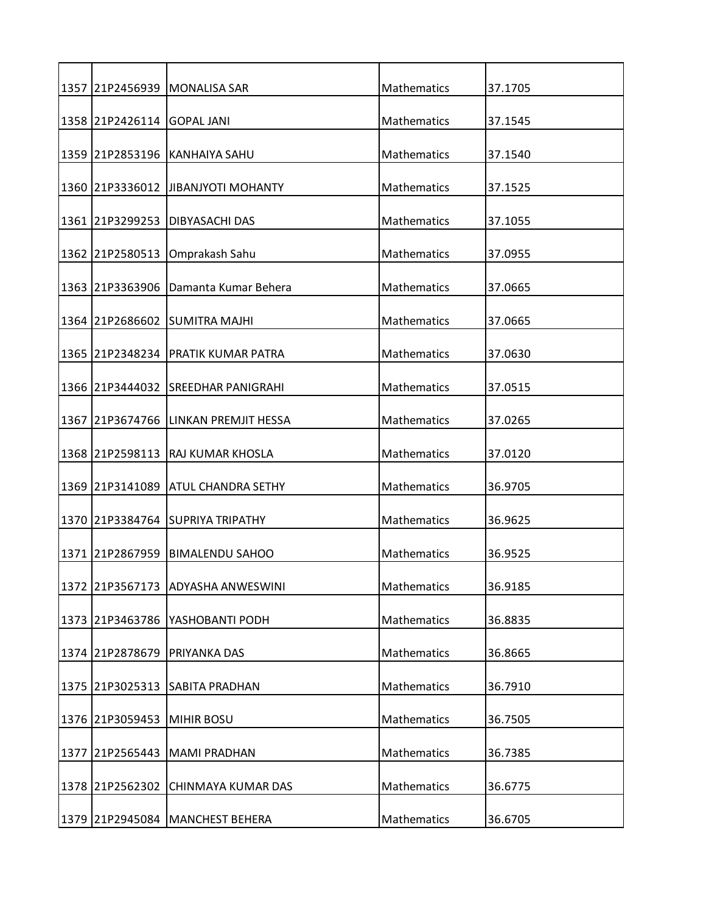| 1357 | 21P2456939 | MONALISA SAR | Mathematics | 37.1705 |
|---|---|---|---|---|
| 1358 | 21P2426114 | GOPAL JANI | Mathematics | 37.1545 |
| 1359 | 21P2853196 | KANHAIYA SAHU | Mathematics | 37.1540 |
| 1360 | 21P3336012 | JIBANJYOTI MOHANTY | Mathematics | 37.1525 |
| 1361 | 21P3299253 | DIBYASACHI DAS | Mathematics | 37.1055 |
| 1362 | 21P2580513 | Omprakash Sahu | Mathematics | 37.0955 |
| 1363 | 21P3363906 | Damanta Kumar Behera | Mathematics | 37.0665 |
| 1364 | 21P2686602 | SUMITRA MAJHI | Mathematics | 37.0665 |
| 1365 | 21P2348234 | PRATIK KUMAR PATRA | Mathematics | 37.0630 |
| 1366 | 21P3444032 | SREEDHAR PANIGRAHI | Mathematics | 37.0515 |
| 1367 | 21P3674766 | LINKAN PREMJIT HESSA | Mathematics | 37.0265 |
| 1368 | 21P2598113 | RAJ KUMAR KHOSLA | Mathematics | 37.0120 |
| 1369 | 21P3141089 | ATUL CHANDRA SETHY | Mathematics | 36.9705 |
| 1370 | 21P3384764 | SUPRIYA TRIPATHY | Mathematics | 36.9625 |
| 1371 | 21P2867959 | BIMALENDU SAHOO | Mathematics | 36.9525 |
| 1372 | 21P3567173 | ADYASHA ANWESWINI | Mathematics | 36.9185 |
| 1373 | 21P3463786 | YASHOBANTI PODH | Mathematics | 36.8835 |
| 1374 | 21P2878679 | PRIYANKA DAS | Mathematics | 36.8665 |
| 1375 | 21P3025313 | SABITA PRADHAN | Mathematics | 36.7910 |
| 1376 | 21P3059453 | MIHIR BOSU | Mathematics | 36.7505 |
| 1377 | 21P2565443 | MAMI PRADHAN | Mathematics | 36.7385 |
| 1378 | 21P2562302 | CHINMAYA KUMAR DAS | Mathematics | 36.6775 |
| 1379 | 21P2945084 | MANCHEST BEHERA | Mathematics | 36.6705 |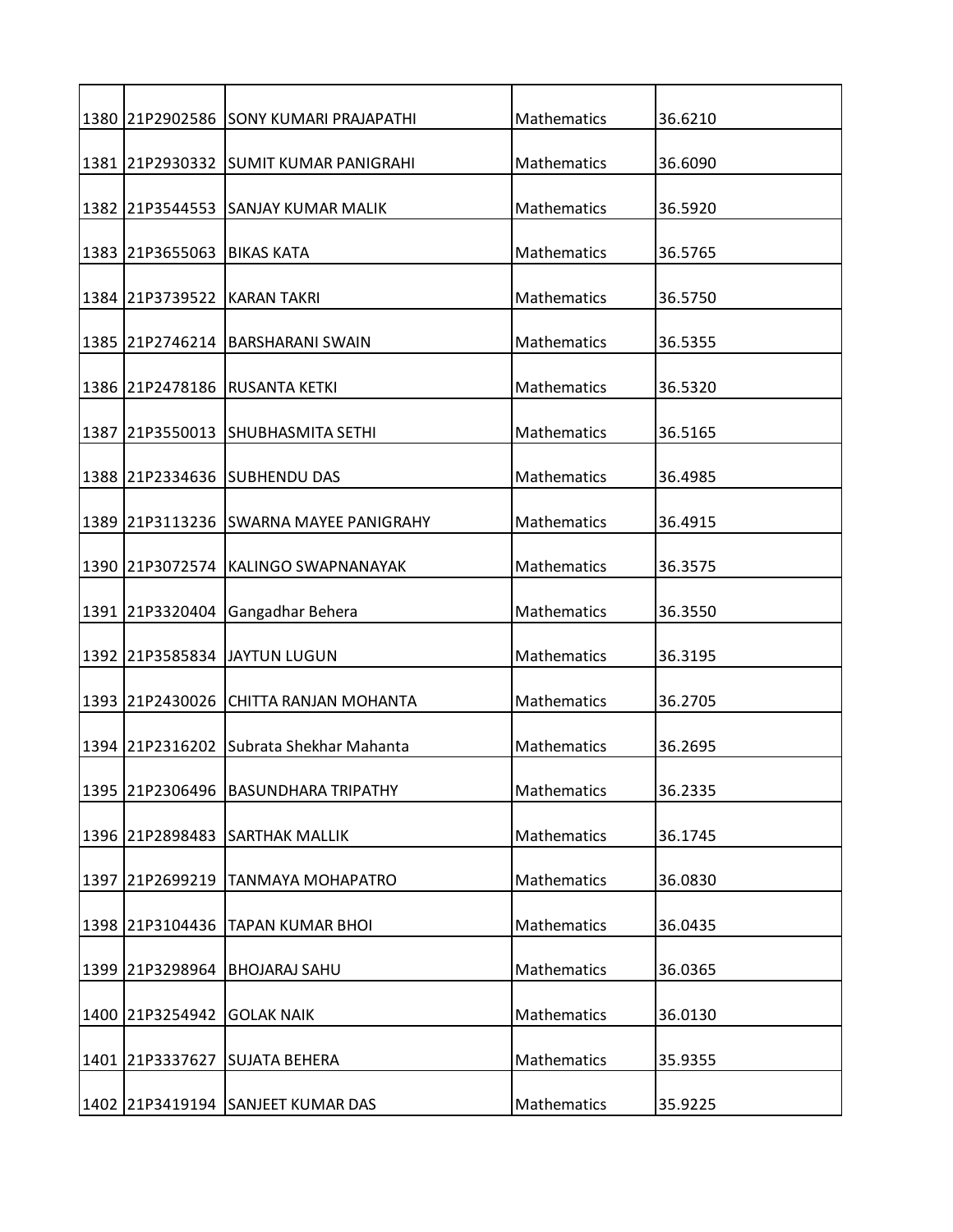| | | | | |
|---|---|---|---|---|
| 1380 | 21P2902586 | SONY KUMARI PRAJAPATHI | Mathematics | 36.6210 |
| 1381 | 21P2930332 | SUMIT KUMAR PANIGRAHI | Mathematics | 36.6090 |
| 1382 | 21P3544553 | SANJAY KUMAR MALIK | Mathematics | 36.5920 |
| 1383 | 21P3655063 | BIKAS KATA | Mathematics | 36.5765 |
| 1384 | 21P3739522 | KARAN TAKRI | Mathematics | 36.5750 |
| 1385 | 21P2746214 | BARSHARANI SWAIN | Mathematics | 36.5355 |
| 1386 | 21P2478186 | RUSANTA KETKI | Mathematics | 36.5320 |
| 1387 | 21P3550013 | SHUBHASMITA SETHI | Mathematics | 36.5165 |
| 1388 | 21P2334636 | SUBHENDU DAS | Mathematics | 36.4985 |
| 1389 | 21P3113236 | SWARNA MAYEE PANIGRAHY | Mathematics | 36.4915 |
| 1390 | 21P3072574 | KALINGO SWAPNANAYAK | Mathematics | 36.3575 |
| 1391 | 21P3320404 | Gangadhar Behera | Mathematics | 36.3550 |
| 1392 | 21P3585834 | JAYTUN LUGUN | Mathematics | 36.3195 |
| 1393 | 21P2430026 | CHITTA RANJAN MOHANTA | Mathematics | 36.2705 |
| 1394 | 21P2316202 | Subrata Shekhar Mahanta | Mathematics | 36.2695 |
| 1395 | 21P2306496 | BASUNDHARA TRIPATHY | Mathematics | 36.2335 |
| 1396 | 21P2898483 | SARTHAK MALLIK | Mathematics | 36.1745 |
| 1397 | 21P2699219 | TANMAYA MOHAPATRO | Mathematics | 36.0830 |
| 1398 | 21P3104436 | TAPAN KUMAR BHOI | Mathematics | 36.0435 |
| 1399 | 21P3298964 | BHOJARAJ SAHU | Mathematics | 36.0365 |
| 1400 | 21P3254942 | GOLAK NAIK | Mathematics | 36.0130 |
| 1401 | 21P3337627 | SUJATA BEHERA | Mathematics | 35.9355 |
| 1402 | 21P3419194 | SANJEET KUMAR DAS | Mathematics | 35.9225 |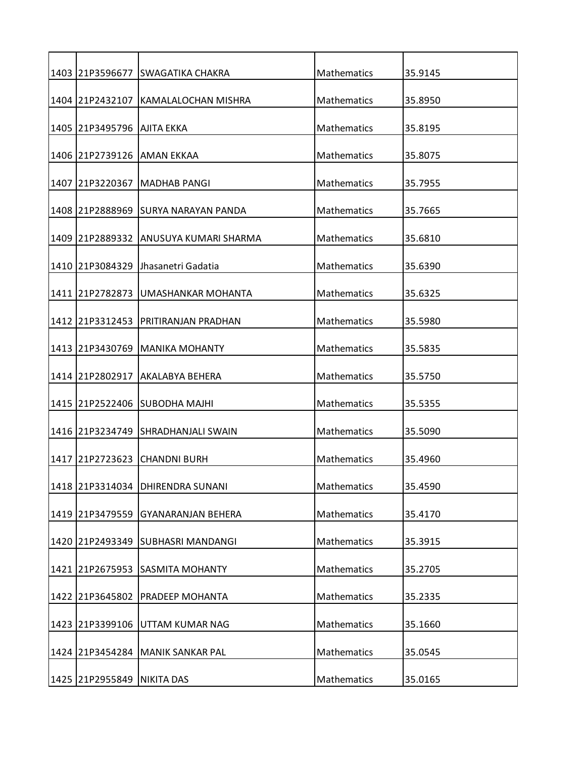| | | | | |
|---|---|---|---|---|
| 1403 | 21P3596677 | SWAGATIKA CHAKRA | Mathematics | 35.9145 |
| 1404 | 21P2432107 | KAMALALOCHAN MISHRA | Mathematics | 35.8950 |
| 1405 | 21P3495796 | AJITA EKKA | Mathematics | 35.8195 |
| 1406 | 21P2739126 | AMAN EKKAA | Mathematics | 35.8075 |
| 1407 | 21P3220367 | MADHAB PANGI | Mathematics | 35.7955 |
| 1408 | 21P2888969 | SURYA NARAYAN PANDA | Mathematics | 35.7665 |
| 1409 | 21P2889332 | ANUSUYA KUMARI SHARMA | Mathematics | 35.6810 |
| 1410 | 21P3084329 | Jhasanetri Gadatia | Mathematics | 35.6390 |
| 1411 | 21P2782873 | UMASHANKAR MOHANTA | Mathematics | 35.6325 |
| 1412 | 21P3312453 | PRITIRANJAN PRADHAN | Mathematics | 35.5980 |
| 1413 | 21P3430769 | MANIKA MOHANTY | Mathematics | 35.5835 |
| 1414 | 21P2802917 | AKALABYA BEHERA | Mathematics | 35.5750 |
| 1415 | 21P2522406 | SUBODHA MAJHI | Mathematics | 35.5355 |
| 1416 | 21P3234749 | SHRADHANJALI SWAIN | Mathematics | 35.5090 |
| 1417 | 21P2723623 | CHANDNI BURH | Mathematics | 35.4960 |
| 1418 | 21P3314034 | DHIRENDRA SUNANI | Mathematics | 35.4590 |
| 1419 | 21P3479559 | GYANARANJAN BEHERA | Mathematics | 35.4170 |
| 1420 | 21P2493349 | SUBHASRI MANDANGI | Mathematics | 35.3915 |
| 1421 | 21P2675953 | SASMITA MOHANTY | Mathematics | 35.2705 |
| 1422 | 21P3645802 | PRADEEP MOHANTA | Mathematics | 35.2335 |
| 1423 | 21P3399106 | UTTAM KUMAR NAG | Mathematics | 35.1660 |
| 1424 | 21P3454284 | MANIK SANKAR PAL | Mathematics | 35.0545 |
| 1425 | 21P2955849 | NIKITA DAS | Mathematics | 35.0165 |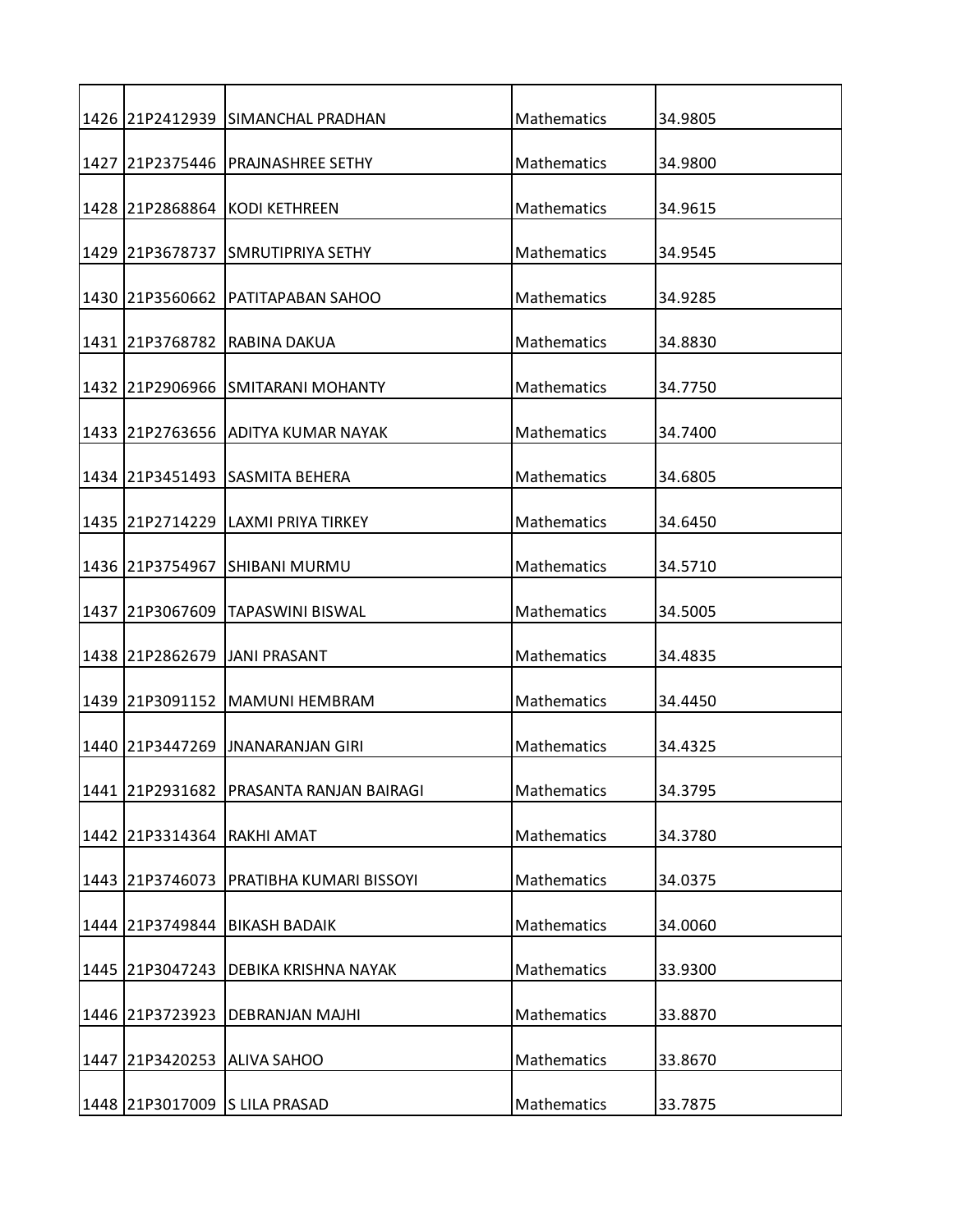| | | | | |
|---|---|---|---|---|
| 1426 | 21P2412939 | SIMANCHAL PRADHAN | Mathematics | 34.9805 |
| 1427 | 21P2375446 | PRAJNASHREE SETHY | Mathematics | 34.9800 |
| 1428 | 21P2868864 | KODI KETHREEN | Mathematics | 34.9615 |
| 1429 | 21P3678737 | SMRUTIPRIYA SETHY | Mathematics | 34.9545 |
| 1430 | 21P3560662 | PATITAPABAN SAHOO | Mathematics | 34.9285 |
| 1431 | 21P3768782 | RABINA DAKUA | Mathematics | 34.8830 |
| 1432 | 21P2906966 | SMITARANI MOHANTY | Mathematics | 34.7750 |
| 1433 | 21P2763656 | ADITYA KUMAR NAYAK | Mathematics | 34.7400 |
| 1434 | 21P3451493 | SASMITA BEHERA | Mathematics | 34.6805 |
| 1435 | 21P2714229 | LAXMI PRIYA TIRKEY | Mathematics | 34.6450 |
| 1436 | 21P3754967 | SHIBANI MURMU | Mathematics | 34.5710 |
| 1437 | 21P3067609 | TAPASWINI BISWAL | Mathematics | 34.5005 |
| 1438 | 21P2862679 | JANI PRASANT | Mathematics | 34.4835 |
| 1439 | 21P3091152 | MAMUNI HEMBRAM | Mathematics | 34.4450 |
| 1440 | 21P3447269 | JNANARANJAN GIRI | Mathematics | 34.4325 |
| 1441 | 21P2931682 | PRASANTA RANJAN BAIRAGI | Mathematics | 34.3795 |
| 1442 | 21P3314364 | RAKHI AMAT | Mathematics | 34.3780 |
| 1443 | 21P3746073 | PRATIBHA KUMARI BISSOYI | Mathematics | 34.0375 |
| 1444 | 21P3749844 | BIKASH BADAIK | Mathematics | 34.0060 |
| 1445 | 21P3047243 | DEBIKA KRISHNA NAYAK | Mathematics | 33.9300 |
| 1446 | 21P3723923 | DEBRANJAN MAJHI | Mathematics | 33.8870 |
| 1447 | 21P3420253 | ALIVA SAHOO | Mathematics | 33.8670 |
| 1448 | 21P3017009 | S LILA PRASAD | Mathematics | 33.7875 |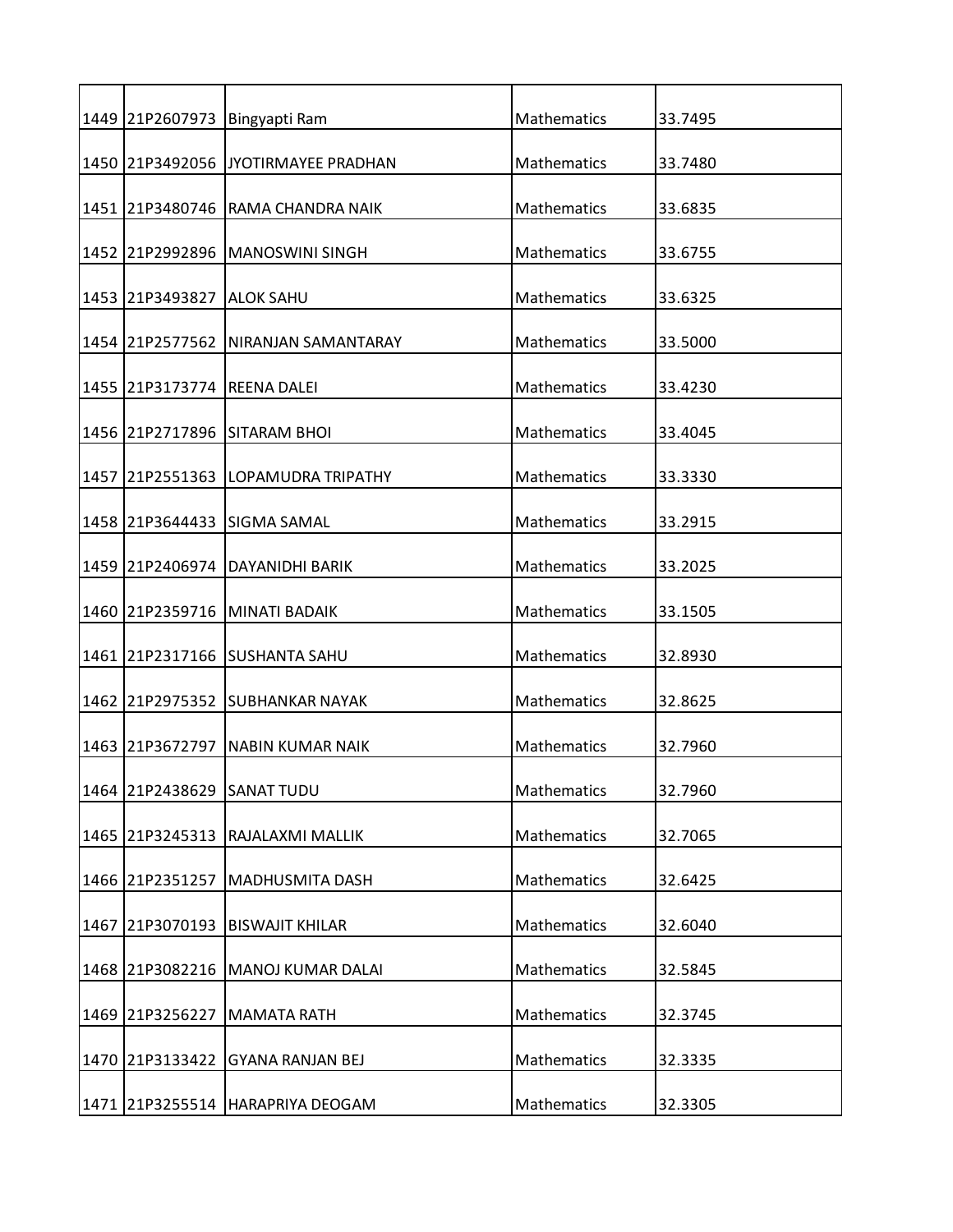| | | | | |
|---|---|---|---|---|
| 1449 | 21P2607973 | Bingyapti Ram | Mathematics | 33.7495 |
| 1450 | 21P3492056 | JYOTIRMAYEE PRADHAN | Mathematics | 33.7480 |
| 1451 | 21P3480746 | RAMA CHANDRA NAIK | Mathematics | 33.6835 |
| 1452 | 21P2992896 | MANOSWINI SINGH | Mathematics | 33.6755 |
| 1453 | 21P3493827 | ALOK SAHU | Mathematics | 33.6325 |
| 1454 | 21P2577562 | NIRANJAN SAMANTARAY | Mathematics | 33.5000 |
| 1455 | 21P3173774 | REENA DALEI | Mathematics | 33.4230 |
| 1456 | 21P2717896 | SITARAM BHOI | Mathematics | 33.4045 |
| 1457 | 21P2551363 | LOPAMUDRA TRIPATHY | Mathematics | 33.3330 |
| 1458 | 21P3644433 | SIGMA SAMAL | Mathematics | 33.2915 |
| 1459 | 21P2406974 | DAYANIDHI BARIK | Mathematics | 33.2025 |
| 1460 | 21P2359716 | MINATI BADAIK | Mathematics | 33.1505 |
| 1461 | 21P2317166 | SUSHANTA SAHU | Mathematics | 32.8930 |
| 1462 | 21P2975352 | SUBHANKAR NAYAK | Mathematics | 32.8625 |
| 1463 | 21P3672797 | NABIN KUMAR NAIK | Mathematics | 32.7960 |
| 1464 | 21P2438629 | SANAT TUDU | Mathematics | 32.7960 |
| 1465 | 21P3245313 | RAJALAXMI MALLIK | Mathematics | 32.7065 |
| 1466 | 21P2351257 | MADHUSMITA DASH | Mathematics | 32.6425 |
| 1467 | 21P3070193 | BISWAJIT KHILAR | Mathematics | 32.6040 |
| 1468 | 21P3082216 | MANOJ KUMAR DALAI | Mathematics | 32.5845 |
| 1469 | 21P3256227 | MAMATA RATH | Mathematics | 32.3745 |
| 1470 | 21P3133422 | GYANA RANJAN BEJ | Mathematics | 32.3335 |
| 1471 | 21P3255514 | HARAPRIYA DEOGAM | Mathematics | 32.3305 |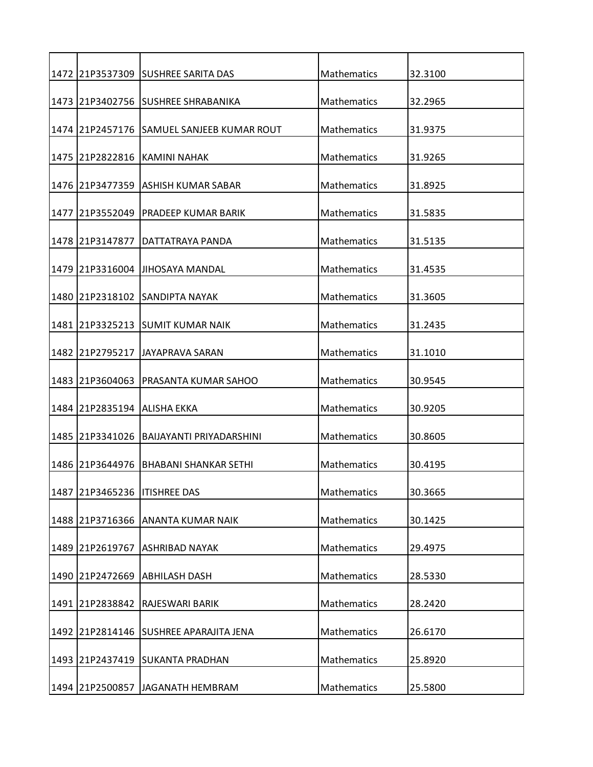| | | | | |
|---|---|---|---|---|
| 1472 | 21P3537309 | SUSHREE SARITA DAS | Mathematics | 32.3100 |
| 1473 | 21P3402756 | SUSHREE SHRABANIKA | Mathematics | 32.2965 |
| 1474 | 21P2457176 | SAMUEL SANJEEB KUMAR ROUT | Mathematics | 31.9375 |
| 1475 | 21P2822816 | KAMINI NAHAK | Mathematics | 31.9265 |
| 1476 | 21P3477359 | ASHISH KUMAR SABAR | Mathematics | 31.8925 |
| 1477 | 21P3552049 | PRADEEP KUMAR BARIK | Mathematics | 31.5835 |
| 1478 | 21P3147877 | DATTATRAYA PANDA | Mathematics | 31.5135 |
| 1479 | 21P3316004 | JIHOSAYA MANDAL | Mathematics | 31.4535 |
| 1480 | 21P2318102 | SANDIPTA NAYAK | Mathematics | 31.3605 |
| 1481 | 21P3325213 | SUMIT KUMAR NAIK | Mathematics | 31.2435 |
| 1482 | 21P2795217 | JAYAPRAVA SARAN | Mathematics | 31.1010 |
| 1483 | 21P3604063 | PRASANTA KUMAR SAHOO | Mathematics | 30.9545 |
| 1484 | 21P2835194 | ALISHA EKKA | Mathematics | 30.9205 |
| 1485 | 21P3341026 | BAIJAYANTI PRIYADARSHINI | Mathematics | 30.8605 |
| 1486 | 21P3644976 | BHABANI SHANKAR SETHI | Mathematics | 30.4195 |
| 1487 | 21P3465236 | ITISHREE DAS | Mathematics | 30.3665 |
| 1488 | 21P3716366 | ANANTA KUMAR NAIK | Mathematics | 30.1425 |
| 1489 | 21P2619767 | ASHRIBAD NAYAK | Mathematics | 29.4975 |
| 1490 | 21P2472669 | ABHILASH DASH | Mathematics | 28.5330 |
| 1491 | 21P2838842 | RAJESWARI BARIK | Mathematics | 28.2420 |
| 1492 | 21P2814146 | SUSHREE APARAJITA JENA | Mathematics | 26.6170 |
| 1493 | 21P2437419 | SUKANTA PRADHAN | Mathematics | 25.8920 |
| 1494 | 21P2500857 | JAGANATH HEMBRAM | Mathematics | 25.5800 |